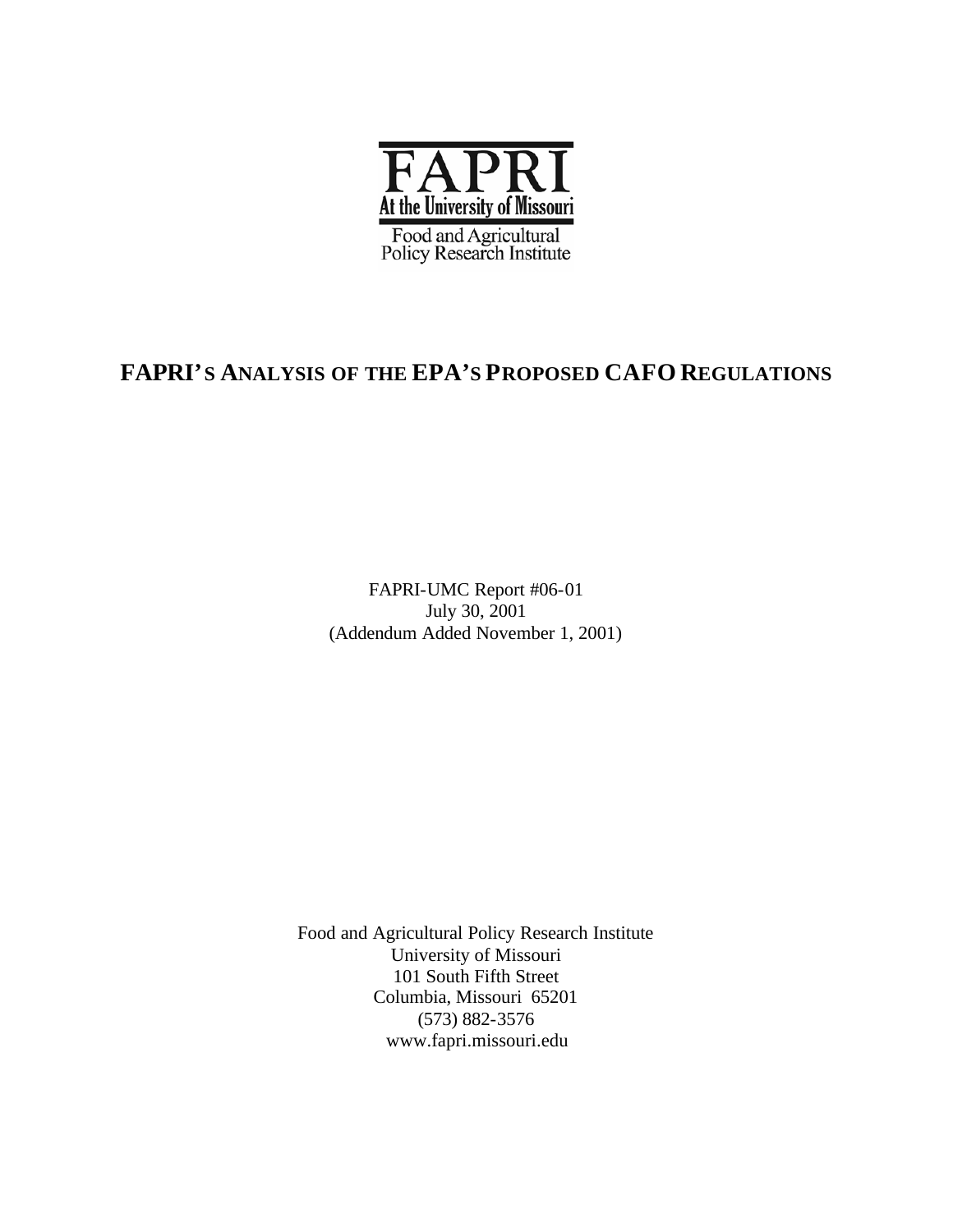FAPRI

At the University of Missouri

Food and Agricultural Policy Research Institute

# FAPRI'S ANALYSIS OF THE EPA'S PROPOSED CAFO REGULATIONS

FAPRI-UMC Report #06-01
July 30, 2001
(Addendum Added November 1, 2001)

Food and Agricultural Policy Research Institute
University of Missouri
101 South Fifth Street
Columbia, Missouri 65201
(573) 882-3576
www.fapri.missouri.edu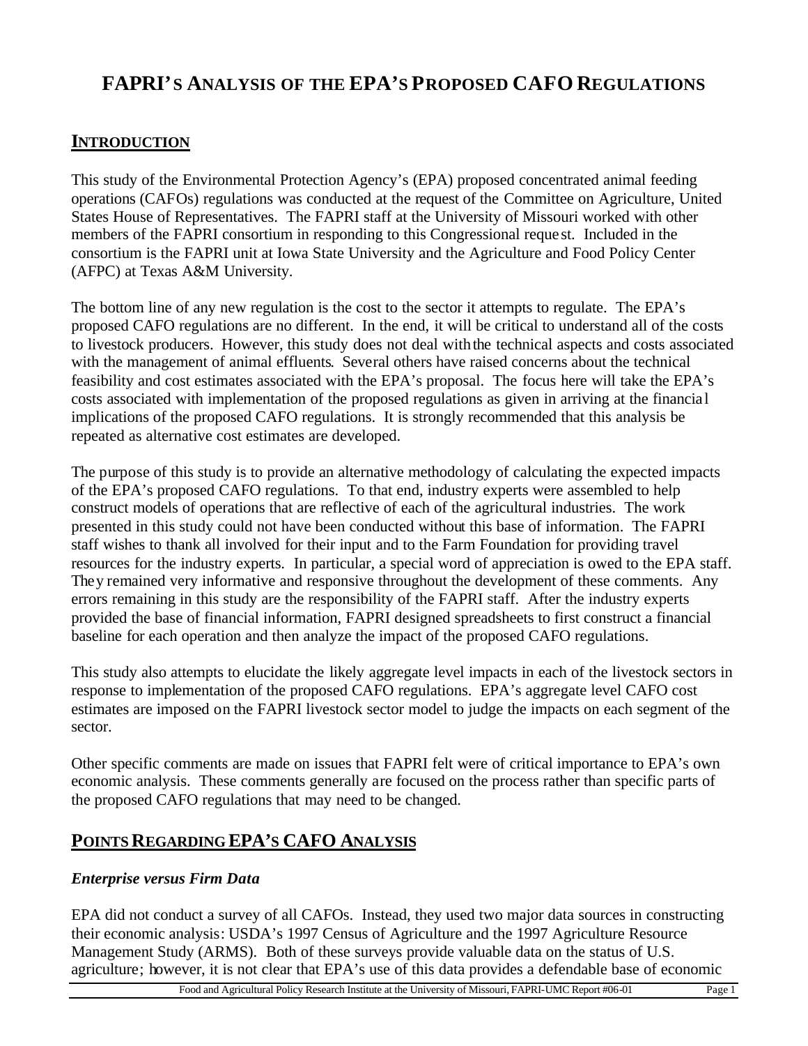# FAPRI's Analysis of the EPA's Proposed CAFO Regulations

## Introduction

This study of the Environmental Protection Agency's (EPA) proposed concentrated animal feeding operations (CAFOs) regulations was conducted at the request of the Committee on Agriculture, United States House of Representatives. The FAPRI staff at the University of Missouri worked with other members of the FAPRI consortium in responding to this Congressional request. Included in the consortium is the FAPRI unit at Iowa State University and the Agriculture and Food Policy Center (AFPC) at Texas A&M University.

The bottom line of any new regulation is the cost to the sector it attempts to regulate. The EPA's proposed CAFO regulations are no different. In the end, it will be critical to understand all of the costs to livestock producers. However, this study does not deal with the technical aspects and costs associated with the management of animal effluents. Several others have raised concerns about the technical feasibility and cost estimates associated with the EPA's proposal. The focus here will take the EPA's costs associated with implementation of the proposed regulations as given in arriving at the financial implications of the proposed CAFO regulations. It is strongly recommended that this analysis be repeated as alternative cost estimates are developed.

The purpose of this study is to provide an alternative methodology of calculating the expected impacts of the EPA's proposed CAFO regulations. To that end, industry experts were assembled to help construct models of operations that are reflective of each of the agricultural industries. The work presented in this study could not have been conducted without this base of information. The FAPRI staff wishes to thank all involved for their input and to the Farm Foundation for providing travel resources for the industry experts. In particular, a special word of appreciation is owed to the EPA staff. They remained very informative and responsive throughout the development of these comments. Any errors remaining in this study are the responsibility of the FAPRI staff. After the industry experts provided the base of financial information, FAPRI designed spreadsheets to first construct a financial baseline for each operation and then analyze the impact of the proposed CAFO regulations.

This study also attempts to elucidate the likely aggregate level impacts in each of the livestock sectors in response to implementation of the proposed CAFO regulations. EPA's aggregate level CAFO cost estimates are imposed on the FAPRI livestock sector model to judge the impacts on each segment of the sector.

Other specific comments are made on issues that FAPRI felt were of critical importance to EPA's own economic analysis. These comments generally are focused on the process rather than specific parts of the proposed CAFO regulations that may need to be changed.

## Points Regarding EPA's CAFO Analysis

### *Enterprise versus Firm Data*

EPA did not conduct a survey of all CAFOs. Instead, they used two major data sources in constructing their economic analysis: USDA's 1997 Census of Agriculture and the 1997 Agriculture Resource Management Study (ARMS). Both of these surveys provide valuable data on the status of U.S. agriculture; however, it is not clear that EPA's use of this data provides a defendable base of economic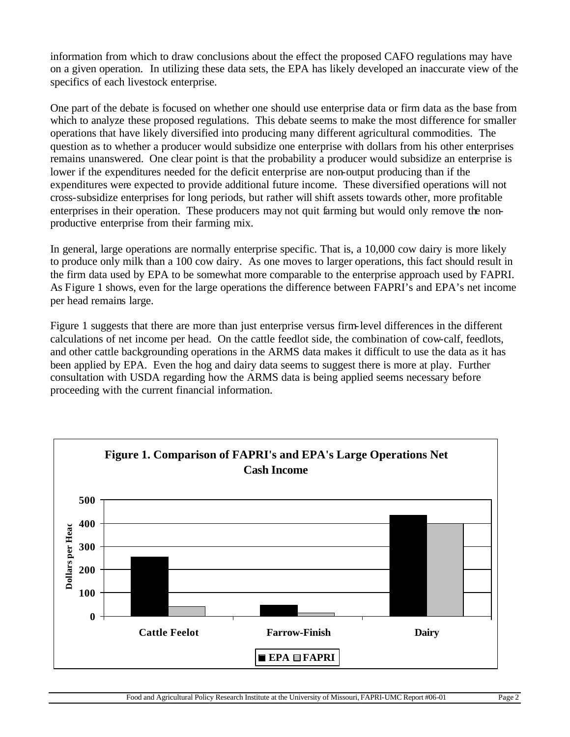information from which to draw conclusions about the effect the proposed CAFO regulations may have on a given operation. In utilizing these data sets, the EPA has likely developed an inaccurate view of the specifics of each livestock enterprise.

One part of the debate is focused on whether one should use enterprise data or firm data as the base from which to analyze these proposed regulations. This debate seems to make the most difference for smaller operations that have likely diversified into producing many different agricultural commodities. The question as to whether a producer would subsidize one enterprise with dollars from his other enterprises remains unanswered. One clear point is that the probability a producer would subsidize an enterprise is lower if the expenditures needed for the deficit enterprise are non-output producing than if the expenditures were expected to provide additional future income. These diversified operations will not cross-subsidize enterprises for long periods, but rather will shift assets towards other, more profitable enterprises in their operation. These producers may not quit farming but would only remove the non-productive enterprise from their farming mix.

In general, large operations are normally enterprise specific. That is, a 10,000 cow dairy is more likely to produce only milk than a 100 cow dairy. As one moves to larger operations, this fact should result in the firm data used by EPA to be somewhat more comparable to the enterprise approach used by FAPRI. As Figure 1 shows, even for the large operations the difference between FAPRI's and EPA's net income per head remains large.

Figure 1 suggests that there are more than just enterprise versus firm-level differences in the different calculations of net income per head. On the cattle feedlot side, the combination of cow-calf, feedlots, and other cattle backgrounding operations in the ARMS data makes it difficult to use the data as it has been applied by EPA. Even the hog and dairy data seems to suggest there is more at play. Further consultation with USDA regarding how the ARMS data is being applied seems necessary before proceeding with the current financial information.

**Figure 1. Comparison of FAPRI's and EPA's Large Operations Net Cash Income**

| | EPA | FAPRI |
|---|---|---|
| Cattle Feelot | ~255 | ~40 |
| Farrow-Finish | ~47 | ~13 |
| Dairy | ~435 | ~400 |

*Y-axis: Dollars per Head (0–500)*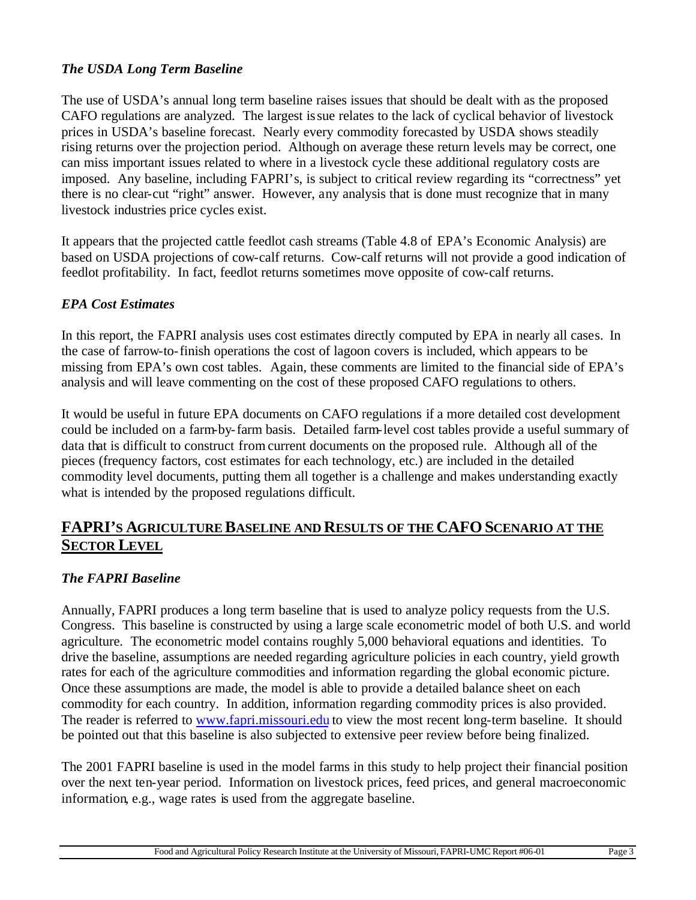### *The USDA Long Term Baseline*

The use of USDA's annual long term baseline raises issues that should be dealt with as the proposed CAFO regulations are analyzed. The largest issue relates to the lack of cyclical behavior of livestock prices in USDA's baseline forecast. Nearly every commodity forecasted by USDA shows steadily rising returns over the projection period. Although on average these return levels may be correct, one can miss important issues related to where in a livestock cycle these additional regulatory costs are imposed. Any baseline, including FAPRI's, is subject to critical review regarding its "correctness" yet there is no clear-cut "right" answer. However, any analysis that is done must recognize that in many livestock industries price cycles exist.

It appears that the projected cattle feedlot cash streams (Table 4.8 of EPA's Economic Analysis) are based on USDA projections of cow-calf returns. Cow-calf returns will not provide a good indication of feedlot profitability. In fact, feedlot returns sometimes move opposite of cow-calf returns.

### *EPA Cost Estimates*

In this report, the FAPRI analysis uses cost estimates directly computed by EPA in nearly all cases. In the case of farrow-to-finish operations the cost of lagoon covers is included, which appears to be missing from EPA's own cost tables. Again, these comments are limited to the financial side of EPA's analysis and will leave commenting on the cost of these proposed CAFO regulations to others.

It would be useful in future EPA documents on CAFO regulations if a more detailed cost development could be included on a farm-by-farm basis. Detailed farm-level cost tables provide a useful summary of data that is difficult to construct from current documents on the proposed rule. Although all of the pieces (frequency factors, cost estimates for each technology, etc.) are included in the detailed commodity level documents, putting them all together is a challenge and makes understanding exactly what is intended by the proposed regulations difficult.

## FAPRI'S AGRICULTURE BASELINE AND RESULTS OF THE CAFO SCENARIO AT THE SECTOR LEVEL

### *The FAPRI Baseline*

Annually, FAPRI produces a long term baseline that is used to analyze policy requests from the U.S. Congress. This baseline is constructed by using a large scale econometric model of both U.S. and world agriculture. The econometric model contains roughly 5,000 behavioral equations and identities. To drive the baseline, assumptions are needed regarding agriculture policies in each country, yield growth rates for each of the agriculture commodities and information regarding the global economic picture. Once these assumptions are made, the model is able to provide a detailed balance sheet on each commodity for each country. In addition, information regarding commodity prices is also provided. The reader is referred to www.fapri.missouri.edu to view the most recent long-term baseline. It should be pointed out that this baseline is also subjected to extensive peer review before being finalized.

The 2001 FAPRI baseline is used in the model farms in this study to help project their financial position over the next ten-year period. Information on livestock prices, feed prices, and general macroeconomic information, e.g., wage rates is used from the aggregate baseline.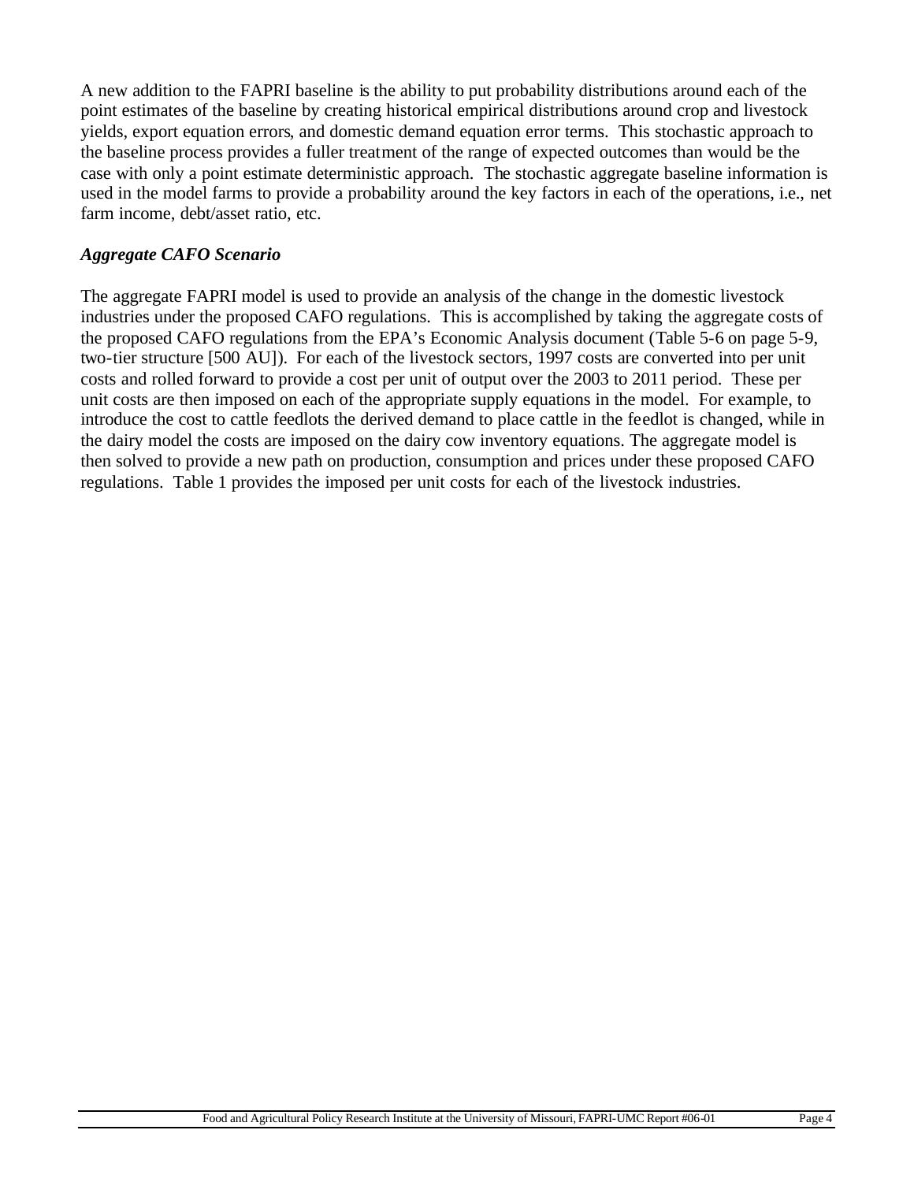A new addition to the FAPRI baseline is the ability to put probability distributions around each of the point estimates of the baseline by creating historical empirical distributions around crop and livestock yields, export equation errors, and domestic demand equation error terms. This stochastic approach to the baseline process provides a fuller treatment of the range of expected outcomes than would be the case with only a point estimate deterministic approach. The stochastic aggregate baseline information is used in the model farms to provide a probability around the key factors in each of the operations, i.e., net farm income, debt/asset ratio, etc.

### *Aggregate CAFO Scenario*

The aggregate FAPRI model is used to provide an analysis of the change in the domestic livestock industries under the proposed CAFO regulations. This is accomplished by taking the aggregate costs of the proposed CAFO regulations from the EPA's Economic Analysis document (Table 5-6 on page 5-9, two-tier structure [500 AU]). For each of the livestock sectors, 1997 costs are converted into per unit costs and rolled forward to provide a cost per unit of output over the 2003 to 2011 period. These per unit costs are then imposed on each of the appropriate supply equations in the model. For example, to introduce the cost to cattle feedlots the derived demand to place cattle in the feedlot is changed, while in the dairy model the costs are imposed on the dairy cow inventory equations. The aggregate model is then solved to provide a new path on production, consumption and prices under these proposed CAFO regulations. Table 1 provides the imposed per unit costs for each of the livestock industries.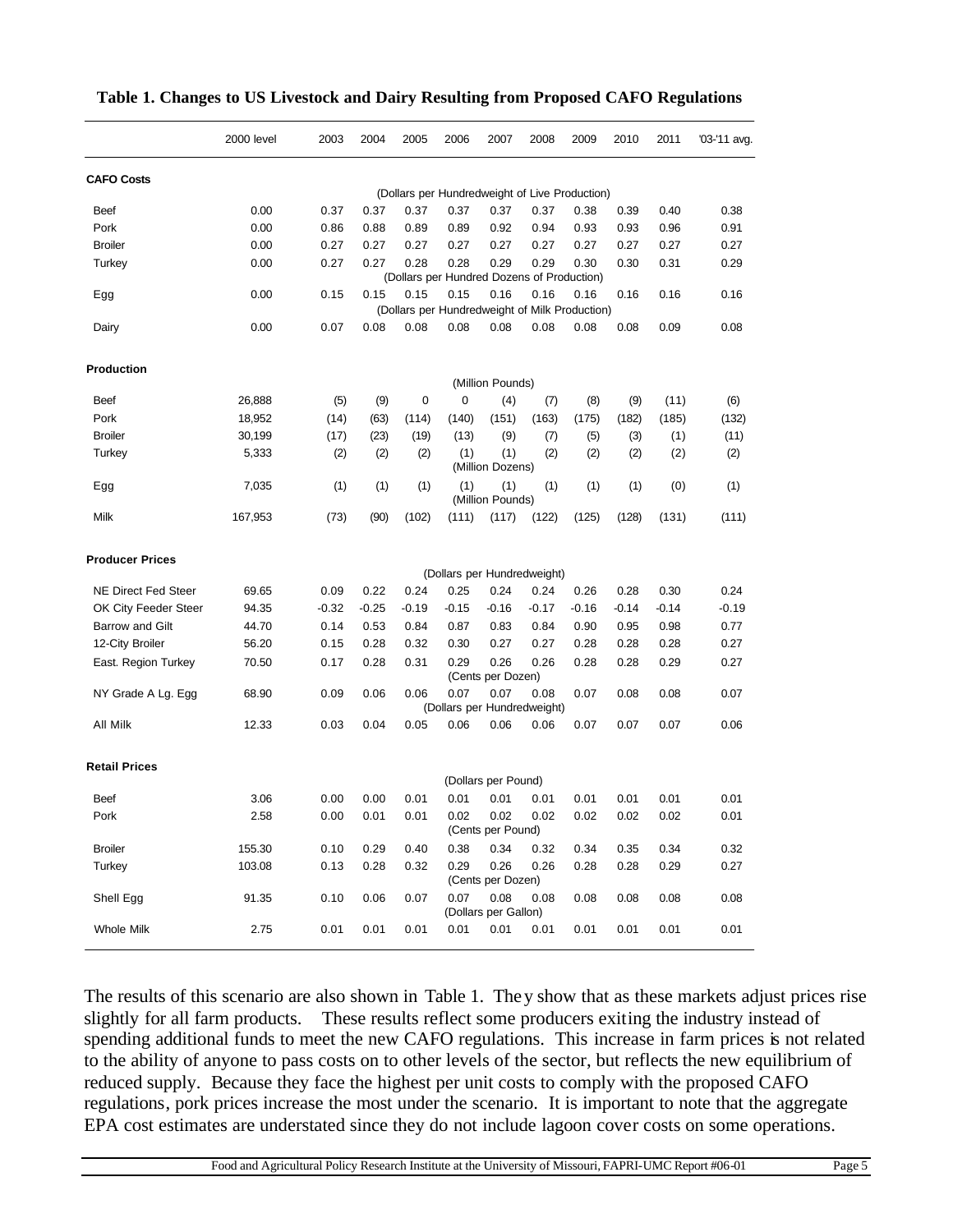**Table 1. Changes to US Livestock and Dairy Resulting from Proposed CAFO Regulations**

| | 2000 level | 2003 | 2004 | 2005 | 2006 | 2007 | 2008 | 2009 | 2010 | 2011 | '03-'11 avg. |
|---|---|---|---|---|---|---|---|---|---|---|---|
| **CAFO Costs** | | | | | | | | | | | |
| | | | | | (Dollars per Hundredweight of Live Production) | | | | | | |
| Beef | 0.00 | 0.37 | 0.37 | 0.37 | 0.37 | 0.37 | 0.37 | 0.38 | 0.39 | 0.40 | 0.38 |
| Pork | 0.00 | 0.86 | 0.88 | 0.89 | 0.89 | 0.92 | 0.94 | 0.93 | 0.93 | 0.96 | 0.91 |
| Broiler | 0.00 | 0.27 | 0.27 | 0.27 | 0.27 | 0.27 | 0.27 | 0.27 | 0.27 | 0.27 | 0.27 |
| Turkey | 0.00 | 0.27 | 0.27 | 0.28 | 0.28 | 0.29 | 0.29 | 0.30 | 0.30 | 0.31 | 0.29 |
| | | | | | (Dollars per Hundred Dozens of Production) | | | | | | |
| Egg | 0.00 | 0.15 | 0.15 | 0.15 | 0.15 | 0.16 | 0.16 | 0.16 | 0.16 | 0.16 | 0.16 |
| | | | | | (Dollars per Hundredweight of Milk Production) | | | | | | |
| Dairy | 0.00 | 0.07 | 0.08 | 0.08 | 0.08 | 0.08 | 0.08 | 0.08 | 0.08 | 0.09 | 0.08 |
| **Production** | | | | | | | | | | | |
| | | | | | | (Million Pounds) | | | | | |
| Beef | 26,888 | (5) | (9) | 0 | 0 | (4) | (7) | (8) | (9) | (11) | (6) |
| Pork | 18,952 | (14) | (63) | (114) | (140) | (151) | (163) | (175) | (182) | (185) | (132) |
| Broiler | 30,199 | (17) | (23) | (19) | (13) | (9) | (7) | (5) | (3) | (1) | (11) |
| Turkey | 5,333 | (2) | (2) | (2) | (1) | (1) | (2) | (2) | (2) | (2) | (2) |
| | | | | | | (Million Dozens) | | | | | |
| Egg | 7,035 | (1) | (1) | (1) | (1) | (1) | (1) | (1) | (1) | (0) | (1) |
| | | | | | | (Million Pounds) | | | | | |
| Milk | 167,953 | (73) | (90) | (102) | (111) | (117) | (122) | (125) | (128) | (131) | (111) |
| **Producer Prices** | | | | | | | | | | | |
| | | | | | | (Dollars per Hundredweight) | | | | | |
| NE Direct Fed Steer | 69.65 | 0.09 | 0.22 | 0.24 | 0.25 | 0.24 | 0.24 | 0.26 | 0.28 | 0.30 | 0.24 |
| OK City Feeder Steer | 94.35 | -0.32 | -0.25 | -0.19 | -0.15 | -0.16 | -0.17 | -0.16 | -0.14 | -0.14 | -0.19 |
| Barrow and Gilt | 44.70 | 0.14 | 0.53 | 0.84 | 0.87 | 0.83 | 0.84 | 0.90 | 0.95 | 0.98 | 0.77 |
| 12-City Broiler | 56.20 | 0.15 | 0.28 | 0.32 | 0.30 | 0.27 | 0.27 | 0.28 | 0.28 | 0.28 | 0.27 |
| East. Region Turkey | 70.50 | 0.17 | 0.28 | 0.31 | 0.29 | 0.26 | 0.26 | 0.28 | 0.28 | 0.29 | 0.27 |
| | | | | | | (Cents per Dozen) | | | | | |
| NY Grade A Lg. Egg | 68.90 | 0.09 | 0.06 | 0.06 | 0.07 | 0.07 | 0.08 | 0.07 | 0.08 | 0.08 | 0.07 |
| | | | | | | (Dollars per Hundredweight) | | | | | |
| All Milk | 12.33 | 0.03 | 0.04 | 0.05 | 0.06 | 0.06 | 0.06 | 0.07 | 0.07 | 0.07 | 0.06 |
| **Retail Prices** | | | | | | | | | | | |
| | | | | | | (Dollars per Pound) | | | | | |
| Beef | 3.06 | 0.00 | 0.00 | 0.01 | 0.01 | 0.01 | 0.01 | 0.01 | 0.01 | 0.01 | 0.01 |
| Pork | 2.58 | 0.00 | 0.01 | 0.01 | 0.02 | 0.02 | 0.02 | 0.02 | 0.02 | 0.02 | 0.01 |
| | | | | | | (Cents per Pound) | | | | | |
| Broiler | 155.30 | 0.10 | 0.29 | 0.40 | 0.38 | 0.34 | 0.32 | 0.34 | 0.35 | 0.34 | 0.32 |
| Turkey | 103.08 | 0.13 | 0.28 | 0.32 | 0.29 | 0.26 | 0.26 | 0.28 | 0.28 | 0.29 | 0.27 |
| | | | | | | (Cents per Dozen) | | | | | |
| Shell Egg | 91.35 | 0.10 | 0.06 | 0.07 | 0.07 | 0.08 | 0.08 | 0.08 | 0.08 | 0.08 | 0.08 |
| | | | | | | (Dollars per Gallon) | | | | | |
| Whole Milk | 2.75 | 0.01 | 0.01 | 0.01 | 0.01 | 0.01 | 0.01 | 0.01 | 0.01 | 0.01 | 0.01 |

The results of this scenario are also shown in Table 1. They show that as these markets adjust prices rise slightly for all farm products. These results reflect some producers exiting the industry instead of spending additional funds to meet the new CAFO regulations. This increase in farm prices is not related to the ability of anyone to pass costs on to other levels of the sector, but reflects the new equilibrium of reduced supply. Because they face the highest per unit costs to comply with the proposed CAFO regulations, pork prices increase the most under the scenario. It is important to note that the aggregate EPA cost estimates are understated since they do not include lagoon cover costs on some operations.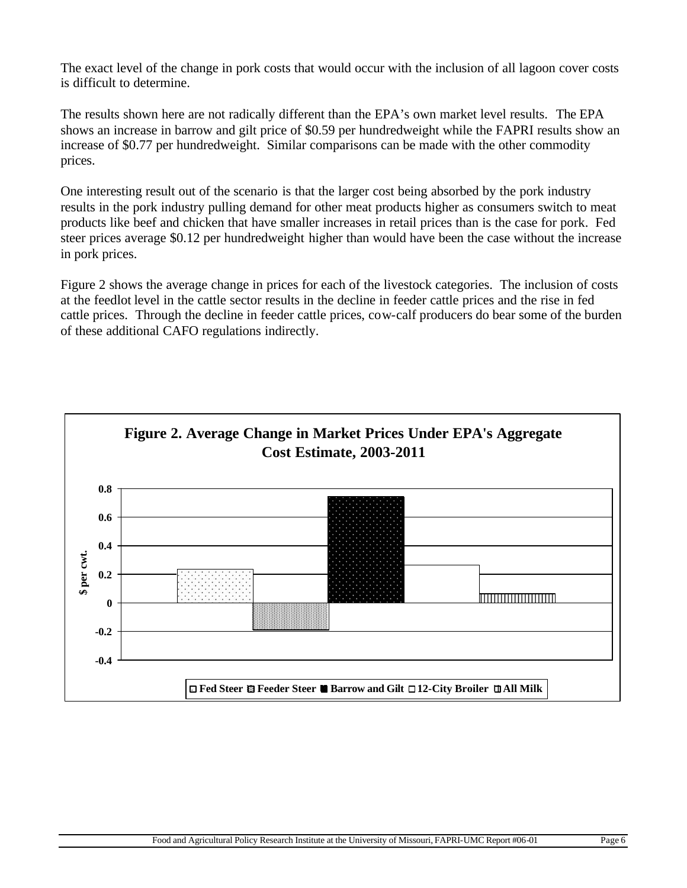The exact level of the change in pork costs that would occur with the inclusion of all lagoon cover costs is difficult to determine.

The results shown here are not radically different than the EPA's own market level results. The EPA shows an increase in barrow and gilt price of $0.59 per hundredweight while the FAPRI results show an increase of $0.77 per hundredweight. Similar comparisons can be made with the other commodity prices.

One interesting result out of the scenario is that the larger cost being absorbed by the pork industry results in the pork industry pulling demand for other meat products higher as consumers switch to meat products like beef and chicken that have smaller increases in retail prices than is the case for pork. Fed steer prices average $0.12 per hundredweight higher than would have been the case without the increase in pork prices.

Figure 2 shows the average change in prices for each of the livestock categories. The inclusion of costs at the feedlot level in the cattle sector results in the decline in feeder cattle prices and the rise in fed cattle prices. Through the decline in feeder cattle prices, cow-calf producers do bear some of the burden of these additional CAFO regulations indirectly.

**Figure 2. Average Change in Market Prices Under EPA's Aggregate Cost Estimate, 2003-2011**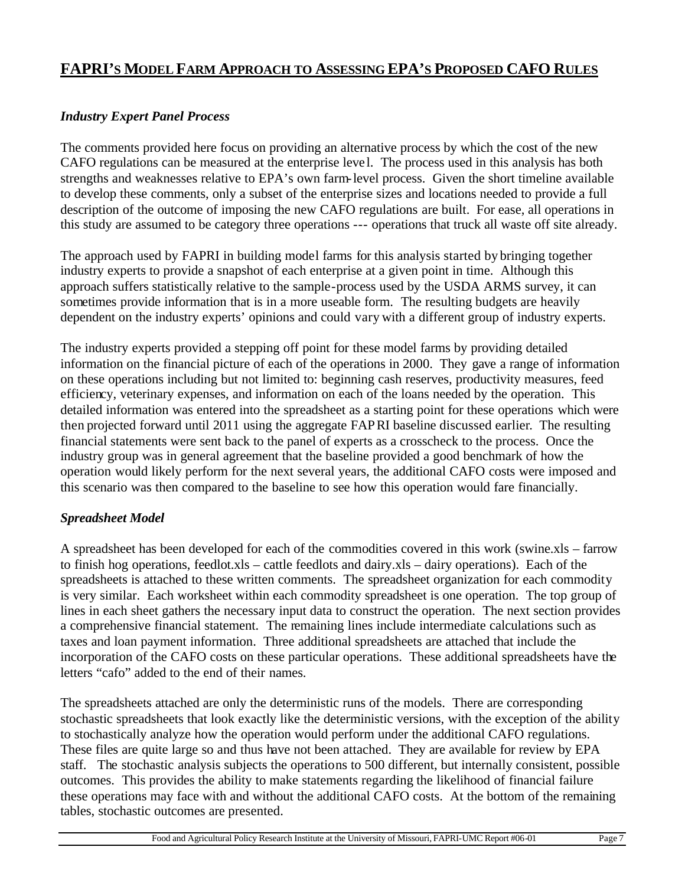## FAPRI'S MODEL FARM APPROACH TO ASSESSING EPA'S PROPOSED CAFO RULES

### *Industry Expert Panel Process*

The comments provided here focus on providing an alternative process by which the cost of the new CAFO regulations can be measured at the enterprise level. The process used in this analysis has both strengths and weaknesses relative to EPA's own farm-level process. Given the short timeline available to develop these comments, only a subset of the enterprise sizes and locations needed to provide a full description of the outcome of imposing the new CAFO regulations are built. For ease, all operations in this study are assumed to be category three operations --- operations that truck all waste off site already.

The approach used by FAPRI in building model farms for this analysis started by bringing together industry experts to provide a snapshot of each enterprise at a given point in time. Although this approach suffers statistically relative to the sample-process used by the USDA ARMS survey, it can sometimes provide information that is in a more useable form. The resulting budgets are heavily dependent on the industry experts' opinions and could vary with a different group of industry experts.

The industry experts provided a stepping off point for these model farms by providing detailed information on the financial picture of each of the operations in 2000. They gave a range of information on these operations including but not limited to: beginning cash reserves, productivity measures, feed efficiency, veterinary expenses, and information on each of the loans needed by the operation. This detailed information was entered into the spreadsheet as a starting point for these operations which were then projected forward until 2011 using the aggregate FAPRI baseline discussed earlier. The resulting financial statements were sent back to the panel of experts as a crosscheck to the process. Once the industry group was in general agreement that the baseline provided a good benchmark of how the operation would likely perform for the next several years, the additional CAFO costs were imposed and this scenario was then compared to the baseline to see how this operation would fare financially.

### *Spreadsheet Model*

A spreadsheet has been developed for each of the commodities covered in this work (swine.xls – farrow to finish hog operations, feedlot.xls – cattle feedlots and dairy.xls – dairy operations). Each of the spreadsheets is attached to these written comments. The spreadsheet organization for each commodity is very similar. Each worksheet within each commodity spreadsheet is one operation. The top group of lines in each sheet gathers the necessary input data to construct the operation. The next section provides a comprehensive financial statement. The remaining lines include intermediate calculations such as taxes and loan payment information. Three additional spreadsheets are attached that include the incorporation of the CAFO costs on these particular operations. These additional spreadsheets have the letters "cafo" added to the end of their names.

The spreadsheets attached are only the deterministic runs of the models. There are corresponding stochastic spreadsheets that look exactly like the deterministic versions, with the exception of the ability to stochastically analyze how the operation would perform under the additional CAFO regulations. These files are quite large so and thus have not been attached. They are available for review by EPA staff. The stochastic analysis subjects the operations to 500 different, but internally consistent, possible outcomes. This provides the ability to make statements regarding the likelihood of financial failure these operations may face with and without the additional CAFO costs. At the bottom of the remaining tables, stochastic outcomes are presented.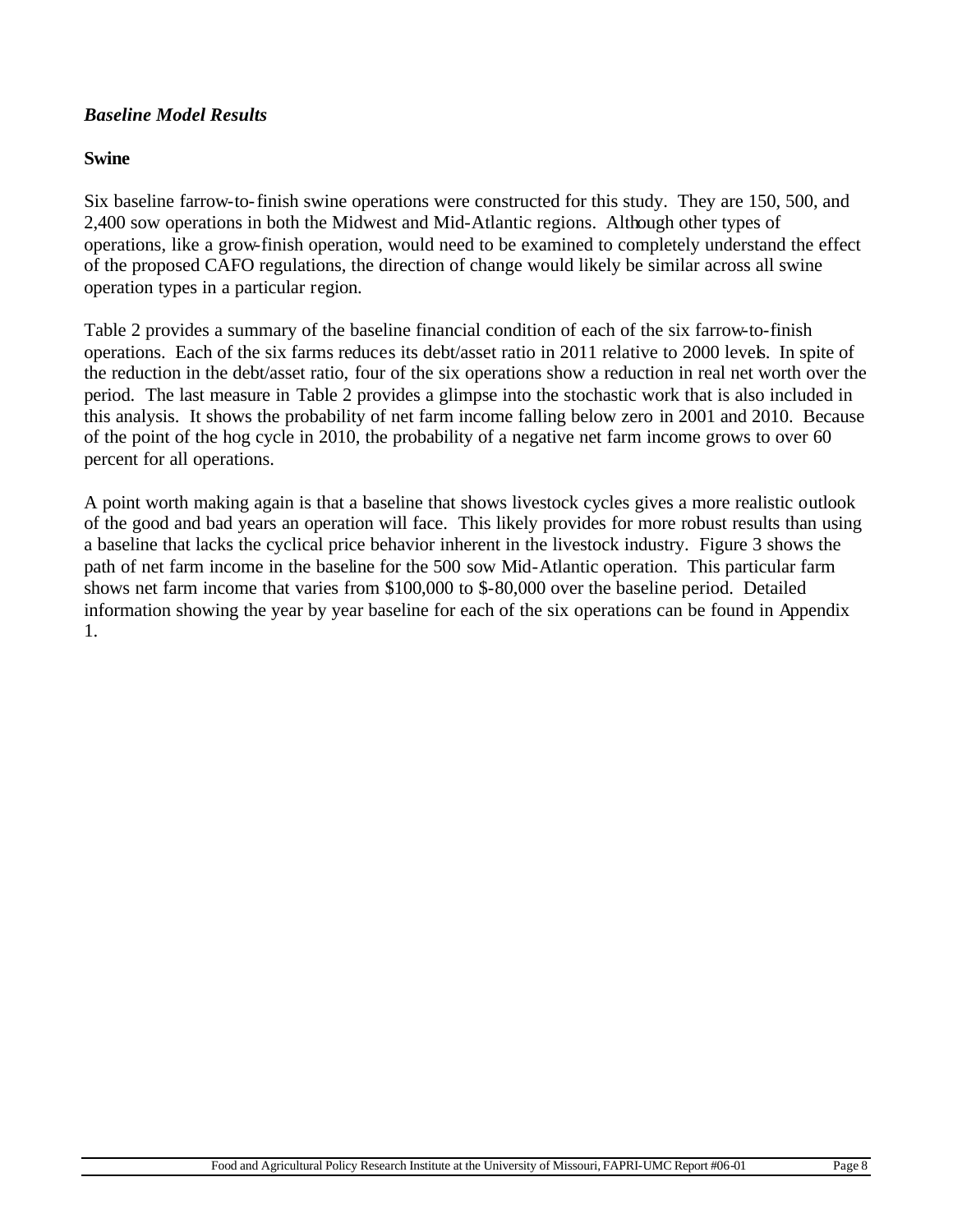### *Baseline Model Results*

**Swine**

Six baseline farrow-to-finish swine operations were constructed for this study. They are 150, 500, and 2,400 sow operations in both the Midwest and Mid-Atlantic regions. Although other types of operations, like a grow-finish operation, would need to be examined to completely understand the effect of the proposed CAFO regulations, the direction of change would likely be similar across all swine operation types in a particular region.

Table 2 provides a summary of the baseline financial condition of each of the six farrow-to-finish operations. Each of the six farms reduces its debt/asset ratio in 2011 relative to 2000 levels. In spite of the reduction in the debt/asset ratio, four of the six operations show a reduction in real net worth over the period. The last measure in Table 2 provides a glimpse into the stochastic work that is also included in this analysis. It shows the probability of net farm income falling below zero in 2001 and 2010. Because of the point of the hog cycle in 2010, the probability of a negative net farm income grows to over 60 percent for all operations.

A point worth making again is that a baseline that shows livestock cycles gives a more realistic outlook of the good and bad years an operation will face. This likely provides for more robust results than using a baseline that lacks the cyclical price behavior inherent in the livestock industry. Figure 3 shows the path of net farm income in the baseline for the 500 sow Mid-Atlantic operation. This particular farm shows net farm income that varies from $100,000 to $-80,000 over the baseline period. Detailed information showing the year by year baseline for each of the six operations can be found in Appendix 1.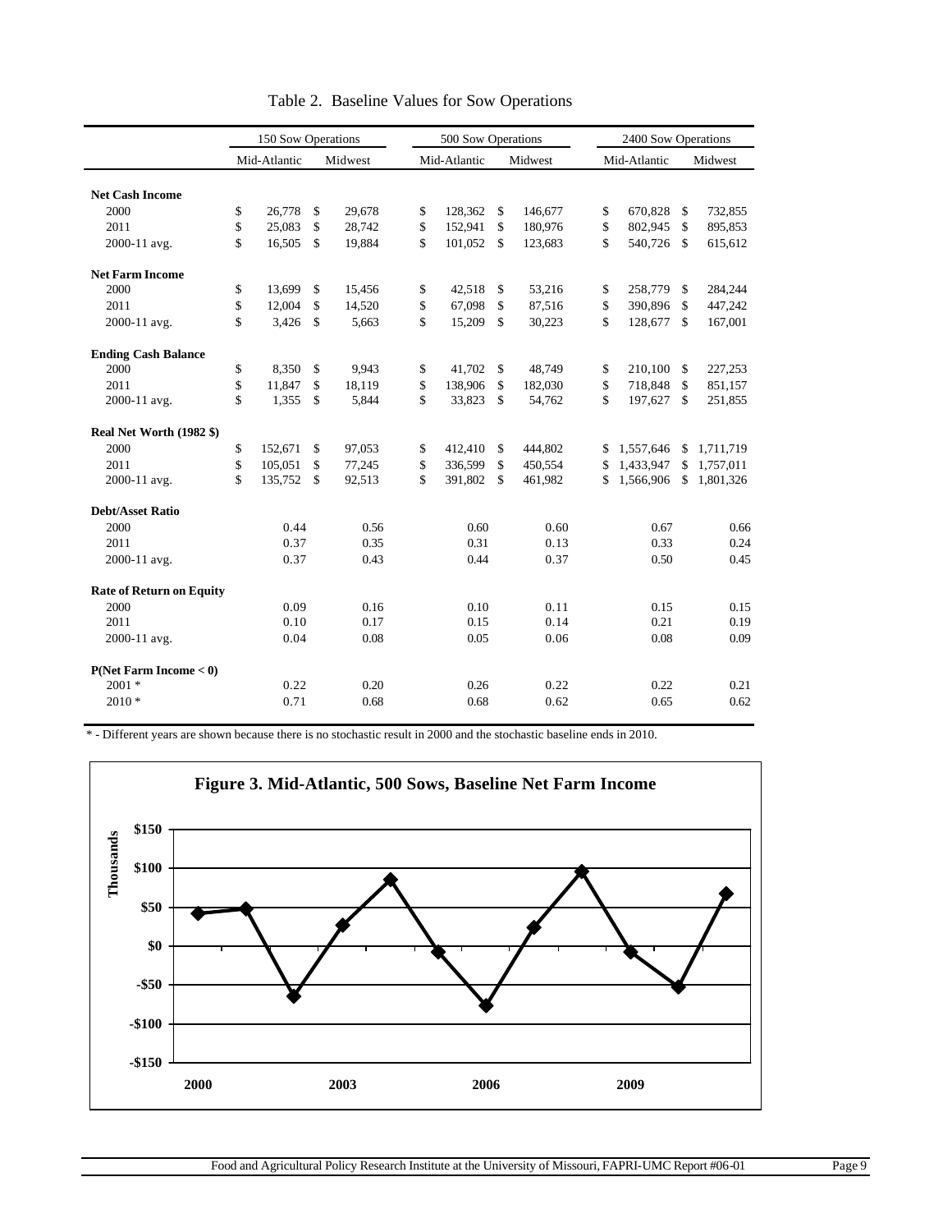Table 2. Baseline Values for Sow Operations

| | 150 Sow Operations | | 500 Sow Operations | | 2400 Sow Operations | |
|---|---|---|---|---|---|---|
| | Mid-Atlantic | Midwest | Mid-Atlantic | Midwest | Mid-Atlantic | Midwest |
| **Net Cash Income** | | | | | | |
| 2000 | $ 26,778 | $ 29,678 | $ 128,362 | $ 146,677 | $ 670,828 | $ 732,855 |
| 2011 | $ 25,083 | $ 28,742 | $ 152,941 | $ 180,976 | $ 802,945 | $ 895,853 |
| 2000-11 avg. | $ 16,505 | $ 19,884 | $ 101,052 | $ 123,683 | $ 540,726 | $ 615,612 |
| **Net Farm Income** | | | | | | |
| 2000 | $ 13,699 | $ 15,456 | $ 42,518 | $ 53,216 | $ 258,779 | $ 284,244 |
| 2011 | $ 12,004 | $ 14,520 | $ 67,098 | $ 87,516 | $ 390,896 | $ 447,242 |
| 2000-11 avg. | $ 3,426 | $ 5,663 | $ 15,209 | $ 30,223 | $ 128,677 | $ 167,001 |
| **Ending Cash Balance** | | | | | | |
| 2000 | $ 8,350 | $ 9,943 | $ 41,702 | $ 48,749 | $ 210,100 | $ 227,253 |
| 2011 | $ 11,847 | $ 18,119 | $ 138,906 | $ 182,030 | $ 718,848 | $ 851,157 |
| 2000-11 avg. | $ 1,355 | $ 5,844 | $ 33,823 | $ 54,762 | $ 197,627 | $ 251,855 |
| **Real Net Worth (1982 $)** | | | | | | |
| 2000 | $ 152,671 | $ 97,053 | $ 412,410 | $ 444,802 | $ 1,557,646 | $ 1,711,719 |
| 2011 | $ 105,051 | $ 77,245 | $ 336,599 | $ 450,554 | $ 1,433,947 | $ 1,757,011 |
| 2000-11 avg. | $ 135,752 | $ 92,513 | $ 391,802 | $ 461,982 | $ 1,566,906 | $ 1,801,326 |
| **Debt/Asset Ratio** | | | | | | |
| 2000 | 0.44 | 0.56 | 0.60 | 0.60 | 0.67 | 0.66 |
| 2011 | 0.37 | 0.35 | 0.31 | 0.13 | 0.33 | 0.24 |
| 2000-11 avg. | 0.37 | 0.43 | 0.44 | 0.37 | 0.50 | 0.45 |
| **Rate of Return on Equity** | | | | | | |
| 2000 | 0.09 | 0.16 | 0.10 | 0.11 | 0.15 | 0.15 |
| 2011 | 0.10 | 0.17 | 0.15 | 0.14 | 0.21 | 0.19 |
| 2000-11 avg. | 0.04 | 0.08 | 0.05 | 0.06 | 0.08 | 0.09 |
| **P(Net Farm Income < 0)** | | | | | | |
| 2001 * | 0.22 | 0.20 | 0.26 | 0.22 | 0.22 | 0.21 |
| 2010 * | 0.71 | 0.68 | 0.68 | 0.62 | 0.65 | 0.62 |

* - Different years are shown because there is no stochastic result in 2000 and the stochastic baseline ends in 2010.

**Figure 3. Mid-Atlantic, 500 Sows, Baseline Net Farm Income**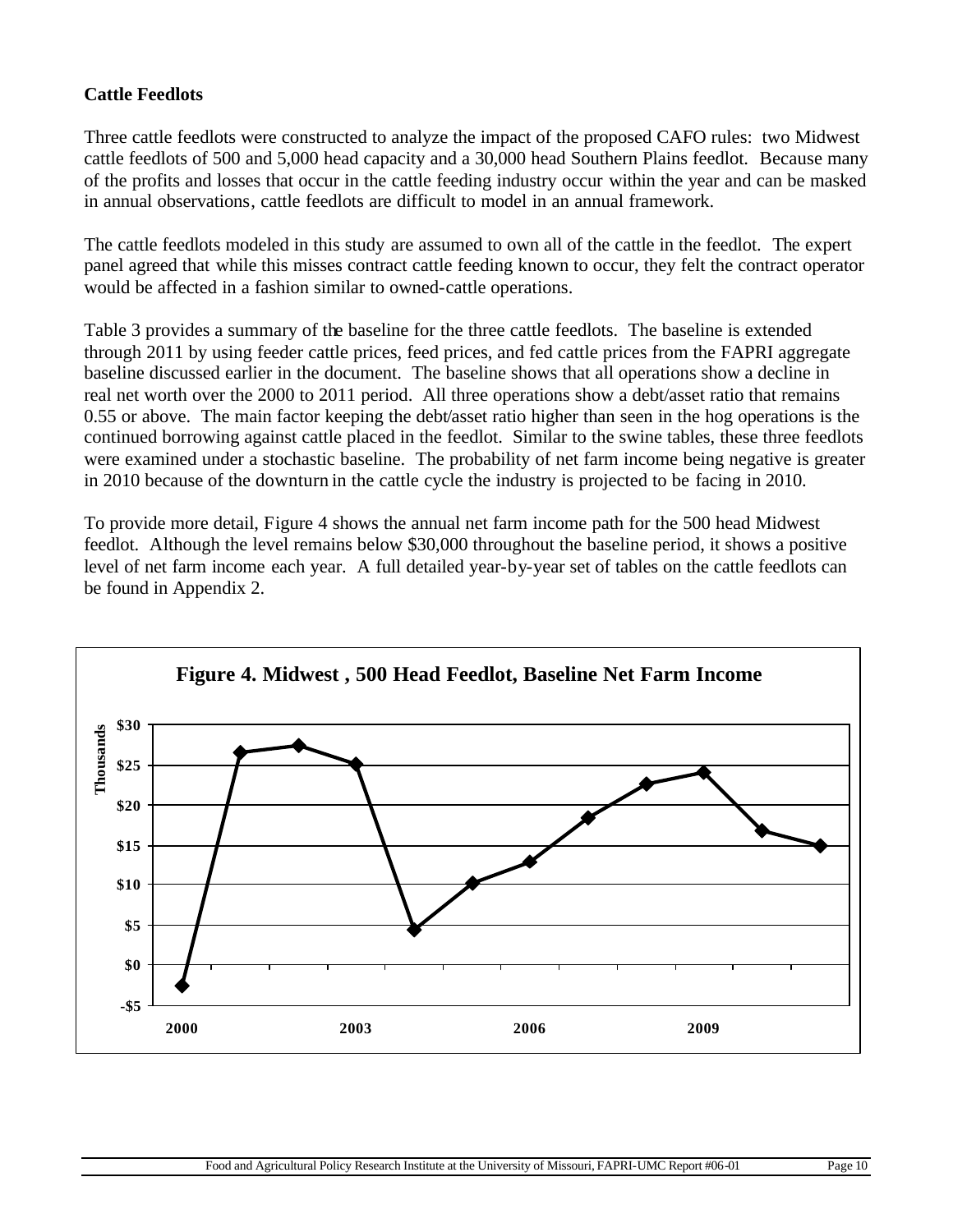**Cattle Feedlots**

Three cattle feedlots were constructed to analyze the impact of the proposed CAFO rules: two Midwest cattle feedlots of 500 and 5,000 head capacity and a 30,000 head Southern Plains feedlot. Because many of the profits and losses that occur in the cattle feeding industry occur within the year and can be masked in annual observations, cattle feedlots are difficult to model in an annual framework.

The cattle feedlots modeled in this study are assumed to own all of the cattle in the feedlot. The expert panel agreed that while this misses contract cattle feeding known to occur, they felt the contract operator would be affected in a fashion similar to owned-cattle operations.

Table 3 provides a summary of the baseline for the three cattle feedlots. The baseline is extended through 2011 by using feeder cattle prices, feed prices, and fed cattle prices from the FAPRI aggregate baseline discussed earlier in the document. The baseline shows that all operations show a decline in real net worth over the 2000 to 2011 period. All three operations show a debt/asset ratio that remains 0.55 or above. The main factor keeping the debt/asset ratio higher than seen in the hog operations is the continued borrowing against cattle placed in the feedlot. Similar to the swine tables, these three feedlots were examined under a stochastic baseline. The probability of net farm income being negative is greater in 2010 because of the downturn in the cattle cycle the industry is projected to be facing in 2010.

To provide more detail, Figure 4 shows the annual net farm income path for the 500 head Midwest feedlot. Although the level remains below $30,000 throughout the baseline period, it shows a positive level of net farm income each year. A full detailed year-by-year set of tables on the cattle feedlots can be found in Appendix 2.

**Figure 4. Midwest , 500 Head Feedlot, Baseline Net Farm Income**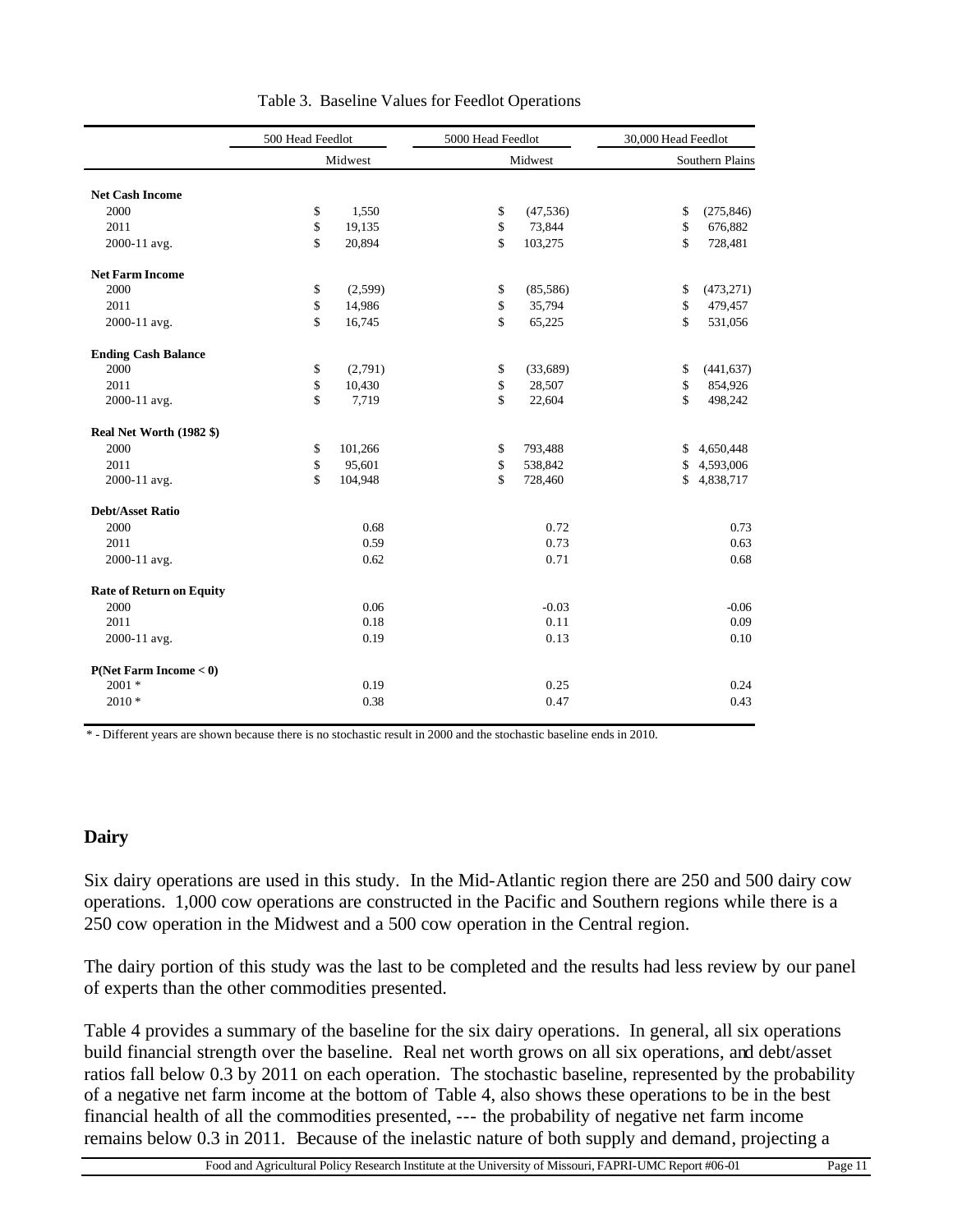Table 3. Baseline Values for Feedlot Operations

| | 500 Head Feedlot | 5000 Head Feedlot | 30,000 Head Feedlot |
|---|---|---|---|
| | Midwest | Midwest | Southern Plains |
| **Net Cash Income** | | | |
| 2000 | $ 1,550 | $ (47,536) | $ (275,846) |
| 2011 | $ 19,135 | $ 73,844 | $ 676,882 |
| 2000-11 avg. | $ 20,894 | $ 103,275 | $ 728,481 |
| **Net Farm Income** | | | |
| 2000 | $ (2,599) | $ (85,586) | $ (473,271) |
| 2011 | $ 14,986 | $ 35,794 | $ 479,457 |
| 2000-11 avg. | $ 16,745 | $ 65,225 | $ 531,056 |
| **Ending Cash Balance** | | | |
| 2000 | $ (2,791) | $ (33,689) | $ (441,637) |
| 2011 | $ 10,430 | $ 28,507 | $ 854,926 |
| 2000-11 avg. | $ 7,719 | $ 22,604 | $ 498,242 |
| **Real Net Worth (1982 $)** | | | |
| 2000 | $ 101,266 | $ 793,488 | $ 4,650,448 |
| 2011 | $ 95,601 | $ 538,842 | $ 4,593,006 |
| 2000-11 avg. | $ 104,948 | $ 728,460 | $ 4,838,717 |
| **Debt/Asset Ratio** | | | |
| 2000 | 0.68 | 0.72 | 0.73 |
| 2011 | 0.59 | 0.73 | 0.63 |
| 2000-11 avg. | 0.62 | 0.71 | 0.68 |
| **Rate of Return on Equity** | | | |
| 2000 | 0.06 | -0.03 | -0.06 |
| 2011 | 0.18 | 0.11 | 0.09 |
| 2000-11 avg. | 0.19 | 0.13 | 0.10 |
| **P(Net Farm Income < 0)** | | | |
| 2001 * | 0.19 | 0.25 | 0.24 |
| 2010 * | 0.38 | 0.47 | 0.43 |

\* - Different years are shown because there is no stochastic result in 2000 and the stochastic baseline ends in 2010.

## Dairy

Six dairy operations are used in this study. In the Mid-Atlantic region there are 250 and 500 dairy cow operations. 1,000 cow operations are constructed in the Pacific and Southern regions while there is a 250 cow operation in the Midwest and a 500 cow operation in the Central region.

The dairy portion of this study was the last to be completed and the results had less review by our panel of experts than the other commodities presented.

Table 4 provides a summary of the baseline for the six dairy operations. In general, all six operations build financial strength over the baseline. Real net worth grows on all six operations, and debt/asset ratios fall below 0.3 by 2011 on each operation. The stochastic baseline, represented by the probability of a negative net farm income at the bottom of Table 4, also shows these operations to be in the best financial health of all the commodities presented, --- the probability of negative net farm income remains below 0.3 in 2011. Because of the inelastic nature of both supply and demand, projecting a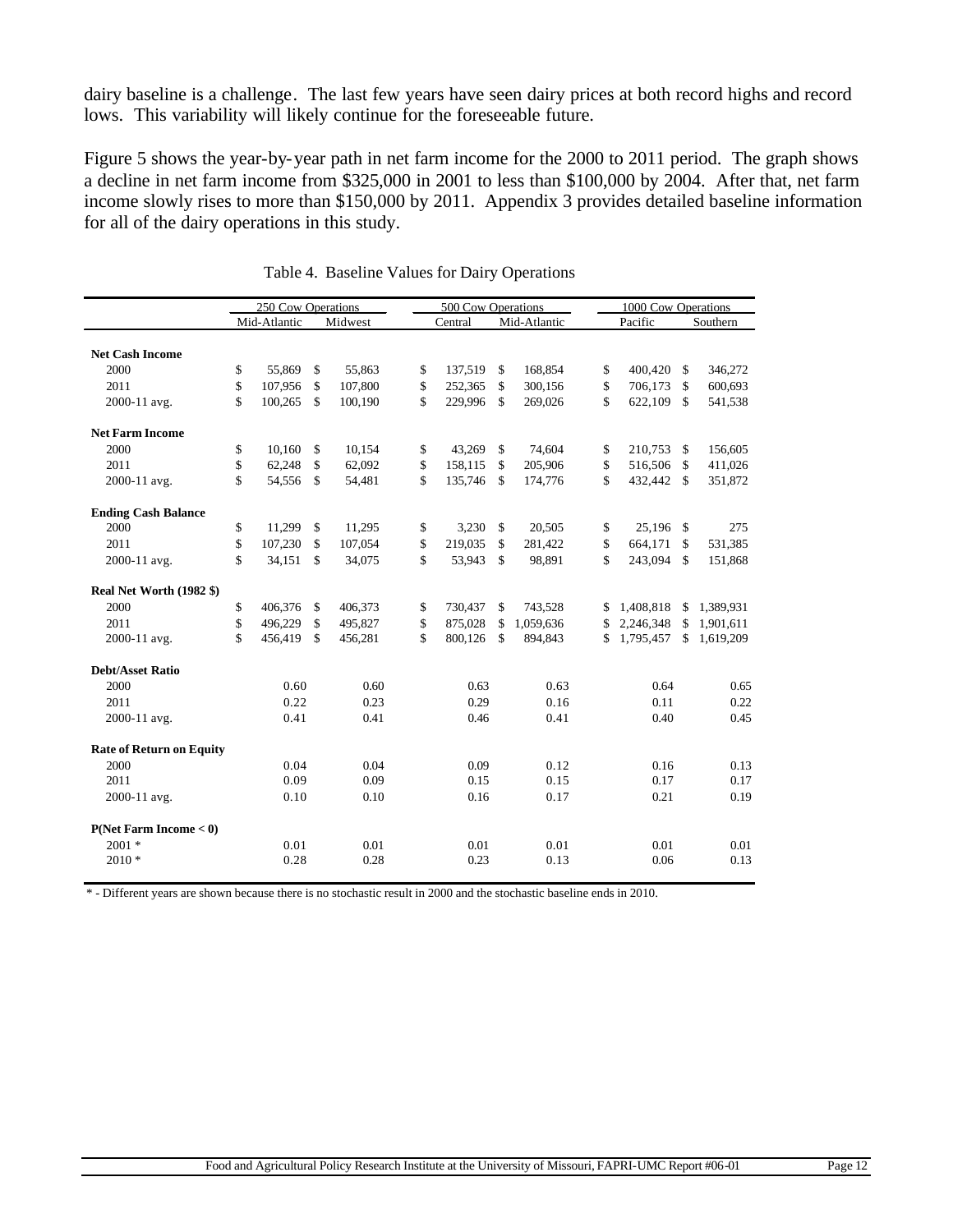dairy baseline is a challenge. The last few years have seen dairy prices at both record highs and record lows. This variability will likely continue for the foreseeable future.

Figure 5 shows the year-by-year path in net farm income for the 2000 to 2011 period. The graph shows a decline in net farm income from $325,000 in 2001 to less than $100,000 by 2004. After that, net farm income slowly rises to more than $150,000 by 2011. Appendix 3 provides detailed baseline information for all of the dairy operations in this study.

Table 4. Baseline Values for Dairy Operations

| | 250 Cow Operations | | 500 Cow Operations | | 1000 Cow Operations | |
|---|---|---|---|---|---|---|
| | Mid-Atlantic | Midwest | Central | Mid-Atlantic | Pacific | Southern |
| **Net Cash Income** | | | | | | |
| 2000 | $ 55,869 | $ 55,863 | $ 137,519 | $ 168,854 | $ 400,420 | $ 346,272 |
| 2011 | $ 107,956 | $ 107,800 | $ 252,365 | $ 300,156 | $ 706,173 | $ 600,693 |
| 2000-11 avg. | $ 100,265 | $ 100,190 | $ 229,996 | $ 269,026 | $ 622,109 | $ 541,538 |
| **Net Farm Income** | | | | | | |
| 2000 | $ 10,160 | $ 10,154 | $ 43,269 | $ 74,604 | $ 210,753 | $ 156,605 |
| 2011 | $ 62,248 | $ 62,092 | $ 158,115 | $ 205,906 | $ 516,506 | $ 411,026 |
| 2000-11 avg. | $ 54,556 | $ 54,481 | $ 135,746 | $ 174,776 | $ 432,442 | $ 351,872 |
| **Ending Cash Balance** | | | | | | |
| 2000 | $ 11,299 | $ 11,295 | $ 3,230 | $ 20,505 | $ 25,196 | $ 275 |
| 2011 | $ 107,230 | $ 107,054 | $ 219,035 | $ 281,422 | $ 664,171 | $ 531,385 |
| 2000-11 avg. | $ 34,151 | $ 34,075 | $ 53,943 | $ 98,891 | $ 243,094 | $ 151,868 |
| **Real Net Worth (1982 $)** | | | | | | |
| 2000 | $ 406,376 | $ 406,373 | $ 730,437 | $ 743,528 | $ 1,408,818 | $ 1,389,931 |
| 2011 | $ 496,229 | $ 495,827 | $ 875,028 | $ 1,059,636 | $ 2,246,348 | $ 1,901,611 |
| 2000-11 avg. | $ 456,419 | $ 456,281 | $ 800,126 | $ 894,843 | $ 1,795,457 | $ 1,619,209 |
| **Debt/Asset Ratio** | | | | | | |
| 2000 | 0.60 | 0.60 | 0.63 | 0.63 | 0.64 | 0.65 |
| 2011 | 0.22 | 0.23 | 0.29 | 0.16 | 0.11 | 0.22 |
| 2000-11 avg. | 0.41 | 0.41 | 0.46 | 0.41 | 0.40 | 0.45 |
| **Rate of Return on Equity** | | | | | | |
| 2000 | 0.04 | 0.04 | 0.09 | 0.12 | 0.16 | 0.13 |
| 2011 | 0.09 | 0.09 | 0.15 | 0.15 | 0.17 | 0.17 |
| 2000-11 avg. | 0.10 | 0.10 | 0.16 | 0.17 | 0.21 | 0.19 |
| **P(Net Farm Income < 0)** | | | | | | |
| 2001 * | 0.01 | 0.01 | 0.01 | 0.01 | 0.01 | 0.01 |
| 2010 * | 0.28 | 0.28 | 0.23 | 0.13 | 0.06 | 0.13 |

\* - Different years are shown because there is no stochastic result in 2000 and the stochastic baseline ends in 2010.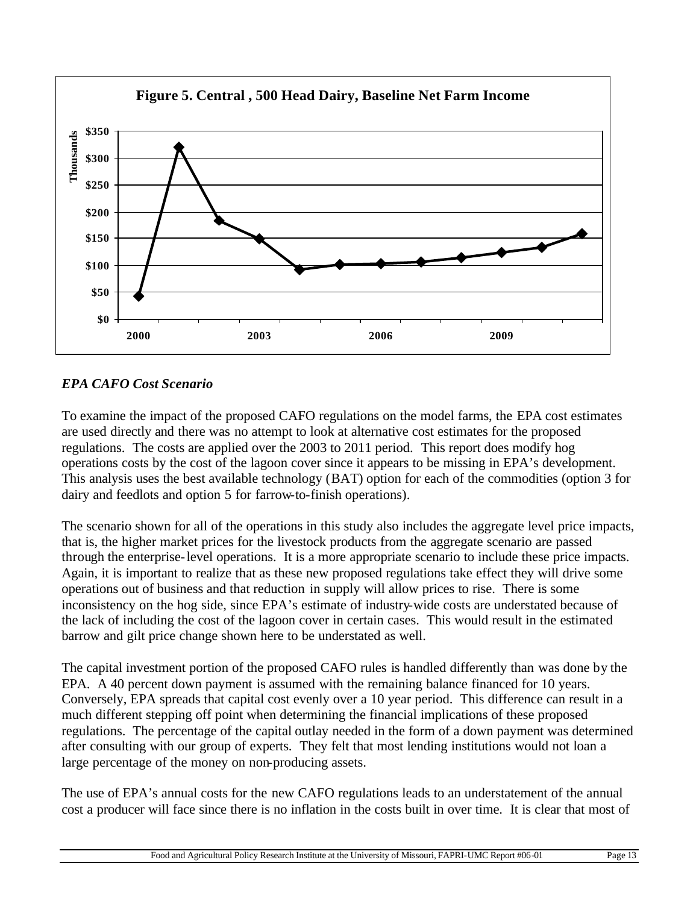**Figure 5. Central , 500 Head Dairy, Baseline Net Farm Income**

*EPA CAFO Cost Scenario*

To examine the impact of the proposed CAFO regulations on the model farms, the EPA cost estimates are used directly and there was no attempt to look at alternative cost estimates for the proposed regulations. The costs are applied over the 2003 to 2011 period. This report does modify hog operations costs by the cost of the lagoon cover since it appears to be missing in EPA's development. This analysis uses the best available technology (BAT) option for each of the commodities (option 3 for dairy and feedlots and option 5 for farrow-to-finish operations).

The scenario shown for all of the operations in this study also includes the aggregate level price impacts, that is, the higher market prices for the livestock products from the aggregate scenario are passed through the enterprise-level operations. It is a more appropriate scenario to include these price impacts. Again, it is important to realize that as these new proposed regulations take effect they will drive some operations out of business and that reduction in supply will allow prices to rise. There is some inconsistency on the hog side, since EPA's estimate of industry-wide costs are understated because of the lack of including the cost of the lagoon cover in certain cases. This would result in the estimated barrow and gilt price change shown here to be understated as well.

The capital investment portion of the proposed CAFO rules is handled differently than was done by the EPA. A 40 percent down payment is assumed with the remaining balance financed for 10 years. Conversely, EPA spreads that capital cost evenly over a 10 year period. This difference can result in a much different stepping off point when determining the financial implications of these proposed regulations. The percentage of the capital outlay needed in the form of a down payment was determined after consulting with our group of experts. They felt that most lending institutions would not loan a large percentage of the money on non-producing assets.

The use of EPA's annual costs for the new CAFO regulations leads to an understatement of the annual cost a producer will face since there is no inflation in the costs built in over time. It is clear that most of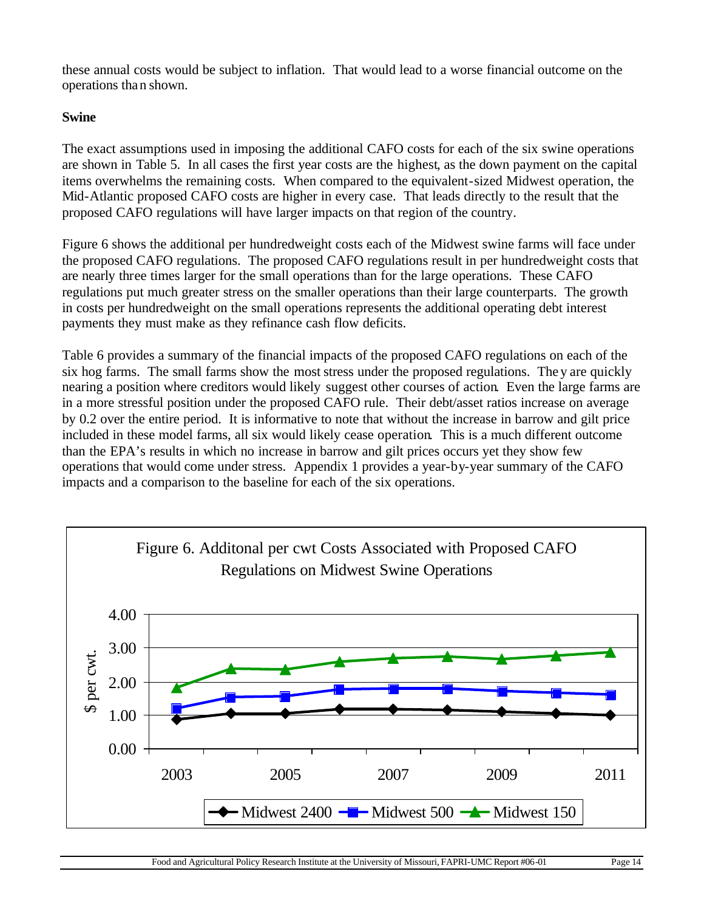these annual costs would be subject to inflation. That would lead to a worse financial outcome on the operations than shown.

**Swine**

The exact assumptions used in imposing the additional CAFO costs for each of the six swine operations are shown in Table 5. In all cases the first year costs are the highest, as the down payment on the capital items overwhelms the remaining costs. When compared to the equivalent-sized Midwest operation, the Mid-Atlantic proposed CAFO costs are higher in every case. That leads directly to the result that the proposed CAFO regulations will have larger impacts on that region of the country.

Figure 6 shows the additional per hundredweight costs each of the Midwest swine farms will face under the proposed CAFO regulations. The proposed CAFO regulations result in per hundredweight costs that are nearly three times larger for the small operations than for the large operations. These CAFO regulations put much greater stress on the smaller operations than their large counterparts. The growth in costs per hundredweight on the small operations represents the additional operating debt interest payments they must make as they refinance cash flow deficits.

Table 6 provides a summary of the financial impacts of the proposed CAFO regulations on each of the six hog farms. The small farms show the most stress under the proposed regulations. They are quickly nearing a position where creditors would likely suggest other courses of action. Even the large farms are in a more stressful position under the proposed CAFO rule. Their debt/asset ratios increase on average by 0.2 over the entire period. It is informative to note that without the increase in barrow and gilt price included in these model farms, all six would likely cease operation. This is a much different outcome than the EPA's results in which no increase in barrow and gilt prices occurs yet they show few operations that would come under stress. Appendix 1 provides a year-by-year summary of the CAFO impacts and a comparison to the baseline for each of the six operations.

Figure 6. Additonal per cwt Costs Associated with Proposed CAFO Regulations on Midwest Swine Operations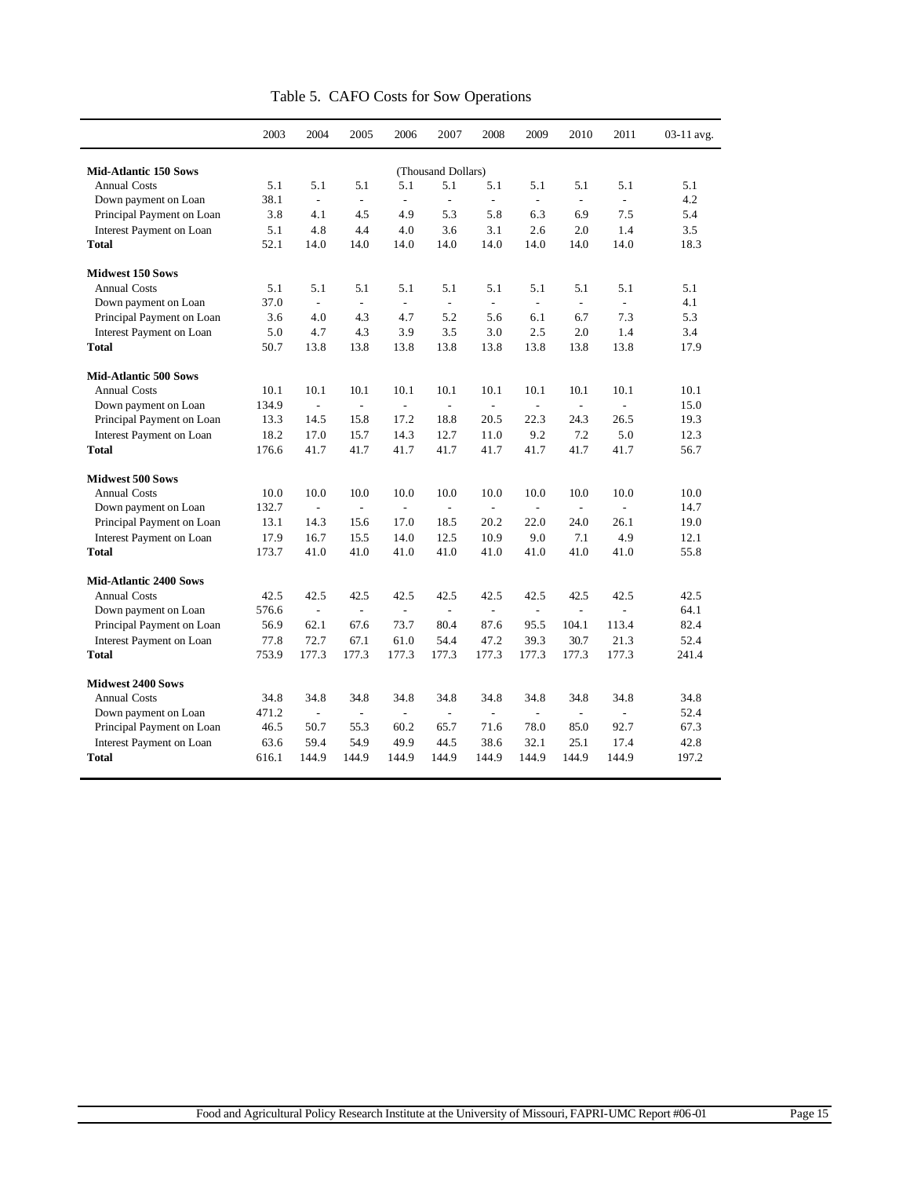# Table 5. CAFO Costs for Sow Operations

| | 2003 | 2004 | 2005 | 2006 | 2007 | 2008 | 2009 | 2010 | 2011 | 03-11 avg. |
|---|---|---|---|---|---|---|---|---|---|---|
| | (Thousand Dollars) | | | | | | | | | |
| **Mid-Atlantic 150 Sows** | | | | | | | | | | |
| Annual Costs | 5.1 | 5.1 | 5.1 | 5.1 | 5.1 | 5.1 | 5.1 | 5.1 | 5.1 | 5.1 |
| Down payment on Loan | 38.1 | - | - | - | - | - | - | - | - | 4.2 |
| Principal Payment on Loan | 3.8 | 4.1 | 4.5 | 4.9 | 5.3 | 5.8 | 6.3 | 6.9 | 7.5 | 5.4 |
| Interest Payment on Loan | 5.1 | 4.8 | 4.4 | 4.0 | 3.6 | 3.1 | 2.6 | 2.0 | 1.4 | 3.5 |
| **Total** | 52.1 | 14.0 | 14.0 | 14.0 | 14.0 | 14.0 | 14.0 | 14.0 | 14.0 | 18.3 |
| **Midwest 150 Sows** | | | | | | | | | | |
| Annual Costs | 5.1 | 5.1 | 5.1 | 5.1 | 5.1 | 5.1 | 5.1 | 5.1 | 5.1 | 5.1 |
| Down payment on Loan | 37.0 | - | - | - | - | - | - | - | - | 4.1 |
| Principal Payment on Loan | 3.6 | 4.0 | 4.3 | 4.7 | 5.2 | 5.6 | 6.1 | 6.7 | 7.3 | 5.3 |
| Interest Payment on Loan | 5.0 | 4.7 | 4.3 | 3.9 | 3.5 | 3.0 | 2.5 | 2.0 | 1.4 | 3.4 |
| **Total** | 50.7 | 13.8 | 13.8 | 13.8 | 13.8 | 13.8 | 13.8 | 13.8 | 13.8 | 17.9 |
| **Mid-Atlantic 500 Sows** | | | | | | | | | | |
| Annual Costs | 10.1 | 10.1 | 10.1 | 10.1 | 10.1 | 10.1 | 10.1 | 10.1 | 10.1 | 10.1 |
| Down payment on Loan | 134.9 | - | - | - | - | - | - | - | - | 15.0 |
| Principal Payment on Loan | 13.3 | 14.5 | 15.8 | 17.2 | 18.8 | 20.5 | 22.3 | 24.3 | 26.5 | 19.3 |
| Interest Payment on Loan | 18.2 | 17.0 | 15.7 | 14.3 | 12.7 | 11.0 | 9.2 | 7.2 | 5.0 | 12.3 |
| **Total** | 176.6 | 41.7 | 41.7 | 41.7 | 41.7 | 41.7 | 41.7 | 41.7 | 41.7 | 56.7 |
| **Midwest 500 Sows** | | | | | | | | | | |
| Annual Costs | 10.0 | 10.0 | 10.0 | 10.0 | 10.0 | 10.0 | 10.0 | 10.0 | 10.0 | 10.0 |
| Down payment on Loan | 132.7 | - | - | - | - | - | - | - | - | 14.7 |
| Principal Payment on Loan | 13.1 | 14.3 | 15.6 | 17.0 | 18.5 | 20.2 | 22.0 | 24.0 | 26.1 | 19.0 |
| Interest Payment on Loan | 17.9 | 16.7 | 15.5 | 14.0 | 12.5 | 10.9 | 9.0 | 7.1 | 4.9 | 12.1 |
| **Total** | 173.7 | 41.0 | 41.0 | 41.0 | 41.0 | 41.0 | 41.0 | 41.0 | 41.0 | 55.8 |
| **Mid-Atlantic 2400 Sows** | | | | | | | | | | |
| Annual Costs | 42.5 | 42.5 | 42.5 | 42.5 | 42.5 | 42.5 | 42.5 | 42.5 | 42.5 | 42.5 |
| Down payment on Loan | 576.6 | - | - | - | - | - | - | - | - | 64.1 |
| Principal Payment on Loan | 56.9 | 62.1 | 67.6 | 73.7 | 80.4 | 87.6 | 95.5 | 104.1 | 113.4 | 82.4 |
| Interest Payment on Loan | 77.8 | 72.7 | 67.1 | 61.0 | 54.4 | 47.2 | 39.3 | 30.7 | 21.3 | 52.4 |
| **Total** | 753.9 | 177.3 | 177.3 | 177.3 | 177.3 | 177.3 | 177.3 | 177.3 | 177.3 | 241.4 |
| **Midwest 2400 Sows** | | | | | | | | | | |
| Annual Costs | 34.8 | 34.8 | 34.8 | 34.8 | 34.8 | 34.8 | 34.8 | 34.8 | 34.8 | 34.8 |
| Down payment on Loan | 471.2 | - | - | - | - | - | - | - | - | 52.4 |
| Principal Payment on Loan | 46.5 | 50.7 | 55.3 | 60.2 | 65.7 | 71.6 | 78.0 | 85.0 | 92.7 | 67.3 |
| Interest Payment on Loan | 63.6 | 59.4 | 54.9 | 49.9 | 44.5 | 38.6 | 32.1 | 25.1 | 17.4 | 42.8 |
| **Total** | 616.1 | 144.9 | 144.9 | 144.9 | 144.9 | 144.9 | 144.9 | 144.9 | 144.9 | 197.2 |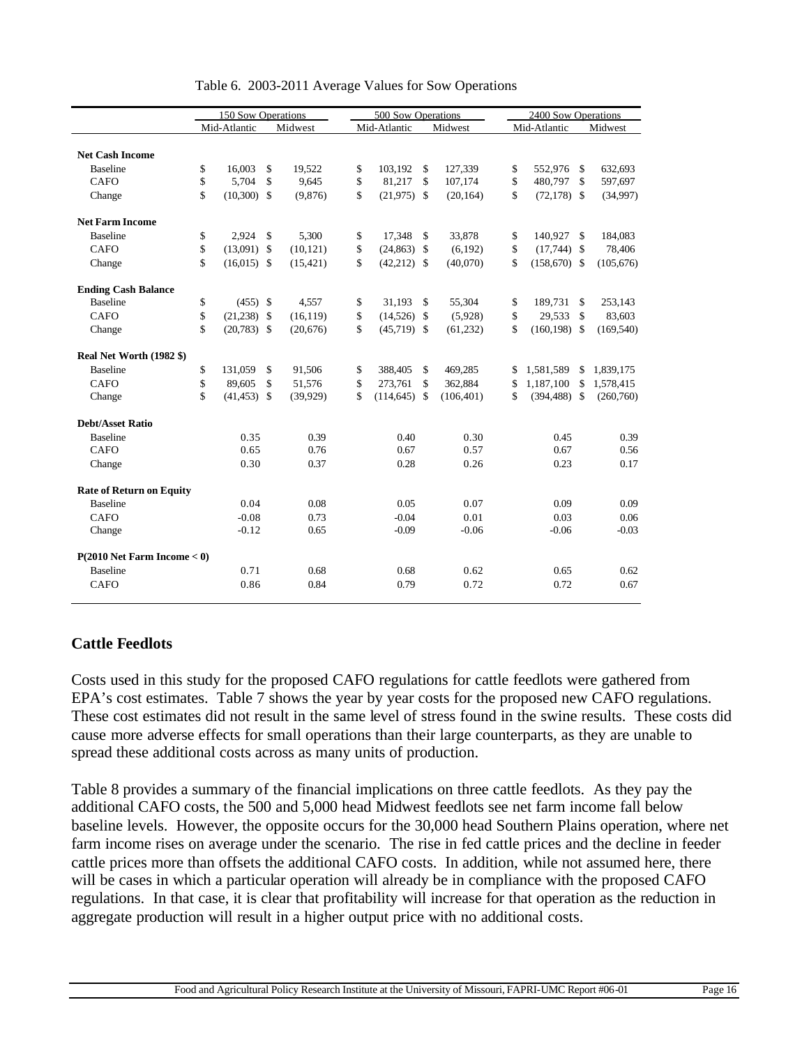Table 6. 2003-2011 Average Values for Sow Operations

| | 150 Sow Operations | | 500 Sow Operations | | 2400 Sow Operations | |
|---|---|---|---|---|---|---|
| | Mid-Atlantic | Midwest | Mid-Atlantic | Midwest | Mid-Atlantic | Midwest |
| **Net Cash Income** | | | | | | |
| Baseline | $ 16,003 | $ 19,522 | $ 103,192 | $ 127,339 | $ 552,976 | $ 632,693 |
| CAFO | $ 5,704 | $ 9,645 | $ 81,217 | $ 107,174 | $ 480,797 | $ 597,697 |
| Change | $ (10,300) | $ (9,876) | $ (21,975) | $ (20,164) | $ (72,178) | $ (34,997) |
| **Net Farm Income** | | | | | | |
| Baseline | $ 2,924 | $ 5,300 | $ 17,348 | $ 33,878 | $ 140,927 | $ 184,083 |
| CAFO | $ (13,091) | $ (10,121) | $ (24,863) | $ (6,192) | $ (17,744) | $ 78,406 |
| Change | $ (16,015) | $ (15,421) | $ (42,212) | $ (40,070) | $ (158,670) | $ (105,676) |
| **Ending Cash Balance** | | | | | | |
| Baseline | $ (455) | $ 4,557 | $ 31,193 | $ 55,304 | $ 189,731 | $ 253,143 |
| CAFO | $ (21,238) | $ (16,119) | $ (14,526) | $ (5,928) | $ 29,533 | $ 83,603 |
| Change | $ (20,783) | $ (20,676) | $ (45,719) | $ (61,232) | $ (160,198) | $ (169,540) |
| **Real Net Worth (1982 $)** | | | | | | |
| Baseline | $ 131,059 | $ 91,506 | $ 388,405 | $ 469,285 | $ 1,581,589 | $ 1,839,175 |
| CAFO | $ 89,605 | $ 51,576 | $ 273,761 | $ 362,884 | $ 1,187,100 | $ 1,578,415 |
| Change | $ (41,453) | $ (39,929) | $ (114,645) | $ (106,401) | $ (394,488) | $ (260,760) |
| **Debt/Asset Ratio** | | | | | | |
| Baseline | 0.35 | 0.39 | 0.40 | 0.30 | 0.45 | 0.39 |
| CAFO | 0.65 | 0.76 | 0.67 | 0.57 | 0.67 | 0.56 |
| Change | 0.30 | 0.37 | 0.28 | 0.26 | 0.23 | 0.17 |
| **Rate of Return on Equity** | | | | | | |
| Baseline | 0.04 | 0.08 | 0.05 | 0.07 | 0.09 | 0.09 |
| CAFO | -0.08 | 0.73 | -0.04 | 0.01 | 0.03 | 0.06 |
| Change | -0.12 | 0.65 | -0.09 | -0.06 | -0.06 | -0.03 |
| **P(2010 Net Farm Income < 0)** | | | | | | |
| Baseline | 0.71 | 0.68 | 0.68 | 0.62 | 0.65 | 0.62 |
| CAFO | 0.86 | 0.84 | 0.79 | 0.72 | 0.72 | 0.67 |

## Cattle Feedlots

Costs used in this study for the proposed CAFO regulations for cattle feedlots were gathered from EPA's cost estimates. Table 7 shows the year by year costs for the proposed new CAFO regulations. These cost estimates did not result in the same level of stress found in the swine results. These costs did cause more adverse effects for small operations than their large counterparts, as they are unable to spread these additional costs across as many units of production.

Table 8 provides a summary of the financial implications on three cattle feedlots. As they pay the additional CAFO costs, the 500 and 5,000 head Midwest feedlots see net farm income fall below baseline levels. However, the opposite occurs for the 30,000 head Southern Plains operation, where net farm income rises on average under the scenario. The rise in fed cattle prices and the decline in feeder cattle prices more than offsets the additional CAFO costs. In addition, while not assumed here, there will be cases in which a particular operation will already be in compliance with the proposed CAFO regulations. In that case, it is clear that profitability will increase for that operation as the reduction in aggregate production will result in a higher output price with no additional costs.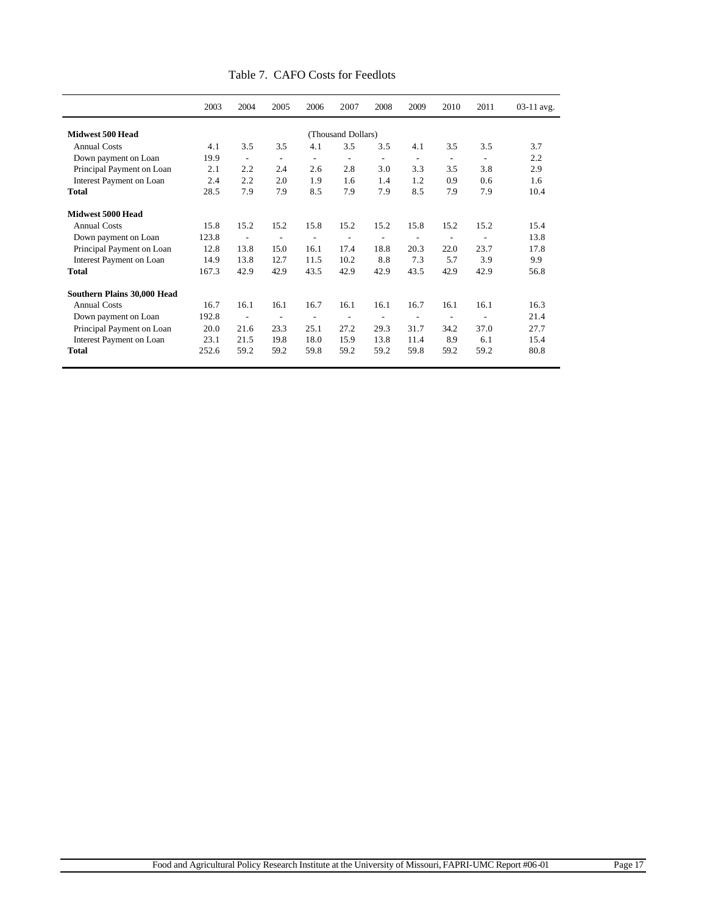Table 7. CAFO Costs for Feedlots

| | 2003 | 2004 | 2005 | 2006 | 2007 | 2008 | 2009 | 2010 | 2011 | 03-11 avg. |
|---|---|---|---|---|---|---|---|---|---|---|
| **Midwest 500 Head** | | | | | (Thousand Dollars) | | | | | |
| Annual Costs | 4.1 | 3.5 | 3.5 | 4.1 | 3.5 | 3.5 | 4.1 | 3.5 | 3.5 | 3.7 |
| Down payment on Loan | 19.9 | - | - | - | - | - | - | - | - | 2.2 |
| Principal Payment on Loan | 2.1 | 2.2 | 2.4 | 2.6 | 2.8 | 3.0 | 3.3 | 3.5 | 3.8 | 2.9 |
| Interest Payment on Loan | 2.4 | 2.2 | 2.0 | 1.9 | 1.6 | 1.4 | 1.2 | 0.9 | 0.6 | 1.6 |
| **Total** | 28.5 | 7.9 | 7.9 | 8.5 | 7.9 | 7.9 | 8.5 | 7.9 | 7.9 | 10.4 |
| **Midwest 5000 Head** | | | | | | | | | | |
| Annual Costs | 15.8 | 15.2 | 15.2 | 15.8 | 15.2 | 15.2 | 15.8 | 15.2 | 15.2 | 15.4 |
| Down payment on Loan | 123.8 | - | - | - | - | - | - | - | - | 13.8 |
| Principal Payment on Loan | 12.8 | 13.8 | 15.0 | 16.1 | 17.4 | 18.8 | 20.3 | 22.0 | 23.7 | 17.8 |
| Interest Payment on Loan | 14.9 | 13.8 | 12.7 | 11.5 | 10.2 | 8.8 | 7.3 | 5.7 | 3.9 | 9.9 |
| **Total** | 167.3 | 42.9 | 42.9 | 43.5 | 42.9 | 42.9 | 43.5 | 42.9 | 42.9 | 56.8 |
| **Southern Plains 30,000 Head** | | | | | | | | | | |
| Annual Costs | 16.7 | 16.1 | 16.1 | 16.7 | 16.1 | 16.1 | 16.7 | 16.1 | 16.1 | 16.3 |
| Down payment on Loan | 192.8 | - | - | - | - | - | - | - | - | 21.4 |
| Principal Payment on Loan | 20.0 | 21.6 | 23.3 | 25.1 | 27.2 | 29.3 | 31.7 | 34.2 | 37.0 | 27.7 |
| Interest Payment on Loan | 23.1 | 21.5 | 19.8 | 18.0 | 15.9 | 13.8 | 11.4 | 8.9 | 6.1 | 15.4 |
| **Total** | 252.6 | 59.2 | 59.2 | 59.8 | 59.2 | 59.2 | 59.8 | 59.2 | 59.2 | 80.8 |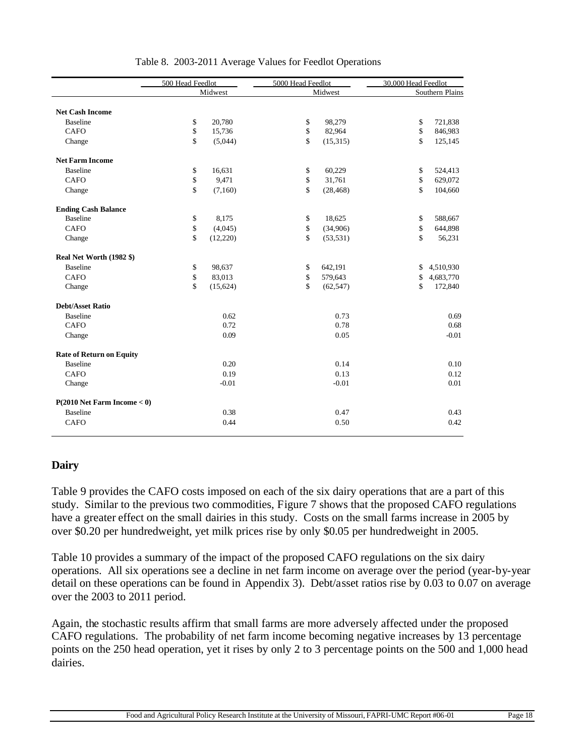Table 8. 2003-2011 Average Values for Feedlot Operations

| | 500 Head Feedlot | 5000 Head Feedlot | 30,000 Head Feedlot |
|---|---|---|---|
| | Midwest | Midwest | Southern Plains |
| **Net Cash Income** | | | |
| Baseline | $ 20,780 | $ 98,279 | $ 721,838 |
| CAFO | $ 15,736 | $ 82,964 | $ 846,983 |
| Change | $ (5,044) | $ (15,315) | $ 125,145 |
| **Net Farm Income** | | | |
| Baseline | $ 16,631 | $ 60,229 | $ 524,413 |
| CAFO | $ 9,471 | $ 31,761 | $ 629,072 |
| Change | $ (7,160) | $ (28,468) | $ 104,660 |
| **Ending Cash Balance** | | | |
| Baseline | $ 8,175 | $ 18,625 | $ 588,667 |
| CAFO | $ (4,045) | $ (34,906) | $ 644,898 |
| Change | $ (12,220) | $ (53,531) | $ 56,231 |
| **Real Net Worth (1982 $)** | | | |
| Baseline | $ 98,637 | $ 642,191 | $ 4,510,930 |
| CAFO | $ 83,013 | $ 579,643 | $ 4,683,770 |
| Change | $ (15,624) | $ (62,547) | $ 172,840 |
| **Debt/Asset Ratio** | | | |
| Baseline | 0.62 | 0.73 | 0.69 |
| CAFO | 0.72 | 0.78 | 0.68 |
| Change | 0.09 | 0.05 | -0.01 |
| **Rate of Return on Equity** | | | |
| Baseline | 0.20 | 0.14 | 0.10 |
| CAFO | 0.19 | 0.13 | 0.12 |
| Change | -0.01 | -0.01 | 0.01 |
| **P(2010 Net Farm Income < 0)** | | | |
| Baseline | 0.38 | 0.47 | 0.43 |
| CAFO | 0.44 | 0.50 | 0.42 |

## Dairy

Table 9 provides the CAFO costs imposed on each of the six dairy operations that are a part of this study. Similar to the previous two commodities, Figure 7 shows that the proposed CAFO regulations have a greater effect on the small dairies in this study. Costs on the small farms increase in 2005 by over $0.20 per hundredweight, yet milk prices rise by only $0.05 per hundredweight in 2005.

Table 10 provides a summary of the impact of the proposed CAFO regulations on the six dairy operations. All six operations see a decline in net farm income on average over the period (year-by-year detail on these operations can be found in Appendix 3). Debt/asset ratios rise by 0.03 to 0.07 on average over the 2003 to 2011 period.

Again, the stochastic results affirm that small farms are more adversely affected under the proposed CAFO regulations. The probability of net farm income becoming negative increases by 13 percentage points on the 250 head operation, yet it rises by only 2 to 3 percentage points on the 500 and 1,000 head dairies.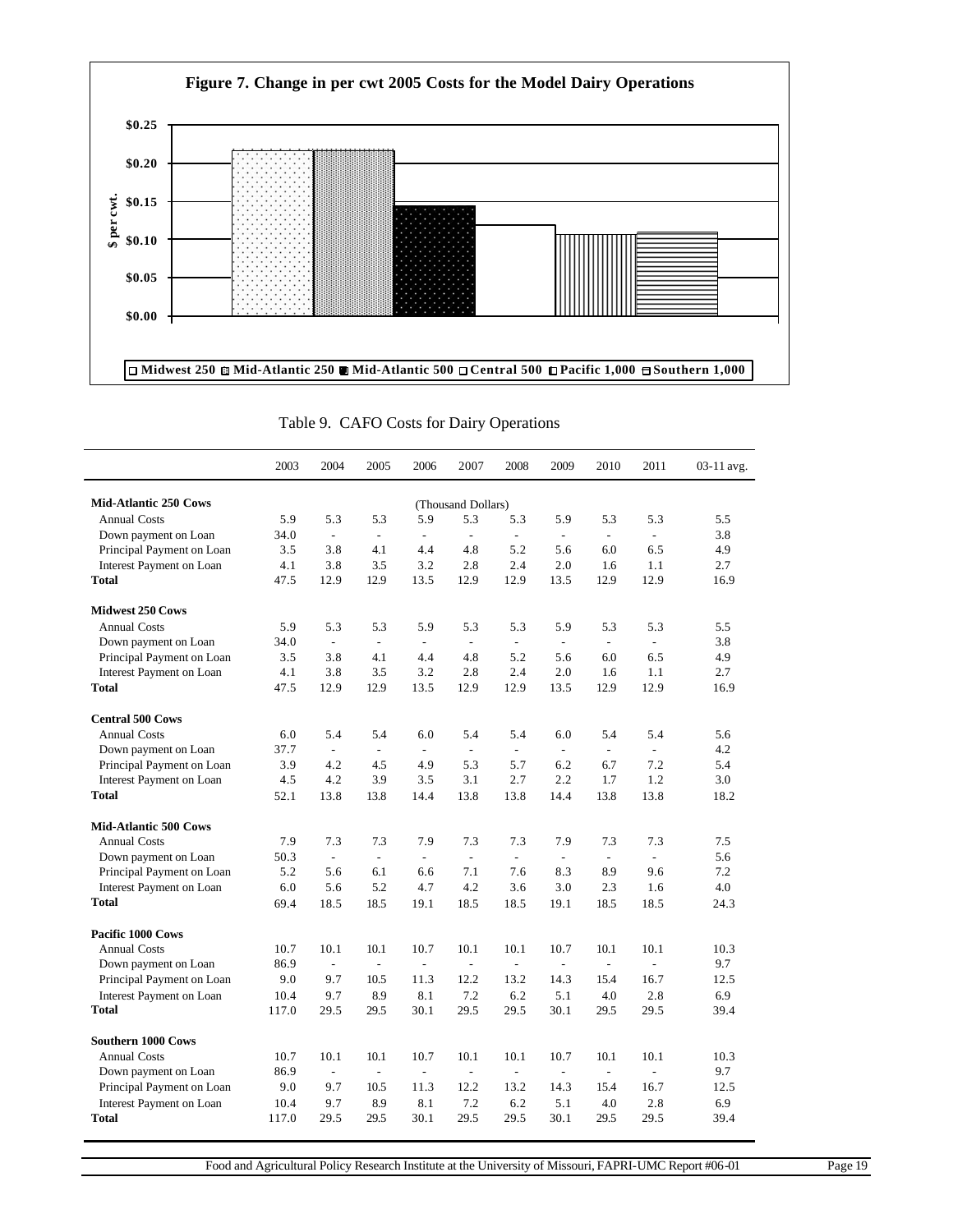**Figure 7. Change in per cwt 2005 Costs for the Model Dairy Operations**

Table 9. CAFO Costs for Dairy Operations

| | 2003 | 2004 | 2005 | 2006 | 2007 | 2008 | 2009 | 2010 | 2011 | 03-11 avg. |
|---|---|---|---|---|---|---|---|---|---|---|
| | | | | | (Thousand Dollars) | | | | | |
| **Mid-Atlantic 250 Cows** | | | | | | | | | | |
| Annual Costs | 5.9 | 5.3 | 5.3 | 5.9 | 5.3 | 5.3 | 5.9 | 5.3 | 5.3 | 5.5 |
| Down payment on Loan | 34.0 | - | - | - | - | - | - | - | - | 3.8 |
| Principal Payment on Loan | 3.5 | 3.8 | 4.1 | 4.4 | 4.8 | 5.2 | 5.6 | 6.0 | 6.5 | 4.9 |
| Interest Payment on Loan | 4.1 | 3.8 | 3.5 | 3.2 | 2.8 | 2.4 | 2.0 | 1.6 | 1.1 | 2.7 |
| **Total** | 47.5 | 12.9 | 12.9 | 13.5 | 12.9 | 12.9 | 13.5 | 12.9 | 12.9 | 16.9 |
| **Midwest 250 Cows** | | | | | | | | | | |
| Annual Costs | 5.9 | 5.3 | 5.3 | 5.9 | 5.3 | 5.3 | 5.9 | 5.3 | 5.3 | 5.5 |
| Down payment on Loan | 34.0 | - | - | - | - | - | - | - | - | 3.8 |
| Principal Payment on Loan | 3.5 | 3.8 | 4.1 | 4.4 | 4.8 | 5.2 | 5.6 | 6.0 | 6.5 | 4.9 |
| Interest Payment on Loan | 4.1 | 3.8 | 3.5 | 3.2 | 2.8 | 2.4 | 2.0 | 1.6 | 1.1 | 2.7 |
| **Total** | 47.5 | 12.9 | 12.9 | 13.5 | 12.9 | 12.9 | 13.5 | 12.9 | 12.9 | 16.9 |
| **Central 500 Cows** | | | | | | | | | | |
| Annual Costs | 6.0 | 5.4 | 5.4 | 6.0 | 5.4 | 5.4 | 6.0 | 5.4 | 5.4 | 5.6 |
| Down payment on Loan | 37.7 | - | - | - | - | - | - | - | - | 4.2 |
| Principal Payment on Loan | 3.9 | 4.2 | 4.5 | 4.9 | 5.3 | 5.7 | 6.2 | 6.7 | 7.2 | 5.4 |
| Interest Payment on Loan | 4.5 | 4.2 | 3.9 | 3.5 | 3.1 | 2.7 | 2.2 | 1.7 | 1.2 | 3.0 |
| **Total** | 52.1 | 13.8 | 13.8 | 14.4 | 13.8 | 13.8 | 14.4 | 13.8 | 13.8 | 18.2 |
| **Mid-Atlantic 500 Cows** | | | | | | | | | | |
| Annual Costs | 7.9 | 7.3 | 7.3 | 7.9 | 7.3 | 7.3 | 7.9 | 7.3 | 7.3 | 7.5 |
| Down payment on Loan | 50.3 | - | - | - | - | - | - | - | - | 5.6 |
| Principal Payment on Loan | 5.2 | 5.6 | 6.1 | 6.6 | 7.1 | 7.6 | 8.3 | 8.9 | 9.6 | 7.2 |
| Interest Payment on Loan | 6.0 | 5.6 | 5.2 | 4.7 | 4.2 | 3.6 | 3.0 | 2.3 | 1.6 | 4.0 |
| **Total** | 69.4 | 18.5 | 18.5 | 19.1 | 18.5 | 18.5 | 19.1 | 18.5 | 18.5 | 24.3 |
| **Pacific 1000 Cows** | | | | | | | | | | |
| Annual Costs | 10.7 | 10.1 | 10.1 | 10.7 | 10.1 | 10.1 | 10.7 | 10.1 | 10.1 | 10.3 |
| Down payment on Loan | 86.9 | - | - | - | - | - | - | - | - | 9.7 |
| Principal Payment on Loan | 9.0 | 9.7 | 10.5 | 11.3 | 12.2 | 13.2 | 14.3 | 15.4 | 16.7 | 12.5 |
| Interest Payment on Loan | 10.4 | 9.7 | 8.9 | 8.1 | 7.2 | 6.2 | 5.1 | 4.0 | 2.8 | 6.9 |
| **Total** | 117.0 | 29.5 | 29.5 | 30.1 | 29.5 | 29.5 | 30.1 | 29.5 | 29.5 | 39.4 |
| **Southern 1000 Cows** | | | | | | | | | | |
| Annual Costs | 10.7 | 10.1 | 10.1 | 10.7 | 10.1 | 10.1 | 10.7 | 10.1 | 10.1 | 10.3 |
| Down payment on Loan | 86.9 | - | - | - | - | - | - | - | - | 9.7 |
| Principal Payment on Loan | 9.0 | 9.7 | 10.5 | 11.3 | 12.2 | 13.2 | 14.3 | 15.4 | 16.7 | 12.5 |
| Interest Payment on Loan | 10.4 | 9.7 | 8.9 | 8.1 | 7.2 | 6.2 | 5.1 | 4.0 | 2.8 | 6.9 |
| **Total** | 117.0 | 29.5 | 29.5 | 30.1 | 29.5 | 29.5 | 30.1 | 29.5 | 29.5 | 39.4 |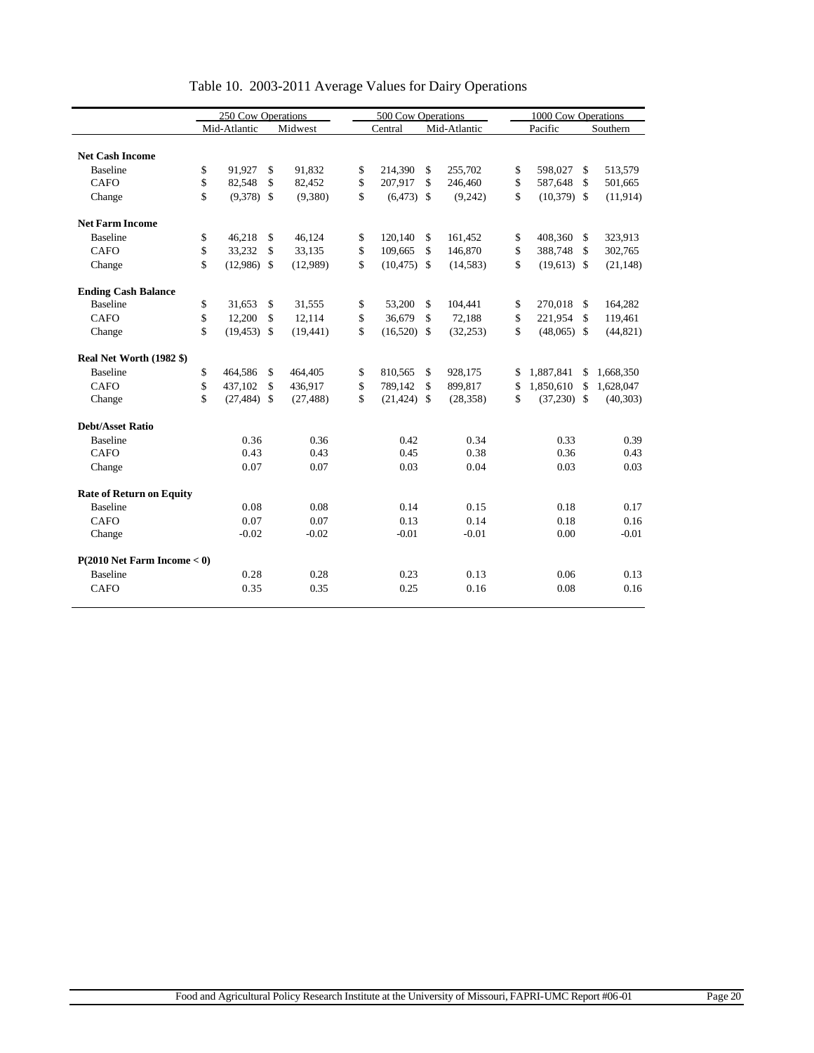# Table 10. 2003-2011 Average Values for Dairy Operations

| | 250 Cow Operations | | 500 Cow Operations | | 1000 Cow Operations | |
|---|---|---|---|---|---|---|
| | Mid-Atlantic | Midwest | Central | Mid-Atlantic | Pacific | Southern |
| **Net Cash Income** | | | | | | |
| Baseline | $ 91,927 | $ 91,832 | $ 214,390 | $ 255,702 | $ 598,027 | $ 513,579 |
| CAFO | $ 82,548 | $ 82,452 | $ 207,917 | $ 246,460 | $ 587,648 | $ 501,665 |
| Change | $ (9,378) | $ (9,380) | $ (6,473) | $ (9,242) | $ (10,379) | $ (11,914) |
| **Net Farm Income** | | | | | | |
| Baseline | $ 46,218 | $ 46,124 | $ 120,140 | $ 161,452 | $ 408,360 | $ 323,913 |
| CAFO | $ 33,232 | $ 33,135 | $ 109,665 | $ 146,870 | $ 388,748 | $ 302,765 |
| Change | $ (12,986) | $ (12,989) | $ (10,475) | $ (14,583) | $ (19,613) | $ (21,148) |
| **Ending Cash Balance** | | | | | | |
| Baseline | $ 31,653 | $ 31,555 | $ 53,200 | $ 104,441 | $ 270,018 | $ 164,282 |
| CAFO | $ 12,200 | $ 12,114 | $ 36,679 | $ 72,188 | $ 221,954 | $ 119,461 |
| Change | $ (19,453) | $ (19,441) | $ (16,520) | $ (32,253) | $ (48,065) | $ (44,821) |
| **Real Net Worth (1982 $)** | | | | | | |
| Baseline | $ 464,586 | $ 464,405 | $ 810,565 | $ 928,175 | $ 1,887,841 | $ 1,668,350 |
| CAFO | $ 437,102 | $ 436,917 | $ 789,142 | $ 899,817 | $ 1,850,610 | $ 1,628,047 |
| Change | $ (27,484) | $ (27,488) | $ (21,424) | $ (28,358) | $ (37,230) | $ (40,303) |
| **Debt/Asset Ratio** | | | | | | |
| Baseline | 0.36 | 0.36 | 0.42 | 0.34 | 0.33 | 0.39 |
| CAFO | 0.43 | 0.43 | 0.45 | 0.38 | 0.36 | 0.43 |
| Change | 0.07 | 0.07 | 0.03 | 0.04 | 0.03 | 0.03 |
| **Rate of Return on Equity** | | | | | | |
| Baseline | 0.08 | 0.08 | 0.14 | 0.15 | 0.18 | 0.17 |
| CAFO | 0.07 | 0.07 | 0.13 | 0.14 | 0.18 | 0.16 |
| Change | -0.02 | -0.02 | -0.01 | -0.01 | 0.00 | -0.01 |
| **P(2010 Net Farm Income < 0)** | | | | | | |
| Baseline | 0.28 | 0.28 | 0.23 | 0.13 | 0.06 | 0.13 |
| CAFO | 0.35 | 0.35 | 0.25 | 0.16 | 0.08 | 0.16 |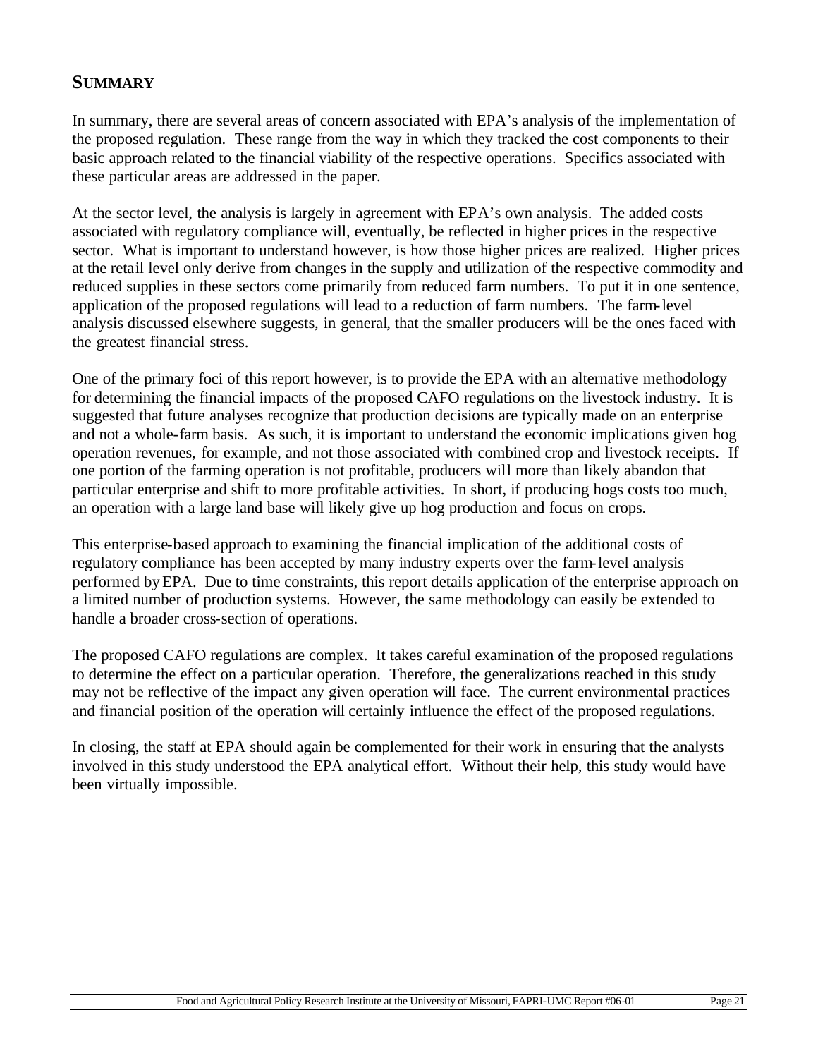## SUMMARY

In summary, there are several areas of concern associated with EPA's analysis of the implementation of the proposed regulation. These range from the way in which they tracked the cost components to their basic approach related to the financial viability of the respective operations. Specifics associated with these particular areas are addressed in the paper.

At the sector level, the analysis is largely in agreement with EPA's own analysis. The added costs associated with regulatory compliance will, eventually, be reflected in higher prices in the respective sector. What is important to understand however, is how those higher prices are realized. Higher prices at the retail level only derive from changes in the supply and utilization of the respective commodity and reduced supplies in these sectors come primarily from reduced farm numbers. To put it in one sentence, application of the proposed regulations will lead to a reduction of farm numbers. The farm-level analysis discussed elsewhere suggests, in general, that the smaller producers will be the ones faced with the greatest financial stress.

One of the primary foci of this report however, is to provide the EPA with an alternative methodology for determining the financial impacts of the proposed CAFO regulations on the livestock industry. It is suggested that future analyses recognize that production decisions are typically made on an enterprise and not a whole-farm basis. As such, it is important to understand the economic implications given hog operation revenues, for example, and not those associated with combined crop and livestock receipts. If one portion of the farming operation is not profitable, producers will more than likely abandon that particular enterprise and shift to more profitable activities. In short, if producing hogs costs too much, an operation with a large land base will likely give up hog production and focus on crops.

This enterprise-based approach to examining the financial implication of the additional costs of regulatory compliance has been accepted by many industry experts over the farm-level analysis performed by EPA. Due to time constraints, this report details application of the enterprise approach on a limited number of production systems. However, the same methodology can easily be extended to handle a broader cross-section of operations.

The proposed CAFO regulations are complex. It takes careful examination of the proposed regulations to determine the effect on a particular operation. Therefore, the generalizations reached in this study may not be reflective of the impact any given operation will face. The current environmental practices and financial position of the operation will certainly influence the effect of the proposed regulations.

In closing, the staff at EPA should again be complemented for their work in ensuring that the analysts involved in this study understood the EPA analytical effort. Without their help, this study would have been virtually impossible.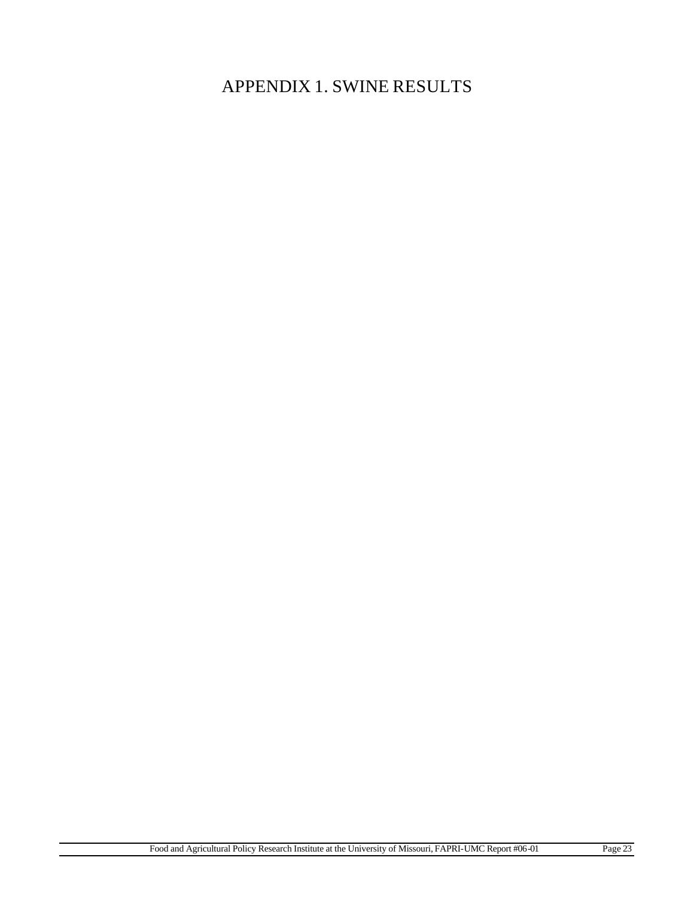# APPENDIX 1. SWINE RESULTS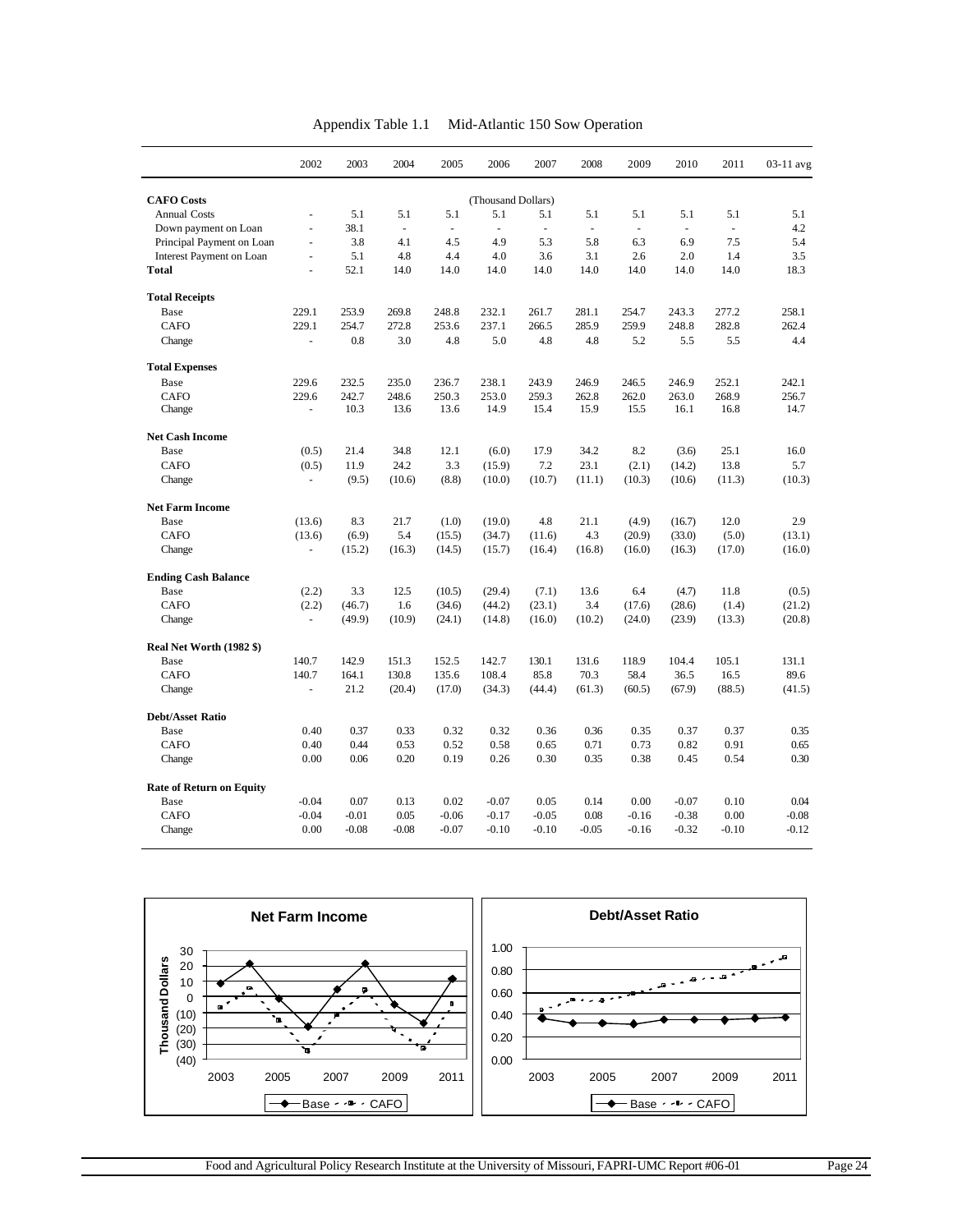Appendix Table 1.1 Mid-Atlantic 150 Sow Operation

| | 2002 | 2003 | 2004 | 2005 | 2006 | 2007 | 2008 | 2009 | 2010 | 2011 | 03-11 avg |
|---|---|---|---|---|---|---|---|---|---|---|---|
| **CAFO Costs** | | | | | (Thousand Dollars) | | | | | | |
| Annual Costs | - | 5.1 | 5.1 | 5.1 | 5.1 | 5.1 | 5.1 | 5.1 | 5.1 | 5.1 | 5.1 |
| Down payment on Loan | - | 38.1 | - | - | - | - | - | - | - | - | 4.2 |
| Principal Payment on Loan | - | 3.8 | 4.1 | 4.5 | 4.9 | 5.3 | 5.8 | 6.3 | 6.9 | 7.5 | 5.4 |
| Interest Payment on Loan | - | 5.1 | 4.8 | 4.4 | 4.0 | 3.6 | 3.1 | 2.6 | 2.0 | 1.4 | 3.5 |
| **Total** | - | 52.1 | 14.0 | 14.0 | 14.0 | 14.0 | 14.0 | 14.0 | 14.0 | 14.0 | 18.3 |
| **Total Receipts** | | | | | | | | | | | |
| Base | 229.1 | 253.9 | 269.8 | 248.8 | 232.1 | 261.7 | 281.1 | 254.7 | 243.3 | 277.2 | 258.1 |
| CAFO | 229.1 | 254.7 | 272.8 | 253.6 | 237.1 | 266.5 | 285.9 | 259.9 | 248.8 | 282.8 | 262.4 |
| Change | - | 0.8 | 3.0 | 4.8 | 5.0 | 4.8 | 4.8 | 5.2 | 5.5 | 5.5 | 4.4 |
| **Total Expenses** | | | | | | | | | | | |
| Base | 229.6 | 232.5 | 235.0 | 236.7 | 238.1 | 243.9 | 246.9 | 246.5 | 246.9 | 252.1 | 242.1 |
| CAFO | 229.6 | 242.7 | 248.6 | 250.3 | 253.0 | 259.3 | 262.8 | 262.0 | 263.0 | 268.9 | 256.7 |
| Change | - | 10.3 | 13.6 | 13.6 | 14.9 | 15.4 | 15.9 | 15.5 | 16.1 | 16.8 | 14.7 |
| **Net Cash Income** | | | | | | | | | | | |
| Base | (0.5) | 21.4 | 34.8 | 12.1 | (6.0) | 17.9 | 34.2 | 8.2 | (3.6) | 25.1 | 16.0 |
| CAFO | (0.5) | 11.9 | 24.2 | 3.3 | (15.9) | 7.2 | 23.1 | (2.1) | (14.2) | 13.8 | 5.7 |
| Change | - | (9.5) | (10.6) | (8.8) | (10.0) | (10.7) | (11.1) | (10.3) | (10.6) | (11.3) | (10.3) |
| **Net Farm Income** | | | | | | | | | | | |
| Base | (13.6) | 8.3 | 21.7 | (1.0) | (19.0) | 4.8 | 21.1 | (4.9) | (16.7) | 12.0 | 2.9 |
| CAFO | (13.6) | (6.9) | 5.4 | (15.5) | (34.7) | (11.6) | 4.3 | (20.9) | (33.0) | (5.0) | (13.1) |
| Change | - | (15.2) | (16.3) | (14.5) | (15.7) | (16.4) | (16.8) | (16.0) | (16.3) | (17.0) | (16.0) |
| **Ending Cash Balance** | | | | | | | | | | | |
| Base | (2.2) | 3.3 | 12.5 | (10.5) | (29.4) | (7.1) | 13.6 | 6.4 | (4.7) | 11.8 | (0.5) |
| CAFO | (2.2) | (46.7) | 1.6 | (34.6) | (44.2) | (23.1) | 3.4 | (17.6) | (28.6) | (1.4) | (21.2) |
| Change | - | (49.9) | (10.9) | (24.1) | (14.8) | (16.0) | (10.2) | (24.0) | (23.9) | (13.3) | (20.8) |
| **Real Net Worth (1982 $)** | | | | | | | | | | | |
| Base | 140.7 | 142.9 | 151.3 | 152.5 | 142.7 | 130.1 | 131.6 | 118.9 | 104.4 | 105.1 | 131.1 |
| CAFO | 140.7 | 164.1 | 130.8 | 135.6 | 108.4 | 85.8 | 70.3 | 58.4 | 36.5 | 16.5 | 89.6 |
| Change | - | 21.2 | (20.4) | (17.0) | (34.3) | (44.4) | (61.3) | (60.5) | (67.9) | (88.5) | (41.5) |
| **Debt/Asset Ratio** | | | | | | | | | | | |
| Base | 0.40 | 0.37 | 0.33 | 0.32 | 0.32 | 0.36 | 0.36 | 0.35 | 0.37 | 0.37 | 0.35 |
| CAFO | 0.40 | 0.44 | 0.53 | 0.52 | 0.58 | 0.65 | 0.71 | 0.73 | 0.82 | 0.91 | 0.65 |
| Change | 0.00 | 0.06 | 0.20 | 0.19 | 0.26 | 0.30 | 0.35 | 0.38 | 0.45 | 0.54 | 0.30 |
| **Rate of Return on Equity** | | | | | | | | | | | |
| Base | -0.04 | 0.07 | 0.13 | 0.02 | -0.07 | 0.05 | 0.14 | 0.00 | -0.07 | 0.10 | 0.04 |
| CAFO | -0.04 | -0.01 | 0.05 | -0.06 | -0.17 | -0.05 | 0.08 | -0.16 | -0.38 | 0.00 | -0.08 |
| Change | 0.00 | -0.08 | -0.08 | -0.07 | -0.10 | -0.10 | -0.05 | -0.16 | -0.32 | -0.10 | -0.12 |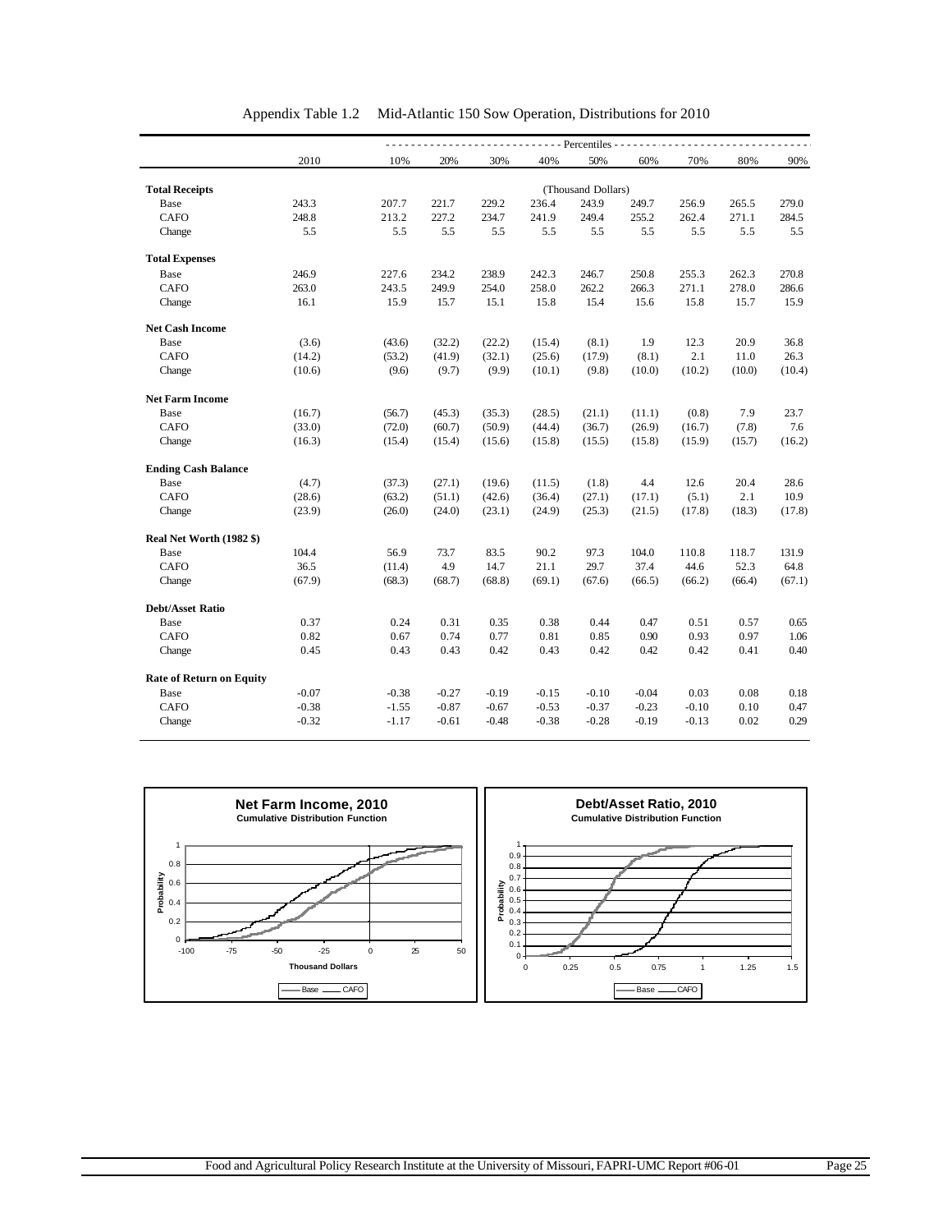Appendix Table 1.2 Mid-Atlantic 150 Sow Operation, Distributions for 2010

| | 2010 | 10% | 20% | 30% | 40% | 50% | 60% | 70% | 80% | 90% |
|---|---|---|---|---|---|---|---|---|---|---|
| | | Percentiles | | | | | | | | |
| **Total Receipts** | | | | | | (Thousand Dollars) | | | | |
| Base | 243.3 | 207.7 | 221.7 | 229.2 | 236.4 | 243.9 | 249.7 | 256.9 | 265.5 | 279.0 |
| CAFO | 248.8 | 213.2 | 227.2 | 234.7 | 241.9 | 249.4 | 255.2 | 262.4 | 271.1 | 284.5 |
| Change | 5.5 | 5.5 | 5.5 | 5.5 | 5.5 | 5.5 | 5.5 | 5.5 | 5.5 | 5.5 |
| **Total Expenses** | | | | | | | | | | |
| Base | 246.9 | 227.6 | 234.2 | 238.9 | 242.3 | 246.7 | 250.8 | 255.3 | 262.3 | 270.8 |
| CAFO | 263.0 | 243.5 | 249.9 | 254.0 | 258.0 | 262.2 | 266.3 | 271.1 | 278.0 | 286.6 |
| Change | 16.1 | 15.9 | 15.7 | 15.1 | 15.8 | 15.4 | 15.6 | 15.8 | 15.7 | 15.9 |
| **Net Cash Income** | | | | | | | | | | |
| Base | (3.6) | (43.6) | (32.2) | (22.2) | (15.4) | (8.1) | 1.9 | 12.3 | 20.9 | 36.8 |
| CAFO | (14.2) | (53.2) | (41.9) | (32.1) | (25.6) | (17.9) | (8.1) | 2.1 | 11.0 | 26.3 |
| Change | (10.6) | (9.6) | (9.7) | (9.9) | (10.1) | (9.8) | (10.0) | (10.2) | (10.0) | (10.4) |
| **Net Farm Income** | | | | | | | | | | |
| Base | (16.7) | (56.7) | (45.3) | (35.3) | (28.5) | (21.1) | (11.1) | (0.8) | 7.9 | 23.7 |
| CAFO | (33.0) | (72.0) | (60.7) | (50.9) | (44.4) | (36.7) | (26.9) | (16.7) | (7.8) | 7.6 |
| Change | (16.3) | (15.4) | (15.4) | (15.6) | (15.8) | (15.5) | (15.8) | (15.9) | (15.7) | (16.2) |
| **Ending Cash Balance** | | | | | | | | | | |
| Base | (4.7) | (37.3) | (27.1) | (19.6) | (11.5) | (1.8) | 4.4 | 12.6 | 20.4 | 28.6 |
| CAFO | (28.6) | (63.2) | (51.1) | (42.6) | (36.4) | (27.1) | (17.1) | (5.1) | 2.1 | 10.9 |
| Change | (23.9) | (26.0) | (24.0) | (23.1) | (24.9) | (25.3) | (21.5) | (17.8) | (18.3) | (17.8) |
| **Real Net Worth (1982 $)** | | | | | | | | | | |
| Base | 104.4 | 56.9 | 73.7 | 83.5 | 90.2 | 97.3 | 104.0 | 110.8 | 118.7 | 131.9 |
| CAFO | 36.5 | (11.4) | 4.9 | 14.7 | 21.1 | 29.7 | 37.4 | 44.6 | 52.3 | 64.8 |
| Change | (67.9) | (68.3) | (68.7) | (68.8) | (69.1) | (67.6) | (66.5) | (66.2) | (66.4) | (67.1) |
| **Debt/Asset Ratio** | | | | | | | | | | |
| Base | 0.37 | 0.24 | 0.31 | 0.35 | 0.38 | 0.44 | 0.47 | 0.51 | 0.57 | 0.65 |
| CAFO | 0.82 | 0.67 | 0.74 | 0.77 | 0.81 | 0.85 | 0.90 | 0.93 | 0.97 | 1.06 |
| Change | 0.45 | 0.43 | 0.43 | 0.42 | 0.43 | 0.42 | 0.42 | 0.42 | 0.41 | 0.40 |
| **Rate of Return on Equity** | | | | | | | | | | |
| Base | -0.07 | -0.38 | -0.27 | -0.19 | -0.15 | -0.10 | -0.04 | 0.03 | 0.08 | 0.18 |
| CAFO | -0.38 | -1.55 | -0.87 | -0.67 | -0.53 | -0.37 | -0.23 | -0.10 | 0.10 | 0.47 |
| Change | -0.32 | -1.17 | -0.61 | -0.48 | -0.38 | -0.28 | -0.19 | -0.13 | 0.02 | 0.29 |

**Net Farm Income, 2010**
Cumulative Distribution Function

**Debt/Asset Ratio, 2010**
Cumulative Distribution Function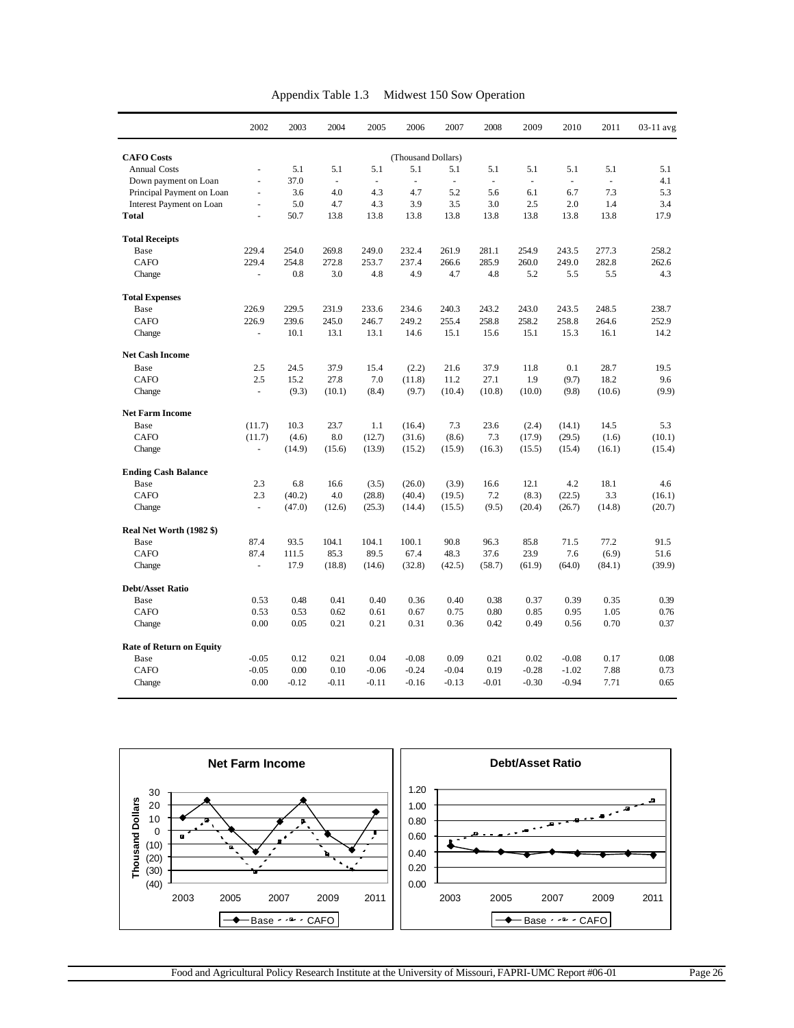Appendix Table 1.3 Midwest 150 Sow Operation

| | 2002 | 2003 | 2004 | 2005 | 2006 | 2007 | 2008 | 2009 | 2010 | 2011 | 03-11 avg |
|---|---|---|---|---|---|---|---|---|---|---|---|
| **CAFO Costs** | | | | | (Thousand Dollars) | | | | | | |
| Annual Costs | - | 5.1 | 5.1 | 5.1 | 5.1 | 5.1 | 5.1 | 5.1 | 5.1 | 5.1 | 5.1 |
| Down payment on Loan | - | 37.0 | - | - | - | - | - | - | - | - | 4.1 |
| Principal Payment on Loan | - | 3.6 | 4.0 | 4.3 | 4.7 | 5.2 | 5.6 | 6.1 | 6.7 | 7.3 | 5.3 |
| Interest Payment on Loan | - | 5.0 | 4.7 | 4.3 | 3.9 | 3.5 | 3.0 | 2.5 | 2.0 | 1.4 | 3.4 |
| **Total** | - | 50.7 | 13.8 | 13.8 | 13.8 | 13.8 | 13.8 | 13.8 | 13.8 | 13.8 | 17.9 |
| **Total Receipts** | | | | | | | | | | | |
| Base | 229.4 | 254.0 | 269.8 | 249.0 | 232.4 | 261.9 | 281.1 | 254.9 | 243.5 | 277.3 | 258.2 |
| CAFO | 229.4 | 254.8 | 272.8 | 253.7 | 237.4 | 266.6 | 285.9 | 260.0 | 249.0 | 282.8 | 262.6 |
| Change | - | 0.8 | 3.0 | 4.8 | 4.9 | 4.7 | 4.8 | 5.2 | 5.5 | 5.5 | 4.3 |
| **Total Expenses** | | | | | | | | | | | |
| Base | 226.9 | 229.5 | 231.9 | 233.6 | 234.6 | 240.3 | 243.2 | 243.0 | 243.5 | 248.5 | 238.7 |
| CAFO | 226.9 | 239.6 | 245.0 | 246.7 | 249.2 | 255.4 | 258.8 | 258.2 | 258.8 | 264.6 | 252.9 |
| Change | - | 10.1 | 13.1 | 13.1 | 14.6 | 15.1 | 15.6 | 15.1 | 15.3 | 16.1 | 14.2 |
| **Net Cash Income** | | | | | | | | | | | |
| Base | 2.5 | 24.5 | 37.9 | 15.4 | (2.2) | 21.6 | 37.9 | 11.8 | 0.1 | 28.7 | 19.5 |
| CAFO | 2.5 | 15.2 | 27.8 | 7.0 | (11.8) | 11.2 | 27.1 | 1.9 | (9.7) | 18.2 | 9.6 |
| Change | - | (9.3) | (10.1) | (8.4) | (9.7) | (10.4) | (10.8) | (10.0) | (9.8) | (10.6) | (9.9) |
| **Net Farm Income** | | | | | | | | | | | |
| Base | (11.7) | 10.3 | 23.7 | 1.1 | (16.4) | 7.3 | 23.6 | (2.4) | (14.1) | 14.5 | 5.3 |
| CAFO | (11.7) | (4.6) | 8.0 | (12.7) | (31.6) | (8.6) | 7.3 | (17.9) | (29.5) | (1.6) | (10.1) |
| Change | - | (14.9) | (15.6) | (13.9) | (15.2) | (15.9) | (16.3) | (15.5) | (15.4) | (16.1) | (15.4) |
| **Ending Cash Balance** | | | | | | | | | | | |
| Base | 2.3 | 6.8 | 16.6 | (3.5) | (26.0) | (3.9) | 16.6 | 12.1 | 4.2 | 18.1 | 4.6 |
| CAFO | 2.3 | (40.2) | 4.0 | (28.8) | (40.4) | (19.5) | 7.2 | (8.3) | (22.5) | 3.3 | (16.1) |
| Change | - | (47.0) | (12.6) | (25.3) | (14.4) | (15.5) | (9.5) | (20.4) | (26.7) | (14.8) | (20.7) |
| **Real Net Worth (1982 $)** | | | | | | | | | | | |
| Base | 87.4 | 93.5 | 104.1 | 104.1 | 100.1 | 90.8 | 96.3 | 85.8 | 71.5 | 77.2 | 91.5 |
| CAFO | 87.4 | 111.5 | 85.3 | 89.5 | 67.4 | 48.3 | 37.6 | 23.9 | 7.6 | (6.9) | 51.6 |
| Change | - | 17.9 | (18.8) | (14.6) | (32.8) | (42.5) | (58.7) | (61.9) | (64.0) | (84.1) | (39.9) |
| **Debt/Asset Ratio** | | | | | | | | | | | |
| Base | 0.53 | 0.48 | 0.41 | 0.40 | 0.36 | 0.40 | 0.38 | 0.37 | 0.39 | 0.35 | 0.39 |
| CAFO | 0.53 | 0.53 | 0.62 | 0.61 | 0.67 | 0.75 | 0.80 | 0.85 | 0.95 | 1.05 | 0.76 |
| Change | 0.00 | 0.05 | 0.21 | 0.21 | 0.31 | 0.36 | 0.42 | 0.49 | 0.56 | 0.70 | 0.37 |
| **Rate of Return on Equity** | | | | | | | | | | | |
| Base | -0.05 | 0.12 | 0.21 | 0.04 | -0.08 | 0.09 | 0.21 | 0.02 | -0.08 | 0.17 | 0.08 |
| CAFO | -0.05 | 0.00 | 0.10 | -0.06 | -0.24 | -0.04 | 0.19 | -0.28 | -1.02 | 7.88 | 0.73 |
| Change | 0.00 | -0.12 | -0.11 | -0.11 | -0.16 | -0.13 | -0.01 | -0.30 | -0.94 | 7.71 | 0.65 |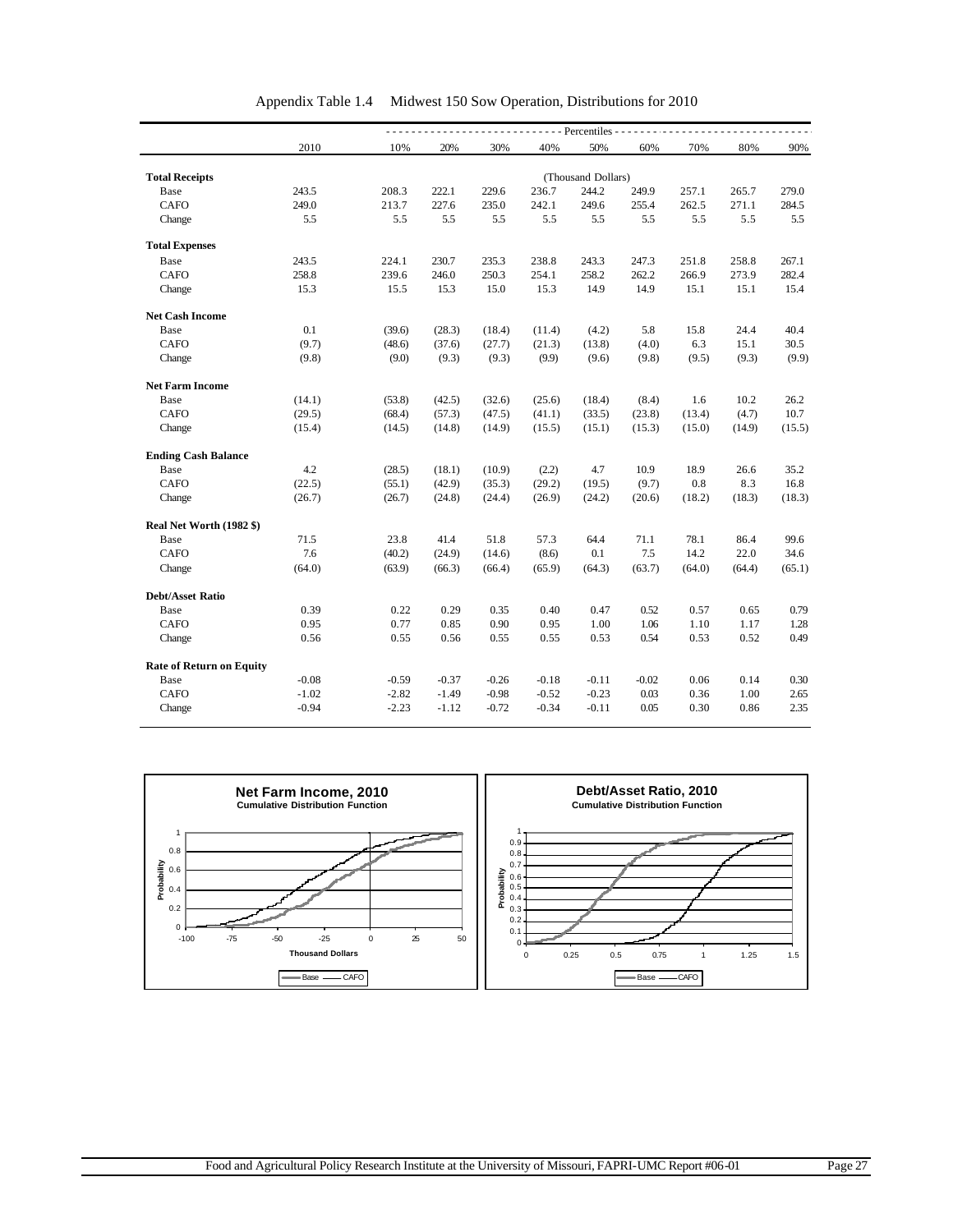Appendix Table 1.4 Midwest 150 Sow Operation, Distributions for 2010

| | 2010 | 10% | 20% | 30% | 40% | 50% | 60% | 70% | 80% | 90% |
|---|---|---|---|---|---|---|---|---|---|---|
| | | Percentiles | | | | | | | | |
| **Total Receipts** | | | | | | (Thousand Dollars) | | | | |
| Base | 243.5 | 208.3 | 222.1 | 229.6 | 236.7 | 244.2 | 249.9 | 257.1 | 265.7 | 279.0 |
| CAFO | 249.0 | 213.7 | 227.6 | 235.0 | 242.1 | 249.6 | 255.4 | 262.5 | 271.1 | 284.5 |
| Change | 5.5 | 5.5 | 5.5 | 5.5 | 5.5 | 5.5 | 5.5 | 5.5 | 5.5 | 5.5 |
| **Total Expenses** | | | | | | | | | | |
| Base | 243.5 | 224.1 | 230.7 | 235.3 | 238.8 | 243.3 | 247.3 | 251.8 | 258.8 | 267.1 |
| CAFO | 258.8 | 239.6 | 246.0 | 250.3 | 254.1 | 258.2 | 262.2 | 266.9 | 273.9 | 282.4 |
| Change | 15.3 | 15.5 | 15.3 | 15.0 | 15.3 | 14.9 | 14.9 | 15.1 | 15.1 | 15.4 |
| **Net Cash Income** | | | | | | | | | | |
| Base | 0.1 | (39.6) | (28.3) | (18.4) | (11.4) | (4.2) | 5.8 | 15.8 | 24.4 | 40.4 |
| CAFO | (9.7) | (48.6) | (37.6) | (27.7) | (21.3) | (13.8) | (4.0) | 6.3 | 15.1 | 30.5 |
| Change | (9.8) | (9.0) | (9.3) | (9.3) | (9.9) | (9.6) | (9.8) | (9.5) | (9.3) | (9.9) |
| **Net Farm Income** | | | | | | | | | | |
| Base | (14.1) | (53.8) | (42.5) | (32.6) | (25.6) | (18.4) | (8.4) | 1.6 | 10.2 | 26.2 |
| CAFO | (29.5) | (68.4) | (57.3) | (47.5) | (41.1) | (33.5) | (23.8) | (13.4) | (4.7) | 10.7 |
| Change | (15.4) | (14.5) | (14.8) | (14.9) | (15.5) | (15.1) | (15.3) | (15.0) | (14.9) | (15.5) |
| **Ending Cash Balance** | | | | | | | | | | |
| Base | 4.2 | (28.5) | (18.1) | (10.9) | (2.2) | 4.7 | 10.9 | 18.9 | 26.6 | 35.2 |
| CAFO | (22.5) | (55.1) | (42.9) | (35.3) | (29.2) | (19.5) | (9.7) | 0.8 | 8.3 | 16.8 |
| Change | (26.7) | (26.7) | (24.8) | (24.4) | (26.9) | (24.2) | (20.6) | (18.2) | (18.3) | (18.3) |
| **Real Net Worth (1982 $)** | | | | | | | | | | |
| Base | 71.5 | 23.8 | 41.4 | 51.8 | 57.3 | 64.4 | 71.1 | 78.1 | 86.4 | 99.6 |
| CAFO | 7.6 | (40.2) | (24.9) | (14.6) | (8.6) | 0.1 | 7.5 | 14.2 | 22.0 | 34.6 |
| Change | (64.0) | (63.9) | (66.3) | (66.4) | (65.9) | (64.3) | (63.7) | (64.0) | (64.4) | (65.1) |
| **Debt/Asset Ratio** | | | | | | | | | | |
| Base | 0.39 | 0.22 | 0.29 | 0.35 | 0.40 | 0.47 | 0.52 | 0.57 | 0.65 | 0.79 |
| CAFO | 0.95 | 0.77 | 0.85 | 0.90 | 0.95 | 1.00 | 1.06 | 1.10 | 1.17 | 1.28 |
| Change | 0.56 | 0.55 | 0.56 | 0.55 | 0.55 | 0.53 | 0.54 | 0.53 | 0.52 | 0.49 |
| **Rate of Return on Equity** | | | | | | | | | | |
| Base | -0.08 | -0.59 | -0.37 | -0.26 | -0.18 | -0.11 | -0.02 | 0.06 | 0.14 | 0.30 |
| CAFO | -1.02 | -2.82 | -1.49 | -0.98 | -0.52 | -0.23 | 0.03 | 0.36 | 1.00 | 2.65 |
| Change | -0.94 | -2.23 | -1.12 | -0.72 | -0.34 | -0.11 | 0.05 | 0.30 | 0.86 | 2.35 |

**Net Farm Income, 2010**
Cumulative Distribution Function

**Debt/Asset Ratio, 2010**
Cumulative Distribution Function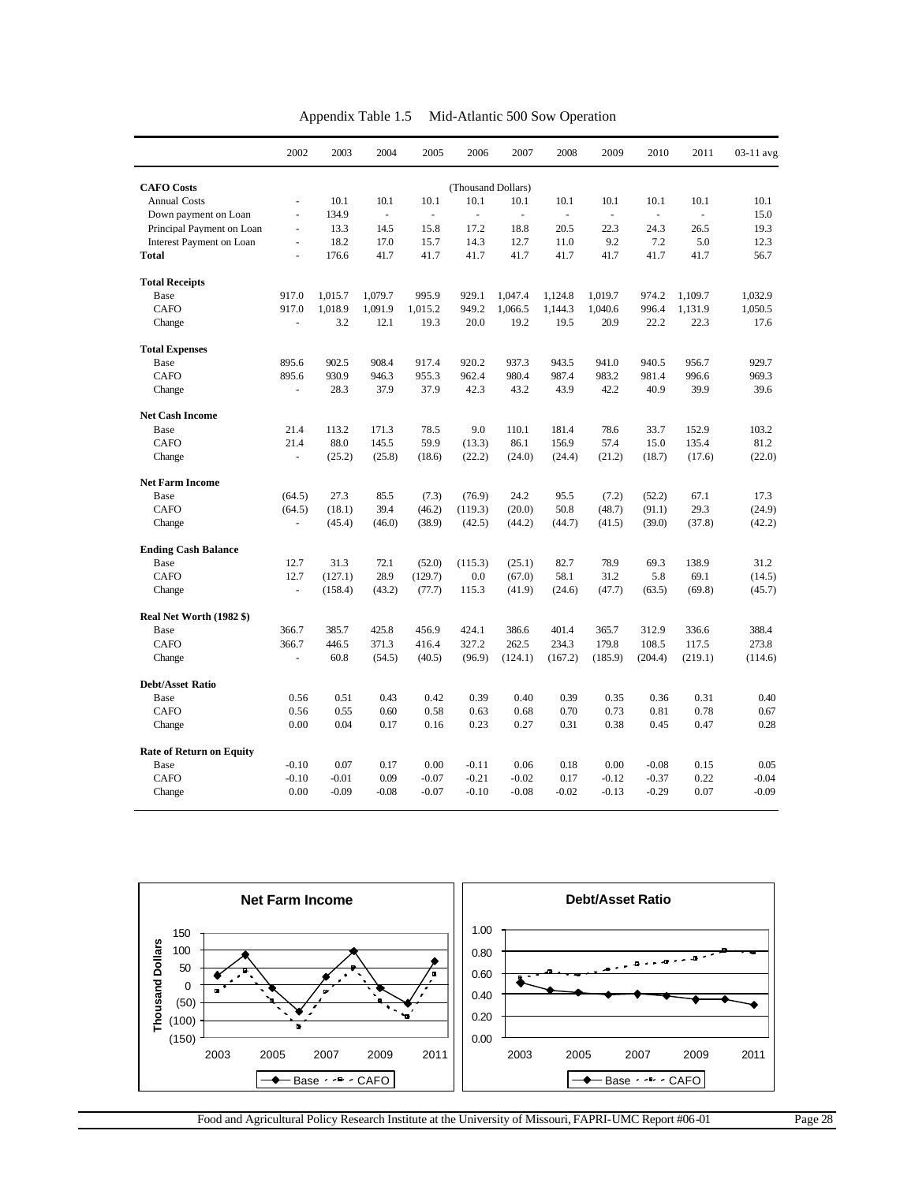Appendix Table 1.5 Mid-Atlantic 500 Sow Operation

| | 2002 | 2003 | 2004 | 2005 | 2006 | 2007 | 2008 | 2009 | 2010 | 2011 | 03-11 avg |
|---|---|---|---|---|---|---|---|---|---|---|---|
| **CAFO Costs** | | | | | (Thousand Dollars) | | | | | | |
| Annual Costs | - | 10.1 | 10.1 | 10.1 | 10.1 | 10.1 | 10.1 | 10.1 | 10.1 | 10.1 | 10.1 |
| Down payment on Loan | - | 134.9 | - | - | - | - | - | - | - | - | 15.0 |
| Principal Payment on Loan | - | 13.3 | 14.5 | 15.8 | 17.2 | 18.8 | 20.5 | 22.3 | 24.3 | 26.5 | 19.3 |
| Interest Payment on Loan | - | 18.2 | 17.0 | 15.7 | 14.3 | 12.7 | 11.0 | 9.2 | 7.2 | 5.0 | 12.3 |
| **Total** | - | 176.6 | 41.7 | 41.7 | 41.7 | 41.7 | 41.7 | 41.7 | 41.7 | 41.7 | 56.7 |
| **Total Receipts** | | | | | | | | | | | |
| Base | 917.0 | 1,015.7 | 1,079.7 | 995.9 | 929.1 | 1,047.4 | 1,124.8 | 1,019.7 | 974.2 | 1,109.7 | 1,032.9 |
| CAFO | 917.0 | 1,018.9 | 1,091.9 | 1,015.2 | 949.2 | 1,066.5 | 1,144.3 | 1,040.6 | 996.4 | 1,131.9 | 1,050.5 |
| Change | - | 3.2 | 12.1 | 19.3 | 20.0 | 19.2 | 19.5 | 20.9 | 22.2 | 22.3 | 17.6 |
| **Total Expenses** | | | | | | | | | | | |
| Base | 895.6 | 902.5 | 908.4 | 917.4 | 920.2 | 937.3 | 943.5 | 941.0 | 940.5 | 956.7 | 929.7 |
| CAFO | 895.6 | 930.9 | 946.3 | 955.3 | 962.4 | 980.4 | 987.4 | 983.2 | 981.4 | 996.6 | 969.3 |
| Change | - | 28.3 | 37.9 | 37.9 | 42.3 | 43.2 | 43.9 | 42.2 | 40.9 | 39.9 | 39.6 |
| **Net Cash Income** | | | | | | | | | | | |
| Base | 21.4 | 113.2 | 171.3 | 78.5 | 9.0 | 110.1 | 181.4 | 78.6 | 33.7 | 152.9 | 103.2 |
| CAFO | 21.4 | 88.0 | 145.5 | 59.9 | (13.3) | 86.1 | 156.9 | 57.4 | 15.0 | 135.4 | 81.2 |
| Change | - | (25.2) | (25.8) | (18.6) | (22.2) | (24.0) | (24.4) | (21.2) | (18.7) | (17.6) | (22.0) |
| **Net Farm Income** | | | | | | | | | | | |
| Base | (64.5) | 27.3 | 85.5 | (7.3) | (76.9) | 24.2 | 95.5 | (7.2) | (52.2) | 67.1 | 17.3 |
| CAFO | (64.5) | (18.1) | 39.4 | (46.2) | (119.3) | (20.0) | 50.8 | (48.7) | (91.1) | 29.3 | (24.9) |
| Change | - | (45.4) | (46.0) | (38.9) | (42.5) | (44.2) | (44.7) | (41.5) | (39.0) | (37.8) | (42.2) |
| **Ending Cash Balance** | | | | | | | | | | | |
| Base | 12.7 | 31.3 | 72.1 | (52.0) | (115.3) | (25.1) | 82.7 | 78.9 | 69.3 | 138.9 | 31.2 |
| CAFO | 12.7 | (127.1) | 28.9 | (129.7) | 0.0 | (67.0) | 58.1 | 31.2 | 5.8 | 69.1 | (14.5) |
| Change | - | (158.4) | (43.2) | (77.7) | 115.3 | (41.9) | (24.6) | (47.7) | (63.5) | (69.8) | (45.7) |
| **Real Net Worth (1982 $)** | | | | | | | | | | | |
| Base | 366.7 | 385.7 | 425.8 | 456.9 | 424.1 | 386.6 | 401.4 | 365.7 | 312.9 | 336.6 | 388.4 |
| CAFO | 366.7 | 446.5 | 371.3 | 416.4 | 327.2 | 262.5 | 234.3 | 179.8 | 108.5 | 117.5 | 273.8 |
| Change | - | 60.8 | (54.5) | (40.5) | (96.9) | (124.1) | (167.2) | (185.9) | (204.4) | (219.1) | (114.6) |
| **Debt/Asset Ratio** | | | | | | | | | | | |
| Base | 0.56 | 0.51 | 0.43 | 0.42 | 0.39 | 0.40 | 0.39 | 0.35 | 0.36 | 0.31 | 0.40 |
| CAFO | 0.56 | 0.55 | 0.60 | 0.58 | 0.63 | 0.68 | 0.70 | 0.73 | 0.81 | 0.78 | 0.67 |
| Change | 0.00 | 0.04 | 0.17 | 0.16 | 0.23 | 0.27 | 0.31 | 0.38 | 0.45 | 0.47 | 0.28 |
| **Rate of Return on Equity** | | | | | | | | | | | |
| Base | -0.10 | 0.07 | 0.17 | 0.00 | -0.11 | 0.06 | 0.18 | 0.00 | -0.08 | 0.15 | 0.05 |
| CAFO | -0.10 | -0.01 | 0.09 | -0.07 | -0.21 | -0.02 | 0.17 | -0.12 | -0.37 | 0.22 | -0.04 |
| Change | 0.00 | -0.09 | -0.08 | -0.07 | -0.10 | -0.08 | -0.02 | -0.13 | -0.29 | 0.07 | -0.09 |

**Net Farm Income**

**Debt/Asset Ratio**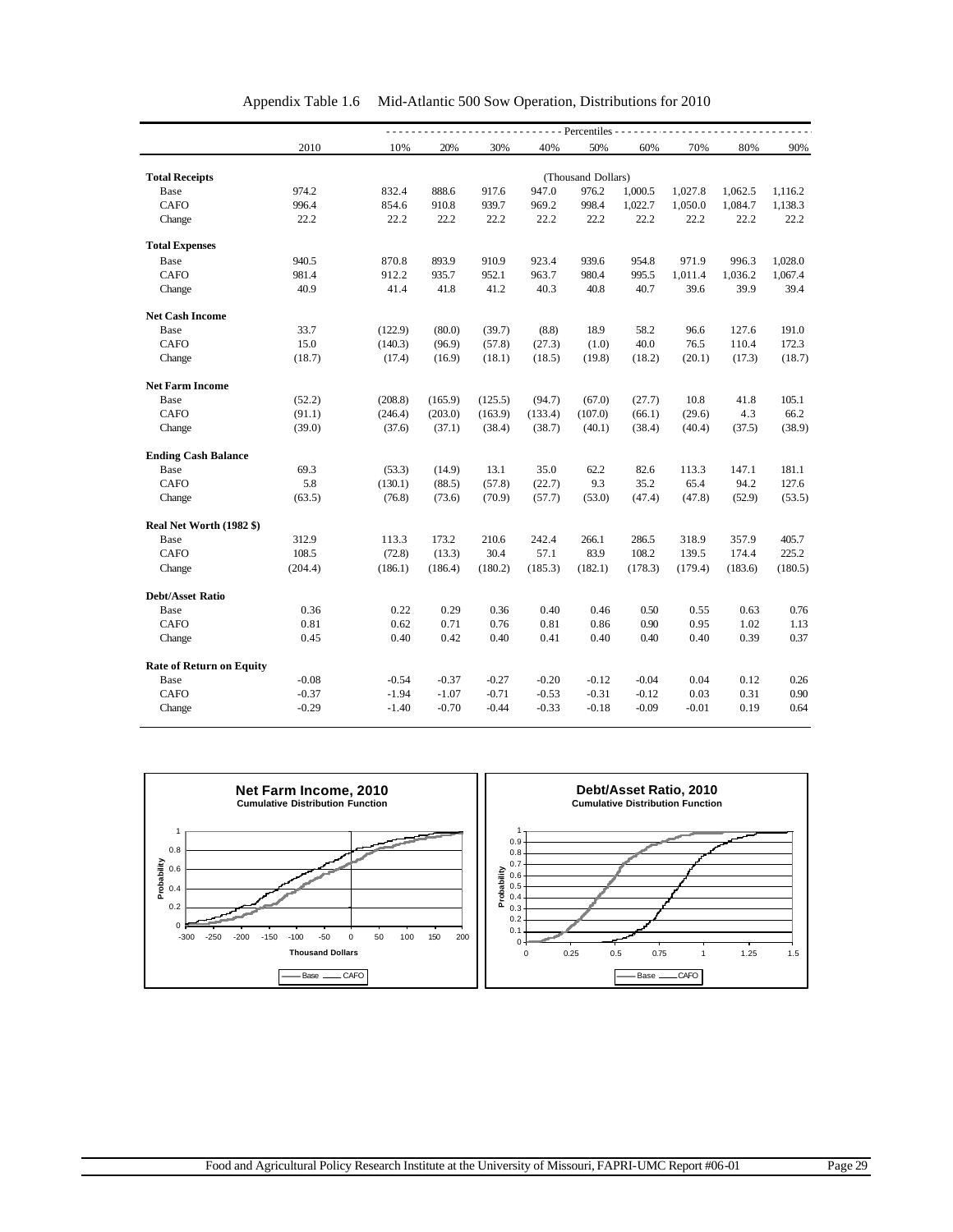Appendix Table 1.6 Mid-Atlantic 500 Sow Operation, Distributions for 2010

| | 2010 | 10% | 20% | 30% | 40% | 50% | 60% | 70% | 80% | 90% |
|---|---|---|---|---|---|---|---|---|---|---|
| | | Percentiles | | | | | | | | |
| **Total Receipts** | | | | | | (Thousand Dollars) | | | | |
| Base | 974.2 | 832.4 | 888.6 | 917.6 | 947.0 | 976.2 | 1,000.5 | 1,027.8 | 1,062.5 | 1,116.2 |
| CAFO | 996.4 | 854.6 | 910.8 | 939.7 | 969.2 | 998.4 | 1,022.7 | 1,050.0 | 1,084.7 | 1,138.3 |
| Change | 22.2 | 22.2 | 22.2 | 22.2 | 22.2 | 22.2 | 22.2 | 22.2 | 22.2 | 22.2 |
| **Total Expenses** | | | | | | | | | | |
| Base | 940.5 | 870.8 | 893.9 | 910.9 | 923.4 | 939.6 | 954.8 | 971.9 | 996.3 | 1,028.0 |
| CAFO | 981.4 | 912.2 | 935.7 | 952.1 | 963.7 | 980.4 | 995.5 | 1,011.4 | 1,036.2 | 1,067.4 |
| Change | 40.9 | 41.4 | 41.8 | 41.2 | 40.3 | 40.8 | 40.7 | 39.6 | 39.9 | 39.4 |
| **Net Cash Income** | | | | | | | | | | |
| Base | 33.7 | (122.9) | (80.0) | (39.7) | (8.8) | 18.9 | 58.2 | 96.6 | 127.6 | 191.0 |
| CAFO | 15.0 | (140.3) | (96.9) | (57.8) | (27.3) | (1.0) | 40.0 | 76.5 | 110.4 | 172.3 |
| Change | (18.7) | (17.4) | (16.9) | (18.1) | (18.5) | (19.8) | (18.2) | (20.1) | (17.3) | (18.7) |
| **Net Farm Income** | | | | | | | | | | |
| Base | (52.2) | (208.8) | (165.9) | (125.5) | (94.7) | (67.0) | (27.7) | 10.8 | 41.8 | 105.1 |
| CAFO | (91.1) | (246.4) | (203.0) | (163.9) | (133.4) | (107.0) | (66.1) | (29.6) | 4.3 | 66.2 |
| Change | (39.0) | (37.6) | (37.1) | (38.4) | (38.7) | (40.1) | (38.4) | (40.4) | (37.5) | (38.9) |
| **Ending Cash Balance** | | | | | | | | | | |
| Base | 69.3 | (53.3) | (14.9) | 13.1 | 35.0 | 62.2 | 82.6 | 113.3 | 147.1 | 181.1 |
| CAFO | 5.8 | (130.1) | (88.5) | (57.8) | (22.7) | 9.3 | 35.2 | 65.4 | 94.2 | 127.6 |
| Change | (63.5) | (76.8) | (73.6) | (70.9) | (57.7) | (53.0) | (47.4) | (47.8) | (52.9) | (53.5) |
| **Real Net Worth (1982 $)** | | | | | | | | | | |
| Base | 312.9 | 113.3 | 173.2 | 210.6 | 242.4 | 266.1 | 286.5 | 318.9 | 357.9 | 405.7 |
| CAFO | 108.5 | (72.8) | (13.3) | 30.4 | 57.1 | 83.9 | 108.2 | 139.5 | 174.4 | 225.2 |
| Change | (204.4) | (186.1) | (186.4) | (180.2) | (185.3) | (182.1) | (178.3) | (179.4) | (183.6) | (180.5) |
| **Debt/Asset Ratio** | | | | | | | | | | |
| Base | 0.36 | 0.22 | 0.29 | 0.36 | 0.40 | 0.46 | 0.50 | 0.55 | 0.63 | 0.76 |
| CAFO | 0.81 | 0.62 | 0.71 | 0.76 | 0.81 | 0.86 | 0.90 | 0.95 | 1.02 | 1.13 |
| Change | 0.45 | 0.40 | 0.42 | 0.40 | 0.41 | 0.40 | 0.40 | 0.40 | 0.39 | 0.37 |
| **Rate of Return on Equity** | | | | | | | | | | |
| Base | -0.08 | -0.54 | -0.37 | -0.27 | -0.20 | -0.12 | -0.04 | 0.04 | 0.12 | 0.26 |
| CAFO | -0.37 | -1.94 | -1.07 | -0.71 | -0.53 | -0.31 | -0.12 | 0.03 | 0.31 | 0.90 |
| Change | -0.29 | -1.40 | -0.70 | -0.44 | -0.33 | -0.18 | -0.09 | -0.01 | 0.19 | 0.64 |

**Net Farm Income, 2010**
Cumulative Distribution Function

**Debt/Asset Ratio, 2010**
Cumulative Distribution Function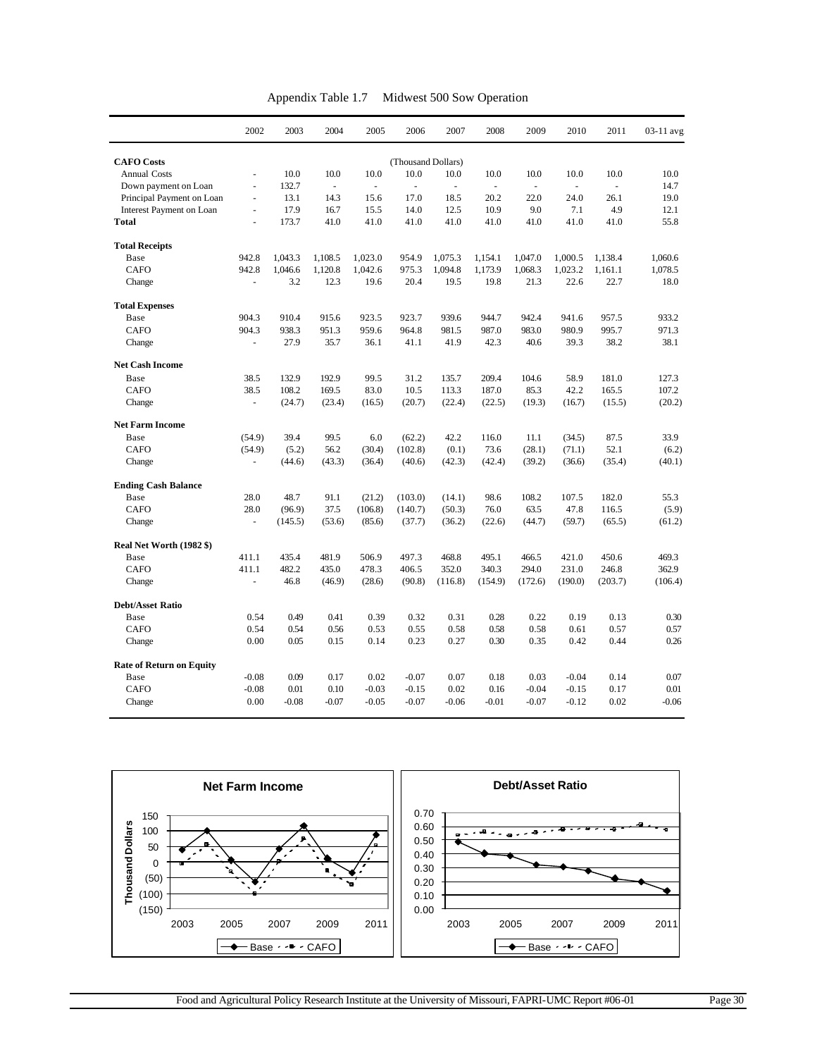Appendix Table 1.7 Midwest 500 Sow Operation

| | 2002 | 2003 | 2004 | 2005 | 2006 | 2007 | 2008 | 2009 | 2010 | 2011 | 03-11 avg |
|---|---|---|---|---|---|---|---|---|---|---|---|
| **CAFO Costs** | | | | | (Thousand Dollars) | | | | | | |
| Annual Costs | - | 10.0 | 10.0 | 10.0 | 10.0 | 10.0 | 10.0 | 10.0 | 10.0 | 10.0 | 10.0 |
| Down payment on Loan | - | 132.7 | - | - | - | - | - | - | - | - | 14.7 |
| Principal Payment on Loan | - | 13.1 | 14.3 | 15.6 | 17.0 | 18.5 | 20.2 | 22.0 | 24.0 | 26.1 | 19.0 |
| Interest Payment on Loan | - | 17.9 | 16.7 | 15.5 | 14.0 | 12.5 | 10.9 | 9.0 | 7.1 | 4.9 | 12.1 |
| **Total** | - | 173.7 | 41.0 | 41.0 | 41.0 | 41.0 | 41.0 | 41.0 | 41.0 | 41.0 | 55.8 |
| **Total Receipts** | | | | | | | | | | | |
| Base | 942.8 | 1,043.3 | 1,108.5 | 1,023.0 | 954.9 | 1,075.3 | 1,154.1 | 1,047.0 | 1,000.5 | 1,138.4 | 1,060.6 |
| CAFO | 942.8 | 1,046.6 | 1,120.8 | 1,042.6 | 975.3 | 1,094.8 | 1,173.9 | 1,068.3 | 1,023.2 | 1,161.1 | 1,078.5 |
| Change | - | 3.2 | 12.3 | 19.6 | 20.4 | 19.5 | 19.8 | 21.3 | 22.6 | 22.7 | 18.0 |
| **Total Expenses** | | | | | | | | | | | |
| Base | 904.3 | 910.4 | 915.6 | 923.5 | 923.7 | 939.6 | 944.7 | 942.4 | 941.6 | 957.5 | 933.2 |
| CAFO | 904.3 | 938.3 | 951.3 | 959.6 | 964.8 | 981.5 | 987.0 | 983.0 | 980.9 | 995.7 | 971.3 |
| Change | - | 27.9 | 35.7 | 36.1 | 41.1 | 41.9 | 42.3 | 40.6 | 39.3 | 38.2 | 38.1 |
| **Net Cash Income** | | | | | | | | | | | |
| Base | 38.5 | 132.9 | 192.9 | 99.5 | 31.2 | 135.7 | 209.4 | 104.6 | 58.9 | 181.0 | 127.3 |
| CAFO | 38.5 | 108.2 | 169.5 | 83.0 | 10.5 | 113.3 | 187.0 | 85.3 | 42.2 | 165.5 | 107.2 |
| Change | - | (24.7) | (23.4) | (16.5) | (20.7) | (22.4) | (22.5) | (19.3) | (16.7) | (15.5) | (20.2) |
| **Net Farm Income** | | | | | | | | | | | |
| Base | (54.9) | 39.4 | 99.5 | 6.0 | (62.2) | 42.2 | 116.0 | 11.1 | (34.5) | 87.5 | 33.9 |
| CAFO | (54.9) | (5.2) | 56.2 | (30.4) | (102.8) | (0.1) | 73.6 | (28.1) | (71.1) | 52.1 | (6.2) |
| Change | - | (44.6) | (43.3) | (36.4) | (40.6) | (42.3) | (42.4) | (39.2) | (36.6) | (35.4) | (40.1) |
| **Ending Cash Balance** | | | | | | | | | | | |
| Base | 28.0 | 48.7 | 91.1 | (21.2) | (103.0) | (14.1) | 98.6 | 108.2 | 107.5 | 182.0 | 55.3 |
| CAFO | 28.0 | (96.9) | 37.5 | (106.8) | (140.7) | (50.3) | 76.0 | 63.5 | 47.8 | 116.5 | (5.9) |
| Change | - | (145.5) | (53.6) | (85.6) | (37.7) | (36.2) | (22.6) | (44.7) | (59.7) | (65.5) | (61.2) |
| **Real Net Worth (1982 $)** | | | | | | | | | | | |
| Base | 411.1 | 435.4 | 481.9 | 506.9 | 497.3 | 468.8 | 495.1 | 466.5 | 421.0 | 450.6 | 469.3 |
| CAFO | 411.1 | 482.2 | 435.0 | 478.3 | 406.5 | 352.0 | 340.3 | 294.0 | 231.0 | 246.8 | 362.9 |
| Change | - | 46.8 | (46.9) | (28.6) | (90.8) | (116.8) | (154.9) | (172.6) | (190.0) | (203.7) | (106.4) |
| **Debt/Asset Ratio** | | | | | | | | | | | |
| Base | 0.54 | 0.49 | 0.41 | 0.39 | 0.32 | 0.31 | 0.28 | 0.22 | 0.19 | 0.13 | 0.30 |
| CAFO | 0.54 | 0.54 | 0.56 | 0.53 | 0.55 | 0.58 | 0.58 | 0.58 | 0.61 | 0.57 | 0.57 |
| Change | 0.00 | 0.05 | 0.15 | 0.14 | 0.23 | 0.27 | 0.30 | 0.35 | 0.42 | 0.44 | 0.26 |
| **Rate of Return on Equity** | | | | | | | | | | | |
| Base | -0.08 | 0.09 | 0.17 | 0.02 | -0.07 | 0.07 | 0.18 | 0.03 | -0.04 | 0.14 | 0.07 |
| CAFO | -0.08 | 0.01 | 0.10 | -0.03 | -0.15 | 0.02 | 0.16 | -0.04 | -0.15 | 0.17 | 0.01 |
| Change | 0.00 | -0.08 | -0.07 | -0.05 | -0.07 | -0.06 | -0.01 | -0.07 | -0.12 | 0.02 | -0.06 |

**Net Farm Income**

**Debt/Asset Ratio**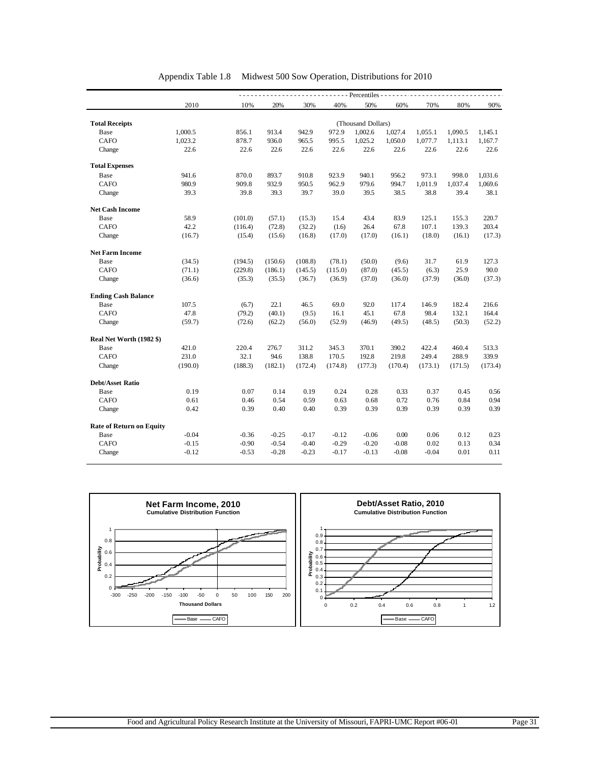Appendix Table 1.8 Midwest 500 Sow Operation, Distributions for 2010

| | 2010 | 10% | 20% | 30% | 40% | 50% | 60% | 70% | 80% | 90% |
|---|---|---|---|---|---|---|---|---|---|---|
| | | Percentiles | | | | | | | | |
| **Total Receipts** | | | | | | (Thousand Dollars) | | | | |
| Base | 1,000.5 | 856.1 | 913.4 | 942.9 | 972.9 | 1,002.6 | 1,027.4 | 1,055.1 | 1,090.5 | 1,145.1 |
| CAFO | 1,023.2 | 878.7 | 936.0 | 965.5 | 995.5 | 1,025.2 | 1,050.0 | 1,077.7 | 1,113.1 | 1,167.7 |
| Change | 22.6 | 22.6 | 22.6 | 22.6 | 22.6 | 22.6 | 22.6 | 22.6 | 22.6 | 22.6 |
| **Total Expenses** | | | | | | | | | | |
| Base | 941.6 | 870.0 | 893.7 | 910.8 | 923.9 | 940.1 | 956.2 | 973.1 | 998.0 | 1,031.6 |
| CAFO | 980.9 | 909.8 | 932.9 | 950.5 | 962.9 | 979.6 | 994.7 | 1,011.9 | 1,037.4 | 1,069.6 |
| Change | 39.3 | 39.8 | 39.3 | 39.7 | 39.0 | 39.5 | 38.5 | 38.8 | 39.4 | 38.1 |
| **Net Cash Income** | | | | | | | | | | |
| Base | 58.9 | (101.0) | (57.1) | (15.3) | 15.4 | 43.4 | 83.9 | 125.1 | 155.3 | 220.7 |
| CAFO | 42.2 | (116.4) | (72.8) | (32.2) | (1.6) | 26.4 | 67.8 | 107.1 | 139.3 | 203.4 |
| Change | (16.7) | (15.4) | (15.6) | (16.8) | (17.0) | (17.0) | (16.1) | (18.0) | (16.1) | (17.3) |
| **Net Farm Income** | | | | | | | | | | |
| Base | (34.5) | (194.5) | (150.6) | (108.8) | (78.1) | (50.0) | (9.6) | 31.7 | 61.9 | 127.3 |
| CAFO | (71.1) | (229.8) | (186.1) | (145.5) | (115.0) | (87.0) | (45.5) | (6.3) | 25.9 | 90.0 |
| Change | (36.6) | (35.3) | (35.5) | (36.7) | (36.9) | (37.0) | (36.0) | (37.9) | (36.0) | (37.3) |
| **Ending Cash Balance** | | | | | | | | | | |
| Base | 107.5 | (6.7) | 22.1 | 46.5 | 69.0 | 92.0 | 117.4 | 146.9 | 182.4 | 216.6 |
| CAFO | 47.8 | (79.2) | (40.1) | (9.5) | 16.1 | 45.1 | 67.8 | 98.4 | 132.1 | 164.4 |
| Change | (59.7) | (72.6) | (62.2) | (56.0) | (52.9) | (46.9) | (49.5) | (48.5) | (50.3) | (52.2) |
| **Real Net Worth (1982 $)** | | | | | | | | | | |
| Base | 421.0 | 220.4 | 276.7 | 311.2 | 345.3 | 370.1 | 390.2 | 422.4 | 460.4 | 513.3 |
| CAFO | 231.0 | 32.1 | 94.6 | 138.8 | 170.5 | 192.8 | 219.8 | 249.4 | 288.9 | 339.9 |
| Change | (190.0) | (188.3) | (182.1) | (172.4) | (174.8) | (177.3) | (170.4) | (173.1) | (171.5) | (173.4) |
| **Debt/Asset Ratio** | | | | | | | | | | |
| Base | 0.19 | 0.07 | 0.14 | 0.19 | 0.24 | 0.28 | 0.33 | 0.37 | 0.45 | 0.56 |
| CAFO | 0.61 | 0.46 | 0.54 | 0.59 | 0.63 | 0.68 | 0.72 | 0.76 | 0.84 | 0.94 |
| Change | 0.42 | 0.39 | 0.40 | 0.40 | 0.39 | 0.39 | 0.39 | 0.39 | 0.39 | 0.39 |
| **Rate of Return on Equity** | | | | | | | | | | |
| Base | -0.04 | -0.36 | -0.25 | -0.17 | -0.12 | -0.06 | 0.00 | 0.06 | 0.12 | 0.23 |
| CAFO | -0.15 | -0.90 | -0.54 | -0.40 | -0.29 | -0.20 | -0.08 | 0.02 | 0.13 | 0.34 |
| Change | -0.12 | -0.53 | -0.28 | -0.23 | -0.17 | -0.13 | -0.08 | -0.04 | 0.01 | 0.11 |

**Net Farm Income, 2010**
Cumulative Distribution Function

**Debt/Asset Ratio, 2010**
Cumulative Distribution Function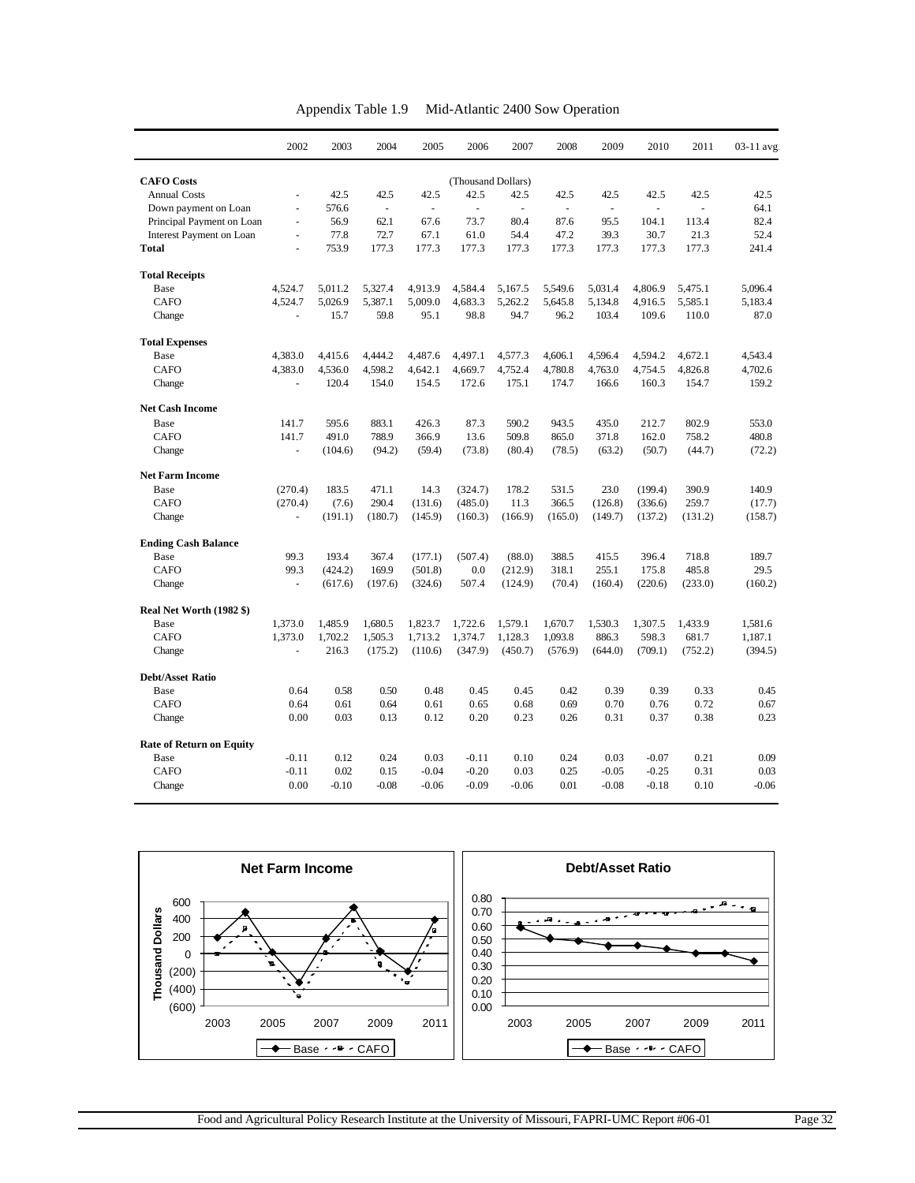Appendix Table 1.9 Mid-Atlantic 2400 Sow Operation

| | 2002 | 2003 | 2004 | 2005 | 2006 | 2007 | 2008 | 2009 | 2010 | 2011 | 03-11 avg |
|---|---|---|---|---|---|---|---|---|---|---|---|
| **CAFO Costs** | | | | | (Thousand Dollars) | | | | | | |
| Annual Costs | - | 42.5 | 42.5 | 42.5 | 42.5 | 42.5 | 42.5 | 42.5 | 42.5 | 42.5 | 42.5 |
| Down payment on Loan | - | 576.6 | - | - | - | - | - | - | - | - | 64.1 |
| Principal Payment on Loan | - | 56.9 | 62.1 | 67.6 | 73.7 | 80.4 | 87.6 | 95.5 | 104.1 | 113.4 | 82.4 |
| Interest Payment on Loan | - | 77.8 | 72.7 | 67.1 | 61.0 | 54.4 | 47.2 | 39.3 | 30.7 | 21.3 | 52.4 |
| **Total** | - | 753.9 | 177.3 | 177.3 | 177.3 | 177.3 | 177.3 | 177.3 | 177.3 | 177.3 | 241.4 |
| **Total Receipts** | | | | | | | | | | | |
| Base | 4,524.7 | 5,011.2 | 5,327.4 | 4,913.9 | 4,584.4 | 5,167.5 | 5,549.6 | 5,031.4 | 4,806.9 | 5,475.1 | 5,096.4 |
| CAFO | 4,524.7 | 5,026.9 | 5,387.1 | 5,009.0 | 4,683.3 | 5,262.2 | 5,645.8 | 5,134.8 | 4,916.5 | 5,585.1 | 5,183.4 |
| Change | - | 15.7 | 59.8 | 95.1 | 98.8 | 94.7 | 96.2 | 103.4 | 109.6 | 110.0 | 87.0 |
| **Total Expenses** | | | | | | | | | | | |
| Base | 4,383.0 | 4,415.6 | 4,444.2 | 4,487.6 | 4,497.1 | 4,577.3 | 4,606.1 | 4,596.4 | 4,594.2 | 4,672.1 | 4,543.4 |
| CAFO | 4,383.0 | 4,536.0 | 4,598.2 | 4,642.1 | 4,669.7 | 4,752.4 | 4,780.8 | 4,763.0 | 4,754.5 | 4,826.8 | 4,702.6 |
| Change | - | 120.4 | 154.0 | 154.5 | 172.6 | 175.1 | 174.7 | 166.6 | 160.3 | 154.7 | 159.2 |
| **Net Cash Income** | | | | | | | | | | | |
| Base | 141.7 | 595.6 | 883.1 | 426.3 | 87.3 | 590.2 | 943.5 | 435.0 | 212.7 | 802.9 | 553.0 |
| CAFO | 141.7 | 491.0 | 788.9 | 366.9 | 13.6 | 509.8 | 865.0 | 371.8 | 162.0 | 758.2 | 480.8 |
| Change | - | (104.6) | (94.2) | (59.4) | (73.8) | (80.4) | (78.5) | (63.2) | (50.7) | (44.7) | (72.2) |
| **Net Farm Income** | | | | | | | | | | | |
| Base | (270.4) | 183.5 | 471.1 | 14.3 | (324.7) | 178.2 | 531.5 | 23.0 | (199.4) | 390.9 | 140.9 |
| CAFO | (270.4) | (7.6) | 290.4 | (131.6) | (485.0) | 11.3 | 366.5 | (126.8) | (336.6) | 259.7 | (17.7) |
| Change | - | (191.1) | (180.7) | (145.9) | (160.3) | (166.9) | (165.0) | (149.7) | (137.2) | (131.2) | (158.7) |
| **Ending Cash Balance** | | | | | | | | | | | |
| Base | 99.3 | 193.4 | 367.4 | (177.1) | (507.4) | (88.0) | 388.5 | 415.5 | 396.4 | 718.8 | 189.7 |
| CAFO | 99.3 | (424.2) | 169.9 | (501.8) | 0.0 | (212.9) | 318.1 | 255.1 | 175.8 | 485.8 | 29.5 |
| Change | - | (617.6) | (197.6) | (324.6) | 507.4 | (124.9) | (70.4) | (160.4) | (220.6) | (233.0) | (160.2) |
| **Real Net Worth (1982 $)** | | | | | | | | | | | |
| Base | 1,373.0 | 1,485.9 | 1,680.5 | 1,823.7 | 1,722.6 | 1,579.1 | 1,670.7 | 1,530.3 | 1,307.5 | 1,433.9 | 1,581.6 |
| CAFO | 1,373.0 | 1,702.2 | 1,505.3 | 1,713.2 | 1,374.7 | 1,128.3 | 1,093.8 | 886.3 | 598.3 | 681.7 | 1,187.1 |
| Change | - | 216.3 | (175.2) | (110.6) | (347.9) | (450.7) | (576.9) | (644.0) | (709.1) | (752.2) | (394.5) |
| **Debt/Asset Ratio** | | | | | | | | | | | |
| Base | 0.64 | 0.58 | 0.50 | 0.48 | 0.45 | 0.45 | 0.42 | 0.39 | 0.39 | 0.33 | 0.45 |
| CAFO | 0.64 | 0.61 | 0.64 | 0.61 | 0.65 | 0.68 | 0.69 | 0.70 | 0.76 | 0.72 | 0.67 |
| Change | 0.00 | 0.03 | 0.13 | 0.12 | 0.20 | 0.23 | 0.26 | 0.31 | 0.37 | 0.38 | 0.23 |
| **Rate of Return on Equity** | | | | | | | | | | | |
| Base | -0.11 | 0.12 | 0.24 | 0.03 | -0.11 | 0.10 | 0.24 | 0.03 | -0.07 | 0.21 | 0.09 |
| CAFO | -0.11 | 0.02 | 0.15 | -0.04 | -0.20 | 0.03 | 0.25 | -0.05 | -0.25 | 0.31 | 0.03 |
| Change | 0.00 | -0.10 | -0.08 | -0.06 | -0.09 | -0.06 | 0.01 | -0.08 | -0.18 | 0.10 | -0.06 |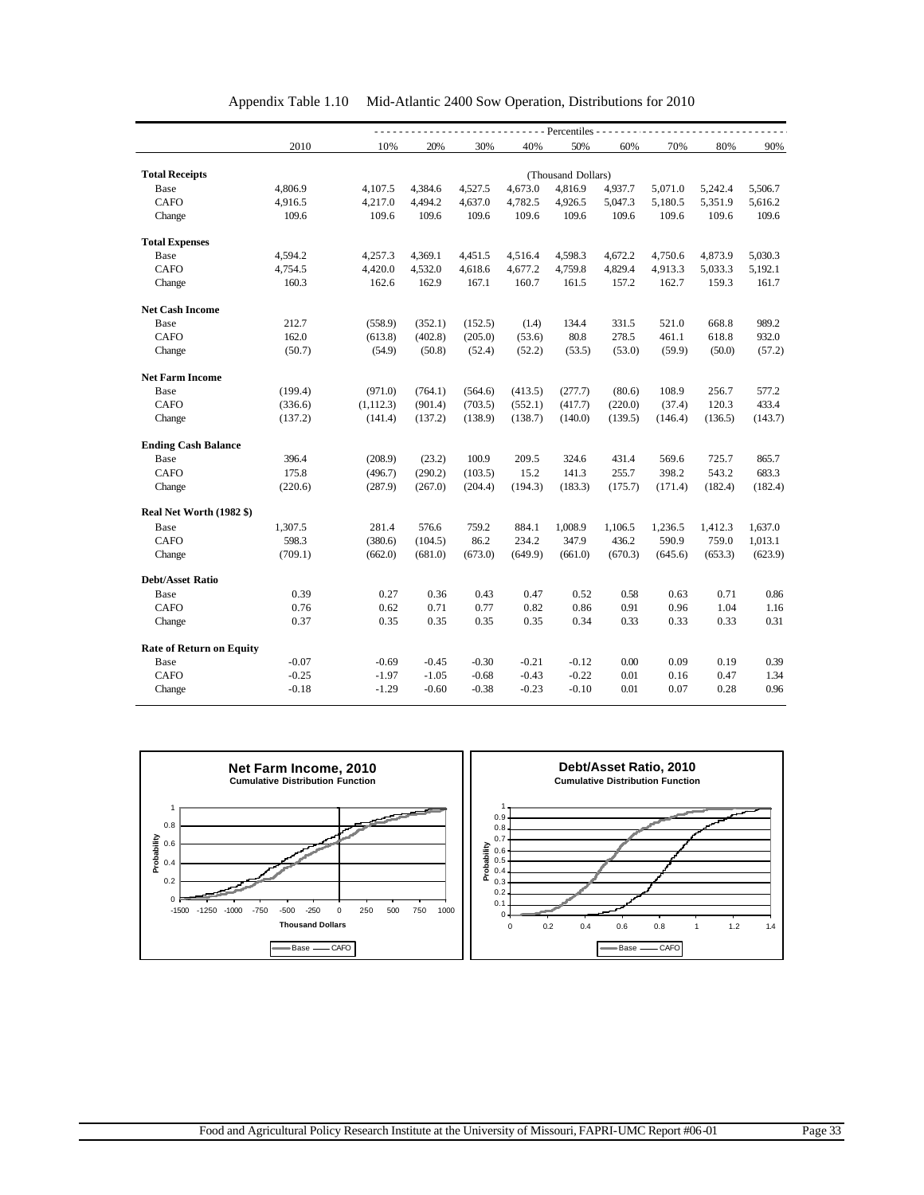Appendix Table 1.10 Mid-Atlantic 2400 Sow Operation, Distributions for 2010

| | 2010 | 10% | 20% | 30% | 40% | 50% | 60% | 70% | 80% | 90% |
|---|---|---|---|---|---|---|---|---|---|---|
| | | Percentiles | | | | | | | | |
| **Total Receipts** | | | | | | (Thousand Dollars) | | | | |
| Base | 4,806.9 | 4,107.5 | 4,384.6 | 4,527.5 | 4,673.0 | 4,816.9 | 4,937.7 | 5,071.0 | 5,242.4 | 5,506.7 |
| CAFO | 4,916.5 | 4,217.0 | 4,494.2 | 4,637.0 | 4,782.5 | 4,926.5 | 5,047.3 | 5,180.5 | 5,351.9 | 5,616.2 |
| Change | 109.6 | 109.6 | 109.6 | 109.6 | 109.6 | 109.6 | 109.6 | 109.6 | 109.6 | 109.6 |
| **Total Expenses** | | | | | | | | | | |
| Base | 4,594.2 | 4,257.3 | 4,369.1 | 4,451.5 | 4,516.4 | 4,598.3 | 4,672.2 | 4,750.6 | 4,873.9 | 5,030.3 |
| CAFO | 4,754.5 | 4,420.0 | 4,532.0 | 4,618.6 | 4,677.2 | 4,759.8 | 4,829.4 | 4,913.3 | 5,033.3 | 5,192.1 |
| Change | 160.3 | 162.6 | 162.9 | 167.1 | 160.7 | 161.5 | 157.2 | 162.7 | 159.3 | 161.7 |
| **Net Cash Income** | | | | | | | | | | |
| Base | 212.7 | (558.9) | (352.1) | (152.5) | (1.4) | 134.4 | 331.5 | 521.0 | 668.8 | 989.2 |
| CAFO | 162.0 | (613.8) | (402.8) | (205.0) | (53.6) | 80.8 | 278.5 | 461.1 | 618.8 | 932.0 |
| Change | (50.7) | (54.9) | (50.8) | (52.4) | (52.2) | (53.5) | (53.0) | (59.9) | (50.0) | (57.2) |
| **Net Farm Income** | | | | | | | | | | |
| Base | (199.4) | (971.0) | (764.1) | (564.6) | (413.5) | (277.7) | (80.6) | 108.9 | 256.7 | 577.2 |
| CAFO | (336.6) | (1,112.3) | (901.4) | (703.5) | (552.1) | (417.7) | (220.0) | (37.4) | 120.3 | 433.4 |
| Change | (137.2) | (141.4) | (137.2) | (138.9) | (138.7) | (140.0) | (139.5) | (146.4) | (136.5) | (143.7) |
| **Ending Cash Balance** | | | | | | | | | | |
| Base | 396.4 | (208.9) | (23.2) | 100.9 | 209.5 | 324.6 | 431.4 | 569.6 | 725.7 | 865.7 |
| CAFO | 175.8 | (496.7) | (290.2) | (103.5) | 15.2 | 141.3 | 255.7 | 398.2 | 543.2 | 683.3 |
| Change | (220.6) | (287.9) | (267.0) | (204.4) | (194.3) | (183.3) | (175.7) | (171.4) | (182.4) | (182.4) |
| **Real Net Worth (1982 $)** | | | | | | | | | | |
| Base | 1,307.5 | 281.4 | 576.6 | 759.2 | 884.1 | 1,008.9 | 1,106.5 | 1,236.5 | 1,412.3 | 1,637.0 |
| CAFO | 598.3 | (380.6) | (104.5) | 86.2 | 234.2 | 347.9 | 436.2 | 590.9 | 759.0 | 1,013.1 |
| Change | (709.1) | (662.0) | (681.0) | (673.0) | (649.9) | (661.0) | (670.3) | (645.6) | (653.3) | (623.9) |
| **Debt/Asset Ratio** | | | | | | | | | | |
| Base | 0.39 | 0.27 | 0.36 | 0.43 | 0.47 | 0.52 | 0.58 | 0.63 | 0.71 | 0.86 |
| CAFO | 0.76 | 0.62 | 0.71 | 0.77 | 0.82 | 0.86 | 0.91 | 0.96 | 1.04 | 1.16 |
| Change | 0.37 | 0.35 | 0.35 | 0.35 | 0.35 | 0.34 | 0.33 | 0.33 | 0.33 | 0.31 |
| **Rate of Return on Equity** | | | | | | | | | | |
| Base | -0.07 | -0.69 | -0.45 | -0.30 | -0.21 | -0.12 | 0.00 | 0.09 | 0.19 | 0.39 |
| CAFO | -0.25 | -1.97 | -1.05 | -0.68 | -0.43 | -0.22 | 0.01 | 0.16 | 0.47 | 1.34 |
| Change | -0.18 | -1.29 | -0.60 | -0.38 | -0.23 | -0.10 | 0.01 | 0.07 | 0.28 | 0.96 |

**Net Farm Income, 2010**
Cumulative Distribution Function

**Debt/Asset Ratio, 2010**
Cumulative Distribution Function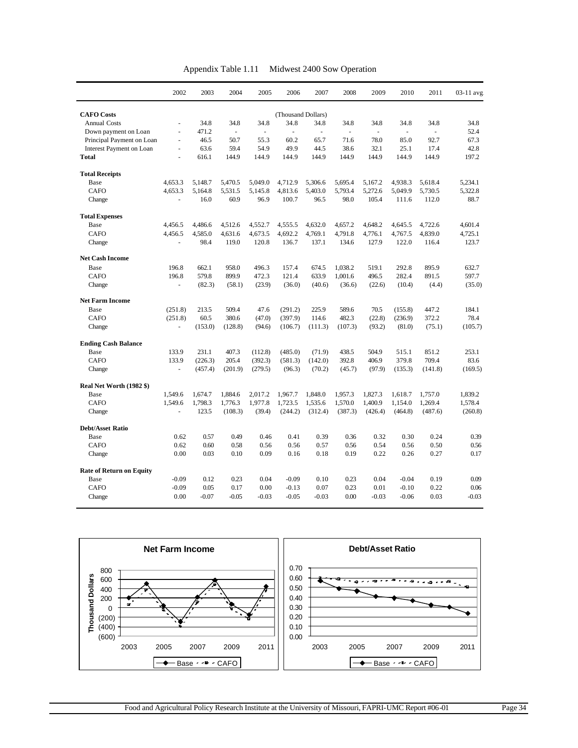Appendix Table 1.11 Midwest 2400 Sow Operation

| | 2002 | 2003 | 2004 | 2005 | 2006 | 2007 | 2008 | 2009 | 2010 | 2011 | 03-11 avg. |
|---|---|---|---|---|---|---|---|---|---|---|---|
| **CAFO Costs** | | | | | (Thousand Dollars) | | | | | | |
| Annual Costs | - | 34.8 | 34.8 | 34.8 | 34.8 | 34.8 | 34.8 | 34.8 | 34.8 | 34.8 | 34.8 |
| Down payment on Loan | - | 471.2 | - | - | - | - | - | - | - | - | 52.4 |
| Principal Payment on Loan | - | 46.5 | 50.7 | 55.3 | 60.2 | 65.7 | 71.6 | 78.0 | 85.0 | 92.7 | 67.3 |
| Interest Payment on Loan | - | 63.6 | 59.4 | 54.9 | 49.9 | 44.5 | 38.6 | 32.1 | 25.1 | 17.4 | 42.8 |
| **Total** | - | 616.1 | 144.9 | 144.9 | 144.9 | 144.9 | 144.9 | 144.9 | 144.9 | 144.9 | 197.2 |
| **Total Receipts** | | | | | | | | | | | |
| Base | 4,653.3 | 5,148.7 | 5,470.5 | 5,049.0 | 4,712.9 | 5,306.6 | 5,695.4 | 5,167.2 | 4,938.3 | 5,618.4 | 5,234.1 |
| CAFO | 4,653.3 | 5,164.8 | 5,531.5 | 5,145.8 | 4,813.6 | 5,403.0 | 5,793.4 | 5,272.6 | 5,049.9 | 5,730.5 | 5,322.8 |
| Change | - | 16.0 | 60.9 | 96.9 | 100.7 | 96.5 | 98.0 | 105.4 | 111.6 | 112.0 | 88.7 |
| **Total Expenses** | | | | | | | | | | | |
| Base | 4,456.5 | 4,486.6 | 4,512.6 | 4,552.7 | 4,555.5 | 4,632.0 | 4,657.2 | 4,648.2 | 4,645.5 | 4,722.6 | 4,601.4 |
| CAFO | 4,456.5 | 4,585.0 | 4,631.6 | 4,673.5 | 4,692.2 | 4,769.1 | 4,791.8 | 4,776.1 | 4,767.5 | 4,839.0 | 4,725.1 |
| Change | - | 98.4 | 119.0 | 120.8 | 136.7 | 137.1 | 134.6 | 127.9 | 122.0 | 116.4 | 123.7 |
| **Net Cash Income** | | | | | | | | | | | |
| Base | 196.8 | 662.1 | 958.0 | 496.3 | 157.4 | 674.5 | 1,038.2 | 519.1 | 292.8 | 895.9 | 632.7 |
| CAFO | 196.8 | 579.8 | 899.9 | 472.3 | 121.4 | 633.9 | 1,001.6 | 496.5 | 282.4 | 891.5 | 597.7 |
| Change | - | (82.3) | (58.1) | (23.9) | (36.0) | (40.6) | (36.6) | (22.6) | (10.4) | (4.4) | (35.0) |
| **Net Farm Income** | | | | | | | | | | | |
| Base | (251.8) | 213.5 | 509.4 | 47.6 | (291.2) | 225.9 | 589.6 | 70.5 | (155.8) | 447.2 | 184.1 |
| CAFO | (251.8) | 60.5 | 380.6 | (47.0) | (397.9) | 114.6 | 482.3 | (22.8) | (236.9) | 372.2 | 78.4 |
| Change | - | (153.0) | (128.8) | (94.6) | (106.7) | (111.3) | (107.3) | (93.2) | (81.0) | (75.1) | (105.7) |
| **Ending Cash Balance** | | | | | | | | | | | |
| Base | 133.9 | 231.1 | 407.3 | (112.8) | (485.0) | (71.9) | 438.5 | 504.9 | 515.1 | 851.2 | 253.1 |
| CAFO | 133.9 | (226.3) | 205.4 | (392.3) | (581.3) | (142.0) | 392.8 | 406.9 | 379.8 | 709.4 | 83.6 |
| Change | - | (457.4) | (201.9) | (279.5) | (96.3) | (70.2) | (45.7) | (97.9) | (135.3) | (141.8) | (169.5) |
| **Real Net Worth (1982 $)** | | | | | | | | | | | |
| Base | 1,549.6 | 1,674.7 | 1,884.6 | 2,017.2 | 1,967.7 | 1,848.0 | 1,957.3 | 1,827.3 | 1,618.7 | 1,757.0 | 1,839.2 |
| CAFO | 1,549.6 | 1,798.3 | 1,776.3 | 1,977.8 | 1,723.5 | 1,535.6 | 1,570.0 | 1,400.9 | 1,154.0 | 1,269.4 | 1,578.4 |
| Change | - | 123.5 | (108.3) | (39.4) | (244.2) | (312.4) | (387.3) | (426.4) | (464.8) | (487.6) | (260.8) |
| **Debt/Asset Ratio** | | | | | | | | | | | |
| Base | 0.62 | 0.57 | 0.49 | 0.46 | 0.41 | 0.39 | 0.36 | 0.32 | 0.30 | 0.24 | 0.39 |
| CAFO | 0.62 | 0.60 | 0.58 | 0.56 | 0.56 | 0.57 | 0.56 | 0.54 | 0.56 | 0.50 | 0.56 |
| Change | 0.00 | 0.03 | 0.10 | 0.09 | 0.16 | 0.18 | 0.19 | 0.22 | 0.26 | 0.27 | 0.17 |
| **Rate of Return on Equity** | | | | | | | | | | | |
| Base | -0.09 | 0.12 | 0.23 | 0.04 | -0.09 | 0.10 | 0.23 | 0.04 | -0.04 | 0.19 | 0.09 |
| CAFO | -0.09 | 0.05 | 0.17 | 0.00 | -0.13 | 0.07 | 0.23 | 0.01 | -0.10 | 0.22 | 0.06 |
| Change | 0.00 | -0.07 | -0.05 | -0.03 | -0.05 | -0.03 | 0.00 | -0.03 | -0.06 | 0.03 | -0.03 |

**Net Farm Income**

**Debt/Asset Ratio**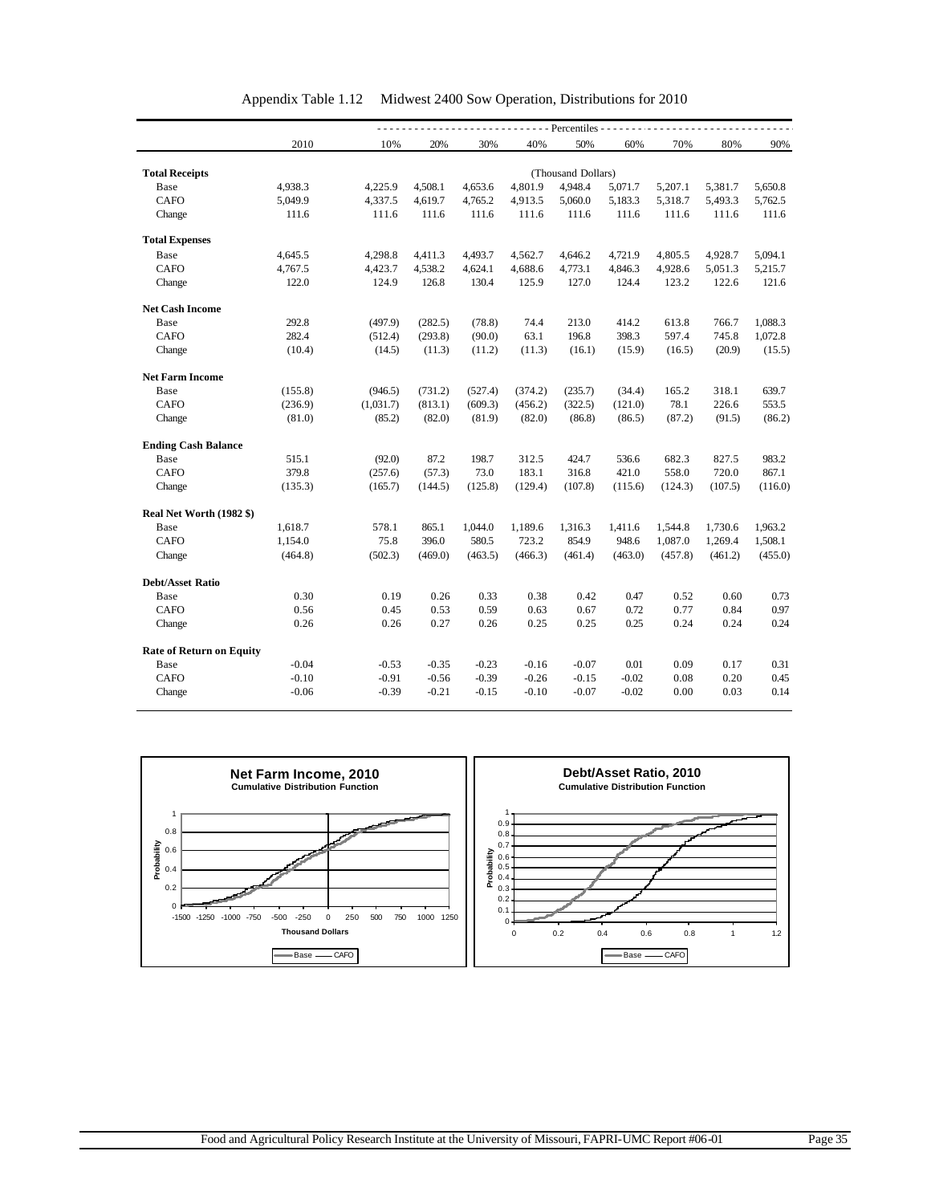Appendix Table 1.12 Midwest 2400 Sow Operation, Distributions for 2010

| | 2010 | 10% | 20% | 30% | 40% | 50% | 60% | 70% | 80% | 90% |
|---|---|---|---|---|---|---|---|---|---|---|
| | | Percentiles | | | | | | | | |
| **Total Receipts** | | | | | | (Thousand Dollars) | | | | |
| Base | 4,938.3 | 4,225.9 | 4,508.1 | 4,653.6 | 4,801.9 | 4,948.4 | 5,071.7 | 5,207.1 | 5,381.7 | 5,650.8 |
| CAFO | 5,049.9 | 4,337.5 | 4,619.7 | 4,765.2 | 4,913.5 | 5,060.0 | 5,183.3 | 5,318.7 | 5,493.3 | 5,762.5 |
| Change | 111.6 | 111.6 | 111.6 | 111.6 | 111.6 | 111.6 | 111.6 | 111.6 | 111.6 | 111.6 |
| **Total Expenses** | | | | | | | | | | |
| Base | 4,645.5 | 4,298.8 | 4,411.3 | 4,493.7 | 4,562.7 | 4,646.2 | 4,721.9 | 4,805.5 | 4,928.7 | 5,094.1 |
| CAFO | 4,767.5 | 4,423.7 | 4,538.2 | 4,624.1 | 4,688.6 | 4,773.1 | 4,846.3 | 4,928.6 | 5,051.3 | 5,215.7 |
| Change | 122.0 | 124.9 | 126.8 | 130.4 | 125.9 | 127.0 | 124.4 | 123.2 | 122.6 | 121.6 |
| **Net Cash Income** | | | | | | | | | | |
| Base | 292.8 | (497.9) | (282.5) | (78.8) | 74.4 | 213.0 | 414.2 | 613.8 | 766.7 | 1,088.3 |
| CAFO | 282.4 | (512.4) | (293.8) | (90.0) | 63.1 | 196.8 | 398.3 | 597.4 | 745.8 | 1,072.8 |
| Change | (10.4) | (14.5) | (11.3) | (11.2) | (11.3) | (16.1) | (15.9) | (16.5) | (20.9) | (15.5) |
| **Net Farm Income** | | | | | | | | | | |
| Base | (155.8) | (946.5) | (731.2) | (527.4) | (374.2) | (235.7) | (34.4) | 165.2 | 318.1 | 639.7 |
| CAFO | (236.9) | (1,031.7) | (813.1) | (609.3) | (456.2) | (322.5) | (121.0) | 78.1 | 226.6 | 553.5 |
| Change | (81.0) | (85.2) | (82.0) | (81.9) | (82.0) | (86.8) | (86.5) | (87.2) | (91.5) | (86.2) |
| **Ending Cash Balance** | | | | | | | | | | |
| Base | 515.1 | (92.0) | 87.2 | 198.7 | 312.5 | 424.7 | 536.6 | 682.3 | 827.5 | 983.2 |
| CAFO | 379.8 | (257.6) | (57.3) | 73.0 | 183.1 | 316.8 | 421.0 | 558.0 | 720.0 | 867.1 |
| Change | (135.3) | (165.7) | (144.5) | (125.8) | (129.4) | (107.8) | (115.6) | (124.3) | (107.5) | (116.0) |
| **Real Net Worth (1982 $)** | | | | | | | | | | |
| Base | 1,618.7 | 578.1 | 865.1 | 1,044.0 | 1,189.6 | 1,316.3 | 1,411.6 | 1,544.8 | 1,730.6 | 1,963.2 |
| CAFO | 1,154.0 | 75.8 | 396.0 | 580.5 | 723.2 | 854.9 | 948.6 | 1,087.0 | 1,269.4 | 1,508.1 |
| Change | (464.8) | (502.3) | (469.0) | (463.5) | (466.3) | (461.4) | (463.0) | (457.8) | (461.2) | (455.0) |
| **Debt/Asset Ratio** | | | | | | | | | | |
| Base | 0.30 | 0.19 | 0.26 | 0.33 | 0.38 | 0.42 | 0.47 | 0.52 | 0.60 | 0.73 |
| CAFO | 0.56 | 0.45 | 0.53 | 0.59 | 0.63 | 0.67 | 0.72 | 0.77 | 0.84 | 0.97 |
| Change | 0.26 | 0.26 | 0.27 | 0.26 | 0.25 | 0.25 | 0.25 | 0.24 | 0.24 | 0.24 |
| **Rate of Return on Equity** | | | | | | | | | | |
| Base | -0.04 | -0.53 | -0.35 | -0.23 | -0.16 | -0.07 | 0.01 | 0.09 | 0.17 | 0.31 |
| CAFO | -0.10 | -0.91 | -0.56 | -0.39 | -0.26 | -0.15 | -0.02 | 0.08 | 0.20 | 0.45 |
| Change | -0.06 | -0.39 | -0.21 | -0.15 | -0.10 | -0.07 | -0.02 | 0.00 | 0.03 | 0.14 |

**Net Farm Income, 2010**
Cumulative Distribution Function

**Debt/Asset Ratio, 2010**
Cumulative Distribution Function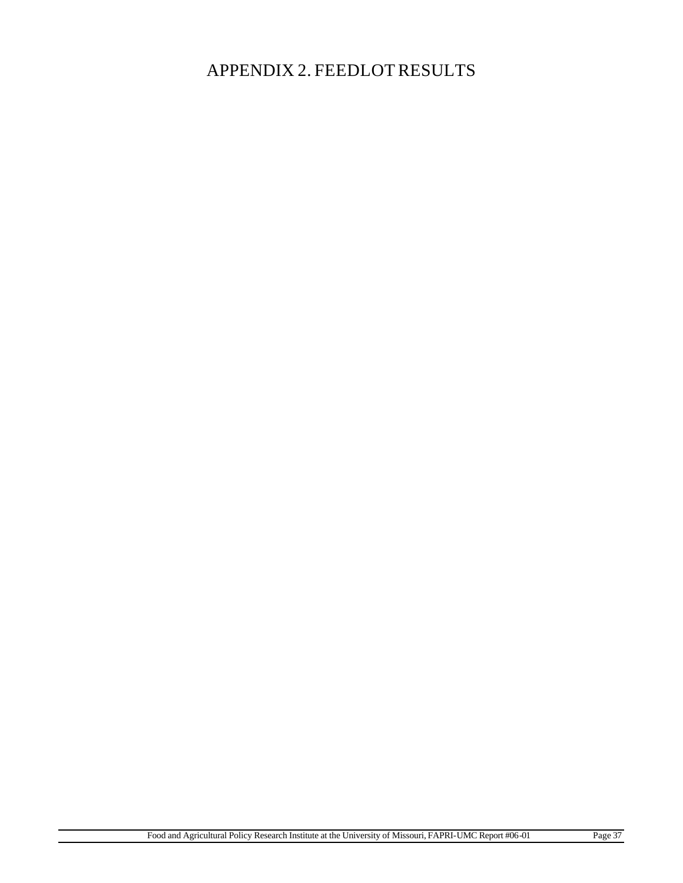# APPENDIX 2. FEEDLOT RESULTS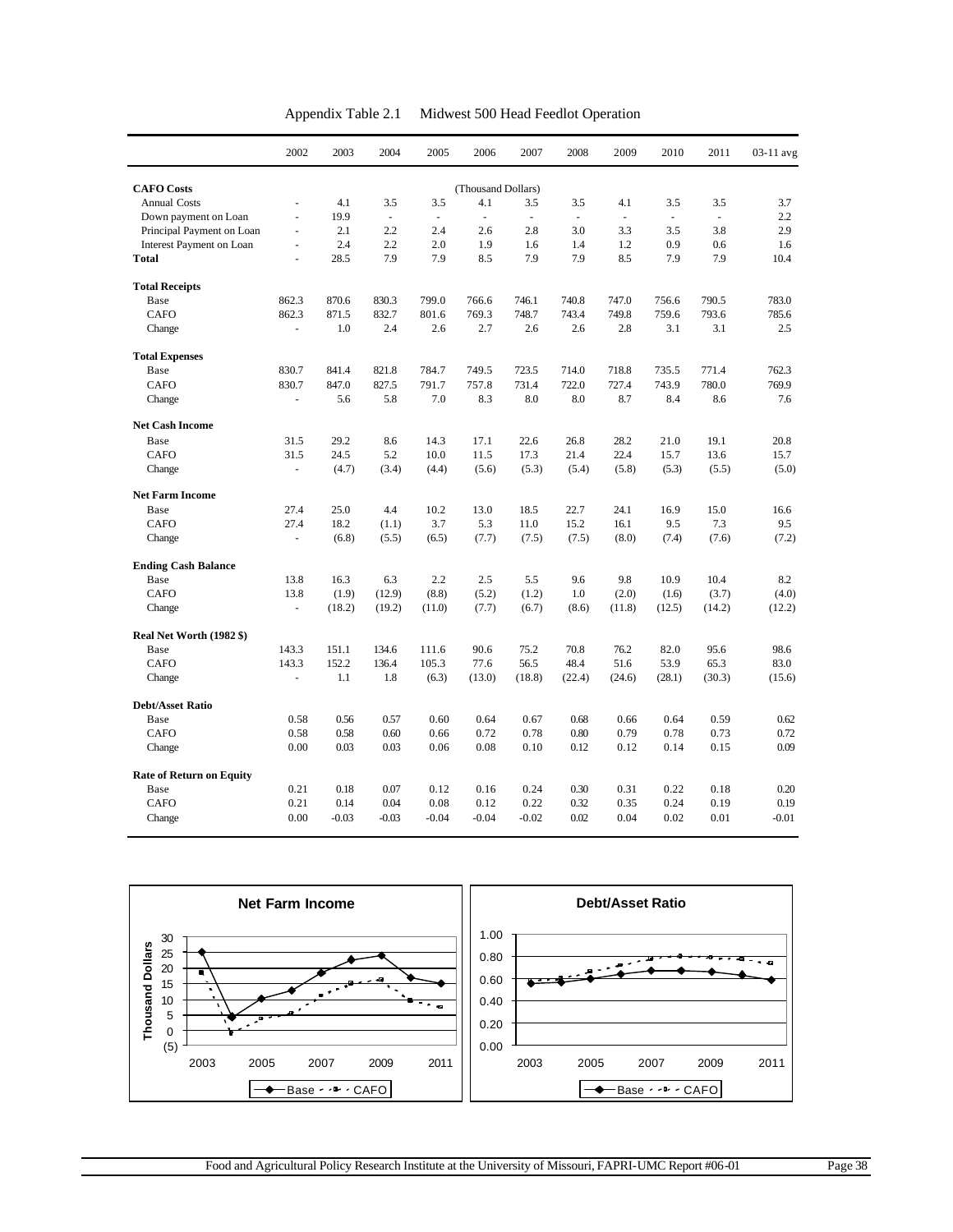Appendix Table 2.1 Midwest 500 Head Feedlot Operation

| | 2002 | 2003 | 2004 | 2005 | 2006 | 2007 | 2008 | 2009 | 2010 | 2011 | 03-11 avg |
|---|---|---|---|---|---|---|---|---|---|---|---|
| **CAFO Costs** | | | | | (Thousand Dollars) | | | | | | |
| Annual Costs | - | 4.1 | 3.5 | 3.5 | 4.1 | 3.5 | 3.5 | 4.1 | 3.5 | 3.5 | 3.7 |
| Down payment on Loan | - | 19.9 | - | - | - | - | - | - | - | - | 2.2 |
| Principal Payment on Loan | - | 2.1 | 2.2 | 2.4 | 2.6 | 2.8 | 3.0 | 3.3 | 3.5 | 3.8 | 2.9 |
| Interest Payment on Loan | - | 2.4 | 2.2 | 2.0 | 1.9 | 1.6 | 1.4 | 1.2 | 0.9 | 0.6 | 1.6 |
| **Total** | - | 28.5 | 7.9 | 7.9 | 8.5 | 7.9 | 7.9 | 8.5 | 7.9 | 7.9 | 10.4 |
| **Total Receipts** | | | | | | | | | | | |
| Base | 862.3 | 870.6 | 830.3 | 799.0 | 766.6 | 746.1 | 740.8 | 747.0 | 756.6 | 790.5 | 783.0 |
| CAFO | 862.3 | 871.5 | 832.7 | 801.6 | 769.3 | 748.7 | 743.4 | 749.8 | 759.6 | 793.6 | 785.6 |
| Change | - | 1.0 | 2.4 | 2.6 | 2.7 | 2.6 | 2.6 | 2.8 | 3.1 | 3.1 | 2.5 |
| **Total Expenses** | | | | | | | | | | | |
| Base | 830.7 | 841.4 | 821.8 | 784.7 | 749.5 | 723.5 | 714.0 | 718.8 | 735.5 | 771.4 | 762.3 |
| CAFO | 830.7 | 847.0 | 827.5 | 791.7 | 757.8 | 731.4 | 722.0 | 727.4 | 743.9 | 780.0 | 769.9 |
| Change | - | 5.6 | 5.8 | 7.0 | 8.3 | 8.0 | 8.0 | 8.7 | 8.4 | 8.6 | 7.6 |
| **Net Cash Income** | | | | | | | | | | | |
| Base | 31.5 | 29.2 | 8.6 | 14.3 | 17.1 | 22.6 | 26.8 | 28.2 | 21.0 | 19.1 | 20.8 |
| CAFO | 31.5 | 24.5 | 5.2 | 10.0 | 11.5 | 17.3 | 21.4 | 22.4 | 15.7 | 13.6 | 15.7 |
| Change | - | (4.7) | (3.4) | (4.4) | (5.6) | (5.3) | (5.4) | (5.8) | (5.3) | (5.5) | (5.0) |
| **Net Farm Income** | | | | | | | | | | | |
| Base | 27.4 | 25.0 | 4.4 | 10.2 | 13.0 | 18.5 | 22.7 | 24.1 | 16.9 | 15.0 | 16.6 |
| CAFO | 27.4 | 18.2 | (1.1) | 3.7 | 5.3 | 11.0 | 15.2 | 16.1 | 9.5 | 7.3 | 9.5 |
| Change | - | (6.8) | (5.5) | (6.5) | (7.7) | (7.5) | (7.5) | (8.0) | (7.4) | (7.6) | (7.2) |
| **Ending Cash Balance** | | | | | | | | | | | |
| Base | 13.8 | 16.3 | 6.3 | 2.2 | 2.5 | 5.5 | 9.6 | 9.8 | 10.9 | 10.4 | 8.2 |
| CAFO | 13.8 | (1.9) | (12.9) | (8.8) | (5.2) | (1.2) | 1.0 | (2.0) | (1.6) | (3.7) | (4.0) |
| Change | - | (18.2) | (19.2) | (11.0) | (7.7) | (6.7) | (8.6) | (11.8) | (12.5) | (14.2) | (12.2) |
| **Real Net Worth (1982 $)** | | | | | | | | | | | |
| Base | 143.3 | 151.1 | 134.6 | 111.6 | 90.6 | 75.2 | 70.8 | 76.2 | 82.0 | 95.6 | 98.6 |
| CAFO | 143.3 | 152.2 | 136.4 | 105.3 | 77.6 | 56.5 | 48.4 | 51.6 | 53.9 | 65.3 | 83.0 |
| Change | - | 1.1 | 1.8 | (6.3) | (13.0) | (18.8) | (22.4) | (24.6) | (28.1) | (30.3) | (15.6) |
| **Debt/Asset Ratio** | | | | | | | | | | | |
| Base | 0.58 | 0.56 | 0.57 | 0.60 | 0.64 | 0.67 | 0.68 | 0.66 | 0.64 | 0.59 | 0.62 |
| CAFO | 0.58 | 0.58 | 0.60 | 0.66 | 0.72 | 0.78 | 0.80 | 0.79 | 0.78 | 0.73 | 0.72 |
| Change | 0.00 | 0.03 | 0.03 | 0.06 | 0.08 | 0.10 | 0.12 | 0.12 | 0.14 | 0.15 | 0.09 |
| **Rate of Return on Equity** | | | | | | | | | | | |
| Base | 0.21 | 0.18 | 0.07 | 0.12 | 0.16 | 0.24 | 0.30 | 0.31 | 0.22 | 0.18 | 0.20 |
| CAFO | 0.21 | 0.14 | 0.04 | 0.08 | 0.12 | 0.22 | 0.32 | 0.35 | 0.24 | 0.19 | 0.19 |
| Change | 0.00 | -0.03 | -0.03 | -0.04 | -0.04 | -0.02 | 0.02 | 0.04 | 0.02 | 0.01 | -0.01 |

Net Farm Income

Debt/Asset Ratio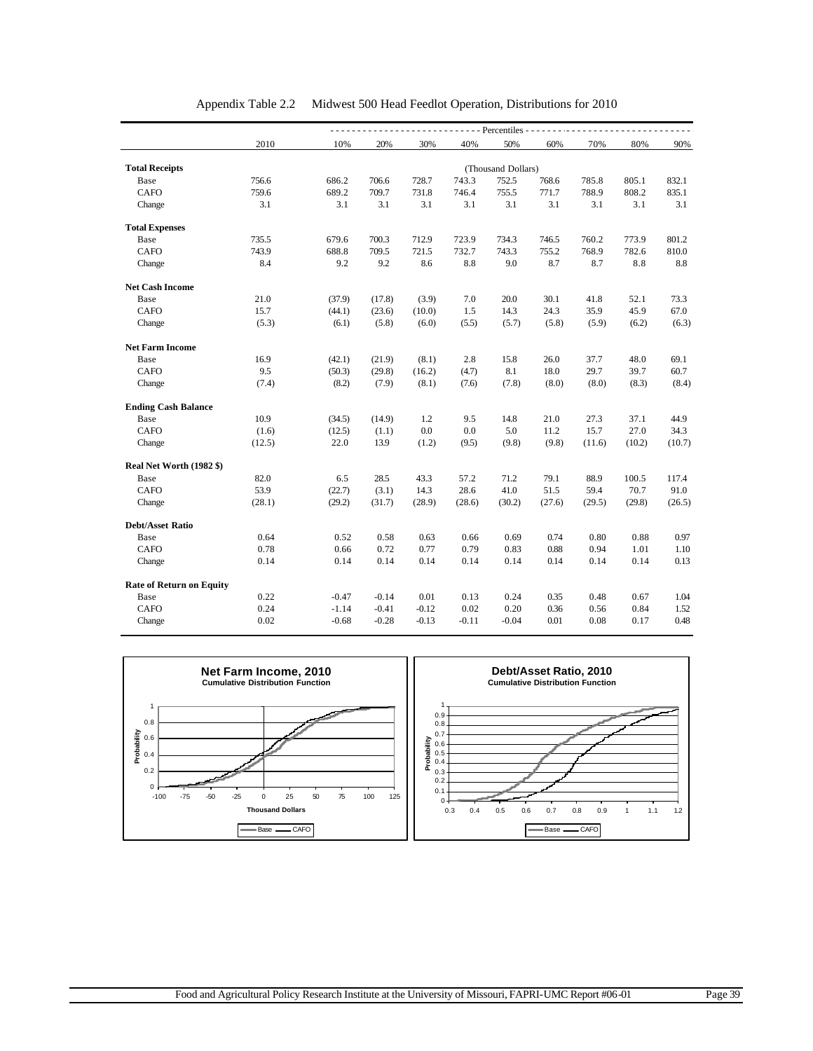Appendix Table 2.2 Midwest 500 Head Feedlot Operation, Distributions for 2010

| | 2010 | 10% | 20% | 30% | 40% | 50% | 60% | 70% | 80% | 90% |
|---|---|---|---|---|---|---|---|---|---|---|
| | | Percentiles | | | | | | | | |
| **Total Receipts** | | | | | | (Thousand Dollars) | | | | |
| Base | 756.6 | 686.2 | 706.6 | 728.7 | 743.3 | 752.5 | 768.6 | 785.8 | 805.1 | 832.1 |
| CAFO | 759.6 | 689.2 | 709.7 | 731.8 | 746.4 | 755.5 | 771.7 | 788.9 | 808.2 | 835.1 |
| Change | 3.1 | 3.1 | 3.1 | 3.1 | 3.1 | 3.1 | 3.1 | 3.1 | 3.1 | 3.1 |
| **Total Expenses** | | | | | | | | | | |
| Base | 735.5 | 679.6 | 700.3 | 712.9 | 723.9 | 734.3 | 746.5 | 760.2 | 773.9 | 801.2 |
| CAFO | 743.9 | 688.8 | 709.5 | 721.5 | 732.7 | 743.3 | 755.2 | 768.9 | 782.6 | 810.0 |
| Change | 8.4 | 9.2 | 9.2 | 8.6 | 8.8 | 9.0 | 8.7 | 8.7 | 8.8 | 8.8 |
| **Net Cash Income** | | | | | | | | | | |
| Base | 21.0 | (37.9) | (17.8) | (3.9) | 7.0 | 20.0 | 30.1 | 41.8 | 52.1 | 73.3 |
| CAFO | 15.7 | (44.1) | (23.6) | (10.0) | 1.5 | 14.3 | 24.3 | 35.9 | 45.9 | 67.0 |
| Change | (5.3) | (6.1) | (5.8) | (6.0) | (5.5) | (5.7) | (5.8) | (5.9) | (6.2) | (6.3) |
| **Net Farm Income** | | | | | | | | | | |
| Base | 16.9 | (42.1) | (21.9) | (8.1) | 2.8 | 15.8 | 26.0 | 37.7 | 48.0 | 69.1 |
| CAFO | 9.5 | (50.3) | (29.8) | (16.2) | (4.7) | 8.1 | 18.0 | 29.7 | 39.7 | 60.7 |
| Change | (7.4) | (8.2) | (7.9) | (8.1) | (7.6) | (7.8) | (8.0) | (8.0) | (8.3) | (8.4) |
| **Ending Cash Balance** | | | | | | | | | | |
| Base | 10.9 | (34.5) | (14.9) | 1.2 | 9.5 | 14.8 | 21.0 | 27.3 | 37.1 | 44.9 |
| CAFO | (1.6) | (12.5) | (1.1) | 0.0 | 0.0 | 5.0 | 11.2 | 15.7 | 27.0 | 34.3 |
| Change | (12.5) | 22.0 | 13.9 | (1.2) | (9.5) | (9.8) | (9.8) | (11.6) | (10.2) | (10.7) |
| **Real Net Worth (1982 $)** | | | | | | | | | | |
| Base | 82.0 | 6.5 | 28.5 | 43.3 | 57.2 | 71.2 | 79.1 | 88.9 | 100.5 | 117.4 |
| CAFO | 53.9 | (22.7) | (3.1) | 14.3 | 28.6 | 41.0 | 51.5 | 59.4 | 70.7 | 91.0 |
| Change | (28.1) | (29.2) | (31.7) | (28.9) | (28.6) | (30.2) | (27.6) | (29.5) | (29.8) | (26.5) |
| **Debt/Asset Ratio** | | | | | | | | | | |
| Base | 0.64 | 0.52 | 0.58 | 0.63 | 0.66 | 0.69 | 0.74 | 0.80 | 0.88 | 0.97 |
| CAFO | 0.78 | 0.66 | 0.72 | 0.77 | 0.79 | 0.83 | 0.88 | 0.94 | 1.01 | 1.10 |
| Change | 0.14 | 0.14 | 0.14 | 0.14 | 0.14 | 0.14 | 0.14 | 0.14 | 0.14 | 0.13 |
| **Rate of Return on Equity** | | | | | | | | | | |
| Base | 0.22 | -0.47 | -0.14 | 0.01 | 0.13 | 0.24 | 0.35 | 0.48 | 0.67 | 1.04 |
| CAFO | 0.24 | -1.14 | -0.41 | -0.12 | 0.02 | 0.20 | 0.36 | 0.56 | 0.84 | 1.52 |
| Change | 0.02 | -0.68 | -0.28 | -0.13 | -0.11 | -0.04 | 0.01 | 0.08 | 0.17 | 0.48 |

**Net Farm Income, 2010**
Cumulative Distribution Function

**Debt/Asset Ratio, 2010**
Cumulative Distribution Function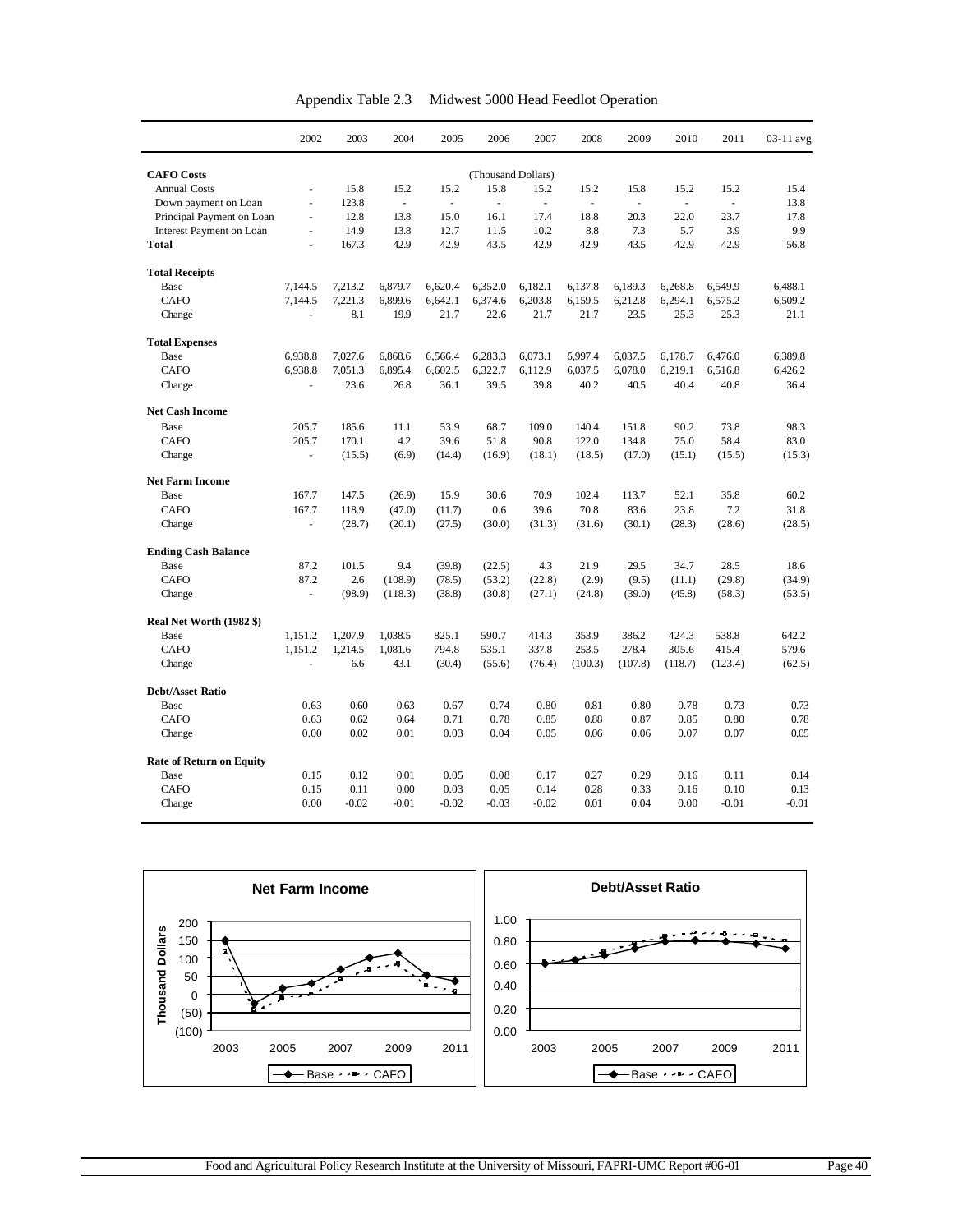Appendix Table 2.3 Midwest 5000 Head Feedlot Operation

| | 2002 | 2003 | 2004 | 2005 | 2006 | 2007 | 2008 | 2009 | 2010 | 2011 | 03-11 avg |
|---|---|---|---|---|---|---|---|---|---|---|---|
| **CAFO Costs** | | | | | (Thousand Dollars) | | | | | | |
| Annual Costs | - | 15.8 | 15.2 | 15.2 | 15.8 | 15.2 | 15.2 | 15.8 | 15.2 | 15.2 | 15.4 |
| Down payment on Loan | - | 123.8 | - | - | - | - | - | - | - | - | 13.8 |
| Principal Payment on Loan | - | 12.8 | 13.8 | 15.0 | 16.1 | 17.4 | 18.8 | 20.3 | 22.0 | 23.7 | 17.8 |
| Interest Payment on Loan | - | 14.9 | 13.8 | 12.7 | 11.5 | 10.2 | 8.8 | 7.3 | 5.7 | 3.9 | 9.9 |
| **Total** | - | 167.3 | 42.9 | 42.9 | 43.5 | 42.9 | 42.9 | 43.5 | 42.9 | 42.9 | 56.8 |
| **Total Receipts** | | | | | | | | | | | |
| Base | 7,144.5 | 7,213.2 | 6,879.7 | 6,620.4 | 6,352.0 | 6,182.1 | 6,137.8 | 6,189.3 | 6,268.8 | 6,549.9 | 6,488.1 |
| CAFO | 7,144.5 | 7,221.3 | 6,899.6 | 6,642.1 | 6,374.6 | 6,203.8 | 6,159.5 | 6,212.8 | 6,294.1 | 6,575.2 | 6,509.2 |
| Change | - | 8.1 | 19.9 | 21.7 | 22.6 | 21.7 | 21.7 | 23.5 | 25.3 | 25.3 | 21.1 |
| **Total Expenses** | | | | | | | | | | | |
| Base | 6,938.8 | 7,027.6 | 6,868.6 | 6,566.4 | 6,283.3 | 6,073.1 | 5,997.4 | 6,037.5 | 6,178.7 | 6,476.0 | 6,389.8 |
| CAFO | 6,938.8 | 7,051.3 | 6,895.4 | 6,602.5 | 6,322.7 | 6,112.9 | 6,037.5 | 6,078.0 | 6,219.1 | 6,516.8 | 6,426.2 |
| Change | - | 23.6 | 26.8 | 36.1 | 39.5 | 39.8 | 40.2 | 40.5 | 40.4 | 40.8 | 36.4 |
| **Net Cash Income** | | | | | | | | | | | |
| Base | 205.7 | 185.6 | 11.1 | 53.9 | 68.7 | 109.0 | 140.4 | 151.8 | 90.2 | 73.8 | 98.3 |
| CAFO | 205.7 | 170.1 | 4.2 | 39.6 | 51.8 | 90.8 | 122.0 | 134.8 | 75.0 | 58.4 | 83.0 |
| Change | - | (15.5) | (6.9) | (14.4) | (16.9) | (18.1) | (18.5) | (17.0) | (15.1) | (15.5) | (15.3) |
| **Net Farm Income** | | | | | | | | | | | |
| Base | 167.7 | 147.5 | (26.9) | 15.9 | 30.6 | 70.9 | 102.4 | 113.7 | 52.1 | 35.8 | 60.2 |
| CAFO | 167.7 | 118.9 | (47.0) | (11.7) | 0.6 | 39.6 | 70.8 | 83.6 | 23.8 | 7.2 | 31.8 |
| Change | - | (28.7) | (20.1) | (27.5) | (30.0) | (31.3) | (31.6) | (30.1) | (28.3) | (28.6) | (28.5) |
| **Ending Cash Balance** | | | | | | | | | | | |
| Base | 87.2 | 101.5 | 9.4 | (39.8) | (22.5) | 4.3 | 21.9 | 29.5 | 34.7 | 28.5 | 18.6 |
| CAFO | 87.2 | 2.6 | (108.9) | (78.5) | (53.2) | (22.8) | (2.9) | (9.5) | (11.1) | (29.8) | (34.9) |
| Change | - | (98.9) | (118.3) | (38.8) | (30.8) | (27.1) | (24.8) | (39.0) | (45.8) | (58.3) | (53.5) |
| **Real Net Worth (1982 $)** | | | | | | | | | | | |
| Base | 1,151.2 | 1,207.9 | 1,038.5 | 825.1 | 590.7 | 414.3 | 353.9 | 386.2 | 424.3 | 538.8 | 642.2 |
| CAFO | 1,151.2 | 1,214.5 | 1,081.6 | 794.8 | 535.1 | 337.8 | 253.5 | 278.4 | 305.6 | 415.4 | 579.6 |
| Change | - | 6.6 | 43.1 | (30.4) | (55.6) | (76.4) | (100.3) | (107.8) | (118.7) | (123.4) | (62.5) |
| **Debt/Asset Ratio** | | | | | | | | | | | |
| Base | 0.63 | 0.60 | 0.63 | 0.67 | 0.74 | 0.80 | 0.81 | 0.80 | 0.78 | 0.73 | 0.73 |
| CAFO | 0.63 | 0.62 | 0.64 | 0.71 | 0.78 | 0.85 | 0.88 | 0.87 | 0.85 | 0.80 | 0.78 |
| Change | 0.00 | 0.02 | 0.01 | 0.03 | 0.04 | 0.05 | 0.06 | 0.06 | 0.07 | 0.07 | 0.05 |
| **Rate of Return on Equity** | | | | | | | | | | | |
| Base | 0.15 | 0.12 | 0.01 | 0.05 | 0.08 | 0.17 | 0.27 | 0.29 | 0.16 | 0.11 | 0.14 |
| CAFO | 0.15 | 0.11 | 0.00 | 0.03 | 0.05 | 0.14 | 0.28 | 0.33 | 0.16 | 0.10 | 0.13 |
| Change | 0.00 | -0.02 | -0.01 | -0.02 | -0.03 | -0.02 | 0.01 | 0.04 | 0.00 | -0.01 | -0.01 |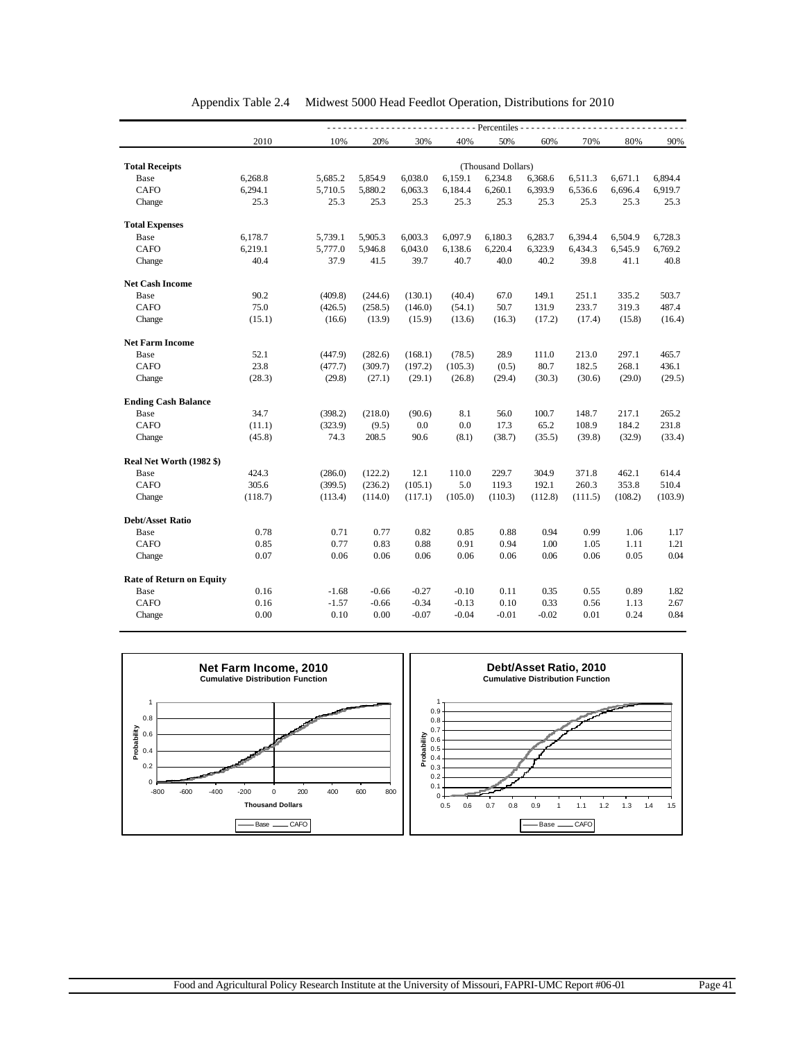Appendix Table 2.4 Midwest 5000 Head Feedlot Operation, Distributions for 2010

| | 2010 | 10% | 20% | 30% | 40% | 50% | 60% | 70% | 80% | 90% |
|---|---|---|---|---|---|---|---|---|---|---|
| | | Percentiles | | | | | | | | |
| **Total Receipts** | | | | | | (Thousand Dollars) | | | | |
| Base | 6,268.8 | 5,685.2 | 5,854.9 | 6,038.0 | 6,159.1 | 6,234.8 | 6,368.6 | 6,511.3 | 6,671.1 | 6,894.4 |
| CAFO | 6,294.1 | 5,710.5 | 5,880.2 | 6,063.3 | 6,184.4 | 6,260.1 | 6,393.9 | 6,536.6 | 6,696.4 | 6,919.7 |
| Change | 25.3 | 25.3 | 25.3 | 25.3 | 25.3 | 25.3 | 25.3 | 25.3 | 25.3 | 25.3 |
| **Total Expenses** | | | | | | | | | | |
| Base | 6,178.7 | 5,739.1 | 5,905.3 | 6,003.3 | 6,097.9 | 6,180.3 | 6,283.7 | 6,394.4 | 6,504.9 | 6,728.3 |
| CAFO | 6,219.1 | 5,777.0 | 5,946.8 | 6,043.0 | 6,138.6 | 6,220.4 | 6,323.9 | 6,434.3 | 6,545.9 | 6,769.2 |
| Change | 40.4 | 37.9 | 41.5 | 39.7 | 40.7 | 40.0 | 40.2 | 39.8 | 41.1 | 40.8 |
| **Net Cash Income** | | | | | | | | | | |
| Base | 90.2 | (409.8) | (244.6) | (130.1) | (40.4) | 67.0 | 149.1 | 251.1 | 335.2 | 503.7 |
| CAFO | 75.0 | (426.5) | (258.5) | (146.0) | (54.1) | 50.7 | 131.9 | 233.7 | 319.3 | 487.4 |
| Change | (15.1) | (16.6) | (13.9) | (15.9) | (13.6) | (16.3) | (17.2) | (17.4) | (15.8) | (16.4) |
| **Net Farm Income** | | | | | | | | | | |
| Base | 52.1 | (447.9) | (282.6) | (168.1) | (78.5) | 28.9 | 111.0 | 213.0 | 297.1 | 465.7 |
| CAFO | 23.8 | (477.7) | (309.7) | (197.2) | (105.3) | (0.5) | 80.7 | 182.5 | 268.1 | 436.1 |
| Change | (28.3) | (29.8) | (27.1) | (29.1) | (26.8) | (29.4) | (30.3) | (30.6) | (29.0) | (29.5) |
| **Ending Cash Balance** | | | | | | | | | | |
| Base | 34.7 | (398.2) | (218.0) | (90.6) | 8.1 | 56.0 | 100.7 | 148.7 | 217.1 | 265.2 |
| CAFO | (11.1) | (323.9) | (9.5) | 0.0 | 0.0 | 17.3 | 65.2 | 108.9 | 184.2 | 231.8 |
| Change | (45.8) | 74.3 | 208.5 | 90.6 | (8.1) | (38.7) | (35.5) | (39.8) | (32.9) | (33.4) |
| **Real Net Worth (1982 $)** | | | | | | | | | | |
| Base | 424.3 | (286.0) | (122.2) | 12.1 | 110.0 | 229.7 | 304.9 | 371.8 | 462.1 | 614.4 |
| CAFO | 305.6 | (399.5) | (236.2) | (105.1) | 5.0 | 119.3 | 192.1 | 260.3 | 353.8 | 510.4 |
| Change | (118.7) | (113.4) | (114.0) | (117.1) | (105.0) | (110.3) | (112.8) | (111.5) | (108.2) | (103.9) |
| **Debt/Asset Ratio** | | | | | | | | | | |
| Base | 0.78 | 0.71 | 0.77 | 0.82 | 0.85 | 0.88 | 0.94 | 0.99 | 1.06 | 1.17 |
| CAFO | 0.85 | 0.77 | 0.83 | 0.88 | 0.91 | 0.94 | 1.00 | 1.05 | 1.11 | 1.21 |
| Change | 0.07 | 0.06 | 0.06 | 0.06 | 0.06 | 0.06 | 0.06 | 0.06 | 0.05 | 0.04 |
| **Rate of Return on Equity** | | | | | | | | | | |
| Base | 0.16 | -1.68 | -0.66 | -0.27 | -0.10 | 0.11 | 0.35 | 0.55 | 0.89 | 1.82 |
| CAFO | 0.16 | -1.57 | -0.66 | -0.34 | -0.13 | 0.10 | 0.33 | 0.56 | 1.13 | 2.67 |
| Change | 0.00 | 0.10 | 0.00 | -0.07 | -0.04 | -0.01 | -0.02 | 0.01 | 0.24 | 0.84 |

**Net Farm Income, 2010**
Cumulative Distribution Function

**Debt/Asset Ratio, 2010**
Cumulative Distribution Function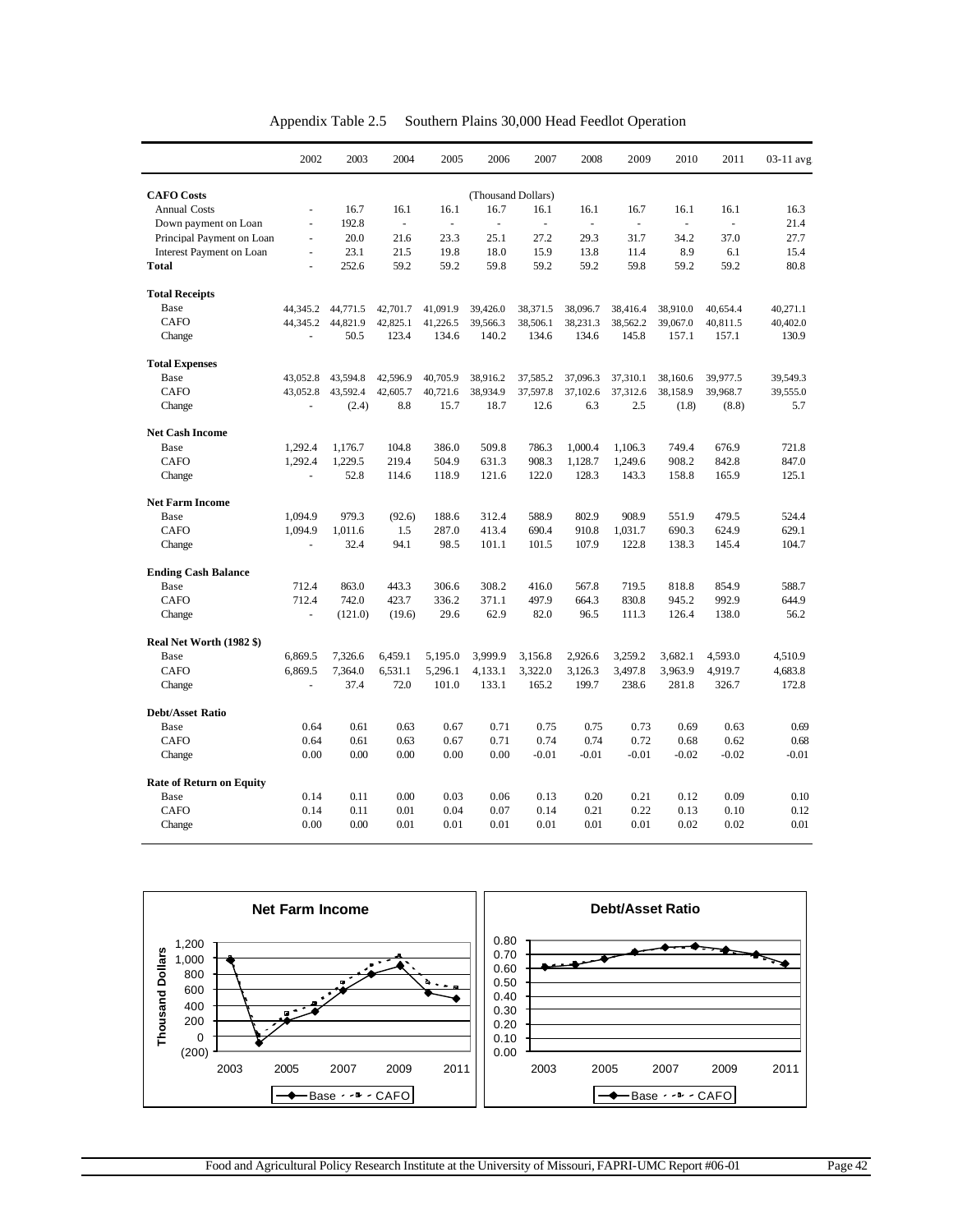Appendix Table 2.5 Southern Plains 30,000 Head Feedlot Operation

| | 2002 | 2003 | 2004 | 2005 | 2006 | 2007 | 2008 | 2009 | 2010 | 2011 | 03-11 avg |
|---|---|---|---|---|---|---|---|---|---|---|---|
| **CAFO Costs** | | | | | (Thousand Dollars) | | | | | | |
| Annual Costs | - | 16.7 | 16.1 | 16.1 | 16.7 | 16.1 | 16.1 | 16.7 | 16.1 | 16.1 | 16.3 |
| Down payment on Loan | - | 192.8 | - | - | - | - | - | - | - | - | 21.4 |
| Principal Payment on Loan | - | 20.0 | 21.6 | 23.3 | 25.1 | 27.2 | 29.3 | 31.7 | 34.2 | 37.0 | 27.7 |
| Interest Payment on Loan | - | 23.1 | 21.5 | 19.8 | 18.0 | 15.9 | 13.8 | 11.4 | 8.9 | 6.1 | 15.4 |
| **Total** | - | 252.6 | 59.2 | 59.2 | 59.8 | 59.2 | 59.2 | 59.8 | 59.2 | 59.2 | 80.8 |
| **Total Receipts** | | | | | | | | | | | |
| Base | 44,345.2 | 44,771.5 | 42,701.7 | 41,091.9 | 39,426.0 | 38,371.5 | 38,096.7 | 38,416.4 | 38,910.0 | 40,654.4 | 40,271.1 |
| CAFO | 44,345.2 | 44,821.9 | 42,825.1 | 41,226.5 | 39,566.3 | 38,506.1 | 38,231.3 | 38,562.2 | 39,067.0 | 40,811.5 | 40,402.0 |
| Change | - | 50.5 | 123.4 | 134.6 | 140.2 | 134.6 | 134.6 | 145.8 | 157.1 | 157.1 | 130.9 |
| **Total Expenses** | | | | | | | | | | | |
| Base | 43,052.8 | 43,594.8 | 42,596.9 | 40,705.9 | 38,916.2 | 37,585.2 | 37,096.3 | 37,310.1 | 38,160.6 | 39,977.5 | 39,549.3 |
| CAFO | 43,052.8 | 43,592.4 | 42,605.7 | 40,721.6 | 38,934.9 | 37,597.8 | 37,102.6 | 37,312.6 | 38,158.9 | 39,968.7 | 39,555.0 |
| Change | - | (2.4) | 8.8 | 15.7 | 18.7 | 12.6 | 6.3 | 2.5 | (1.8) | (8.8) | 5.7 |
| **Net Cash Income** | | | | | | | | | | | |
| Base | 1,292.4 | 1,176.7 | 104.8 | 386.0 | 509.8 | 786.3 | 1,000.4 | 1,106.3 | 749.4 | 676.9 | 721.8 |
| CAFO | 1,292.4 | 1,229.5 | 219.4 | 504.9 | 631.3 | 908.3 | 1,128.7 | 1,249.6 | 908.2 | 842.8 | 847.0 |
| Change | - | 52.8 | 114.6 | 118.9 | 121.6 | 122.0 | 128.3 | 143.3 | 158.8 | 165.9 | 125.1 |
| **Net Farm Income** | | | | | | | | | | | |
| Base | 1,094.9 | 979.3 | (92.6) | 188.6 | 312.4 | 588.9 | 802.9 | 908.9 | 551.9 | 479.5 | 524.4 |
| CAFO | 1,094.9 | 1,011.6 | 1.5 | 287.0 | 413.4 | 690.4 | 910.8 | 1,031.7 | 690.3 | 624.9 | 629.1 |
| Change | - | 32.4 | 94.1 | 98.5 | 101.1 | 101.5 | 107.9 | 122.8 | 138.3 | 145.4 | 104.7 |
| **Ending Cash Balance** | | | | | | | | | | | |
| Base | 712.4 | 863.0 | 443.3 | 306.6 | 308.2 | 416.0 | 567.8 | 719.5 | 818.8 | 854.9 | 588.7 |
| CAFO | 712.4 | 742.0 | 423.7 | 336.2 | 371.1 | 497.9 | 664.3 | 830.8 | 945.2 | 992.9 | 644.9 |
| Change | - | (121.0) | (19.6) | 29.6 | 62.9 | 82.0 | 96.5 | 111.3 | 126.4 | 138.0 | 56.2 |
| **Real Net Worth (1982 $)** | | | | | | | | | | | |
| Base | 6,869.5 | 7,326.6 | 6,459.1 | 5,195.0 | 3,999.9 | 3,156.8 | 2,926.6 | 3,259.2 | 3,682.1 | 4,593.0 | 4,510.9 |
| CAFO | 6,869.5 | 7,364.0 | 6,531.1 | 5,296.1 | 4,133.1 | 3,322.0 | 3,126.3 | 3,497.8 | 3,963.9 | 4,919.7 | 4,683.8 |
| Change | - | 37.4 | 72.0 | 101.0 | 133.1 | 165.2 | 199.7 | 238.6 | 281.8 | 326.7 | 172.8 |
| **Debt/Asset Ratio** | | | | | | | | | | | |
| Base | 0.64 | 0.61 | 0.63 | 0.67 | 0.71 | 0.75 | 0.75 | 0.73 | 0.69 | 0.63 | 0.69 |
| CAFO | 0.64 | 0.61 | 0.63 | 0.67 | 0.71 | 0.74 | 0.74 | 0.72 | 0.68 | 0.62 | 0.68 |
| Change | 0.00 | 0.00 | 0.00 | 0.00 | 0.00 | -0.01 | -0.01 | -0.01 | -0.02 | -0.02 | -0.01 |
| **Rate of Return on Equity** | | | | | | | | | | | |
| Base | 0.14 | 0.11 | 0.00 | 0.03 | 0.06 | 0.13 | 0.20 | 0.21 | 0.12 | 0.09 | 0.10 |
| CAFO | 0.14 | 0.11 | 0.01 | 0.04 | 0.07 | 0.14 | 0.21 | 0.22 | 0.13 | 0.10 | 0.12 |
| Change | 0.00 | 0.00 | 0.01 | 0.01 | 0.01 | 0.01 | 0.01 | 0.01 | 0.02 | 0.02 | 0.01 |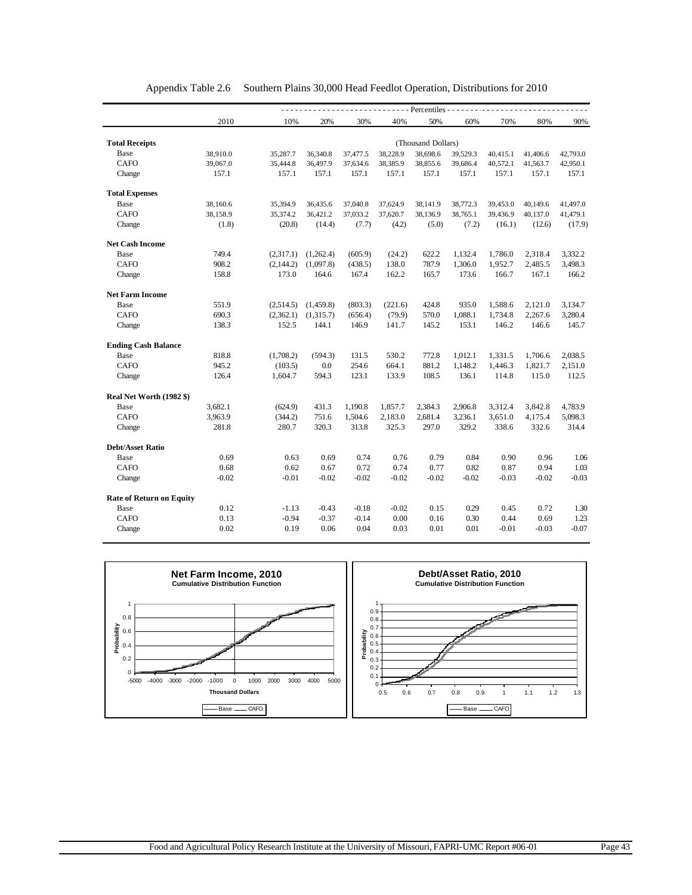Appendix Table 2.6 Southern Plains 30,000 Head Feedlot Operation, Distributions for 2010

| | 2010 | 10% | 20% | 30% | 40% | 50% | 60% | 70% | 80% | 90% |
|---|---|---|---|---|---|---|---|---|---|---|
| | | Percentiles | | | | | | | | |
| | | | | | | (Thousand Dollars) | | | | |
| **Total Receipts** | | | | | | | | | | |
| Base | 38,910.0 | 35,287.7 | 36,340.8 | 37,477.5 | 38,228.9 | 38,698.6 | 39,529.3 | 40,415.1 | 41,406.6 | 42,793.0 |
| CAFO | 39,067.0 | 35,444.8 | 36,497.9 | 37,634.6 | 38,385.9 | 38,855.6 | 39,686.4 | 40,572.1 | 41,563.7 | 42,950.1 |
| Change | 157.1 | 157.1 | 157.1 | 157.1 | 157.1 | 157.1 | 157.1 | 157.1 | 157.1 | 157.1 |
| **Total Expenses** | | | | | | | | | | |
| Base | 38,160.6 | 35,394.9 | 36,435.6 | 37,040.8 | 37,624.9 | 38,141.9 | 38,772.3 | 39,453.0 | 40,149.6 | 41,497.0 |
| CAFO | 38,158.9 | 35,374.2 | 36,421.2 | 37,033.2 | 37,620.7 | 38,136.9 | 38,765.1 | 39,436.9 | 40,137.0 | 41,479.1 |
| Change | (1.8) | (20.8) | (14.4) | (7.7) | (4.2) | (5.0) | (7.2) | (16.1) | (12.6) | (17.9) |
| **Net Cash Income** | | | | | | | | | | |
| Base | 749.4 | (2,317.1) | (1,262.4) | (605.9) | (24.2) | 622.2 | 1,132.4 | 1,786.0 | 2,318.4 | 3,332.2 |
| CAFO | 908.2 | (2,144.2) | (1,097.8) | (438.5) | 138.0 | 787.9 | 1,306.0 | 1,952.7 | 2,485.5 | 3,498.3 |
| Change | 158.8 | 173.0 | 164.6 | 167.4 | 162.2 | 165.7 | 173.6 | 166.7 | 167.1 | 166.2 |
| **Net Farm Income** | | | | | | | | | | |
| Base | 551.9 | (2,514.5) | (1,459.8) | (803.3) | (221.6) | 424.8 | 935.0 | 1,588.6 | 2,121.0 | 3,134.7 |
| CAFO | 690.3 | (2,362.1) | (1,315.7) | (656.4) | (79.9) | 570.0 | 1,088.1 | 1,734.8 | 2,267.6 | 3,280.4 |
| Change | 138.3 | 152.5 | 144.1 | 146.9 | 141.7 | 145.2 | 153.1 | 146.2 | 146.6 | 145.7 |
| **Ending Cash Balance** | | | | | | | | | | |
| Base | 818.8 | (1,708.2) | (594.3) | 131.5 | 530.2 | 772.8 | 1,012.1 | 1,331.5 | 1,706.6 | 2,038.5 |
| CAFO | 945.2 | (103.5) | 0.0 | 254.6 | 664.1 | 881.2 | 1,148.2 | 1,446.3 | 1,821.7 | 2,151.0 |
| Change | 126.4 | 1,604.7 | 594.3 | 123.1 | 133.9 | 108.5 | 136.1 | 114.8 | 115.0 | 112.5 |
| **Real Net Worth (1982 $)** | | | | | | | | | | |
| Base | 3,682.1 | (624.9) | 431.3 | 1,190.8 | 1,857.7 | 2,384.3 | 2,906.8 | 3,312.4 | 3,842.8 | 4,783.9 |
| CAFO | 3,963.9 | (344.2) | 751.6 | 1,504.6 | 2,183.0 | 2,681.4 | 3,236.1 | 3,651.0 | 4,175.4 | 5,098.3 |
| Change | 281.8 | 280.7 | 320.3 | 313.8 | 325.3 | 297.0 | 329.2 | 338.6 | 332.6 | 314.4 |
| **Debt/Asset Ratio** | | | | | | | | | | |
| Base | 0.69 | 0.63 | 0.69 | 0.74 | 0.76 | 0.79 | 0.84 | 0.90 | 0.96 | 1.06 |
| CAFO | 0.68 | 0.62 | 0.67 | 0.72 | 0.74 | 0.77 | 0.82 | 0.87 | 0.94 | 1.03 |
| Change | -0.02 | -0.01 | -0.02 | -0.02 | -0.02 | -0.02 | -0.02 | -0.03 | -0.02 | -0.03 |
| **Rate of Return on Equity** | | | | | | | | | | |
| Base | 0.12 | -1.13 | -0.43 | -0.18 | -0.02 | 0.15 | 0.29 | 0.45 | 0.72 | 1.30 |
| CAFO | 0.13 | -0.94 | -0.37 | -0.14 | 0.00 | 0.16 | 0.30 | 0.44 | 0.69 | 1.23 |
| Change | 0.02 | 0.19 | 0.06 | 0.04 | 0.03 | 0.01 | 0.01 | -0.01 | -0.03 | -0.07 |

**Net Farm Income, 2010**
Cumulative Distribution Function

**Debt/Asset Ratio, 2010**
Cumulative Distribution Function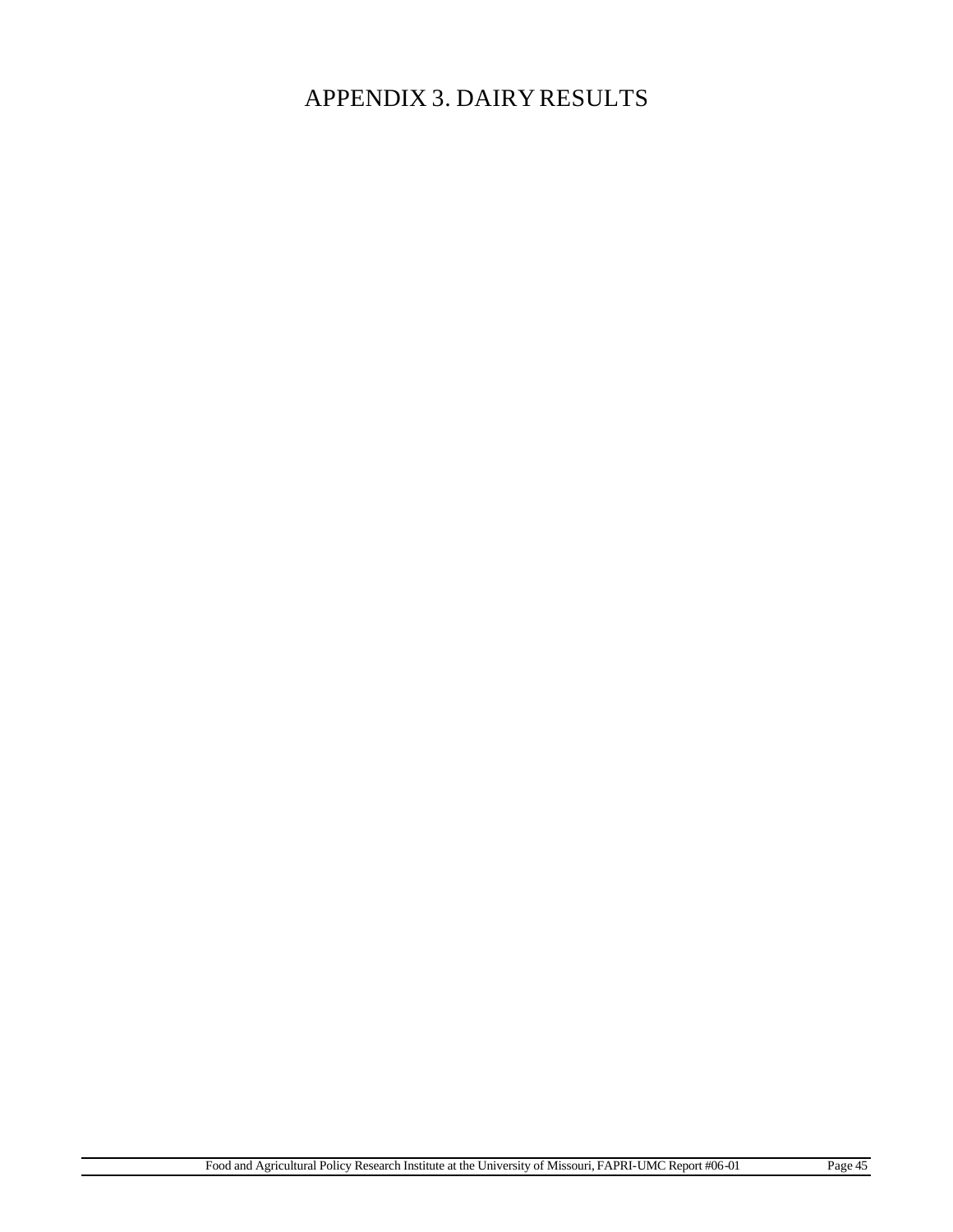# APPENDIX 3. DAIRY RESULTS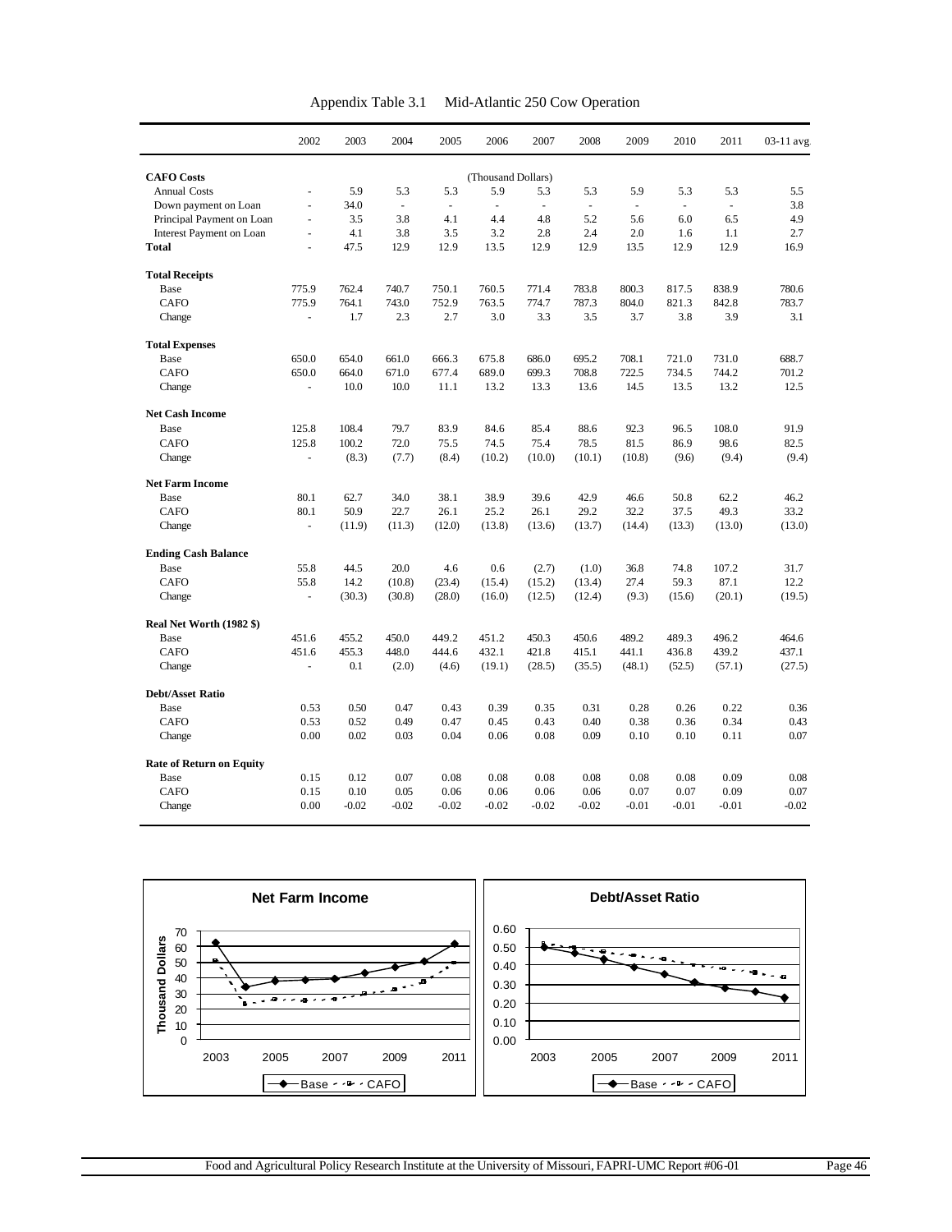Appendix Table 3.1  Mid-Atlantic 250 Cow Operation

| | 2002 | 2003 | 2004 | 2005 | 2006 | 2007 | 2008 | 2009 | 2010 | 2011 | 03-11 avg. |
|---|---|---|---|---|---|---|---|---|---|---|---|
| **CAFO Costs** | | | | | (Thousand Dollars) | | | | | | |
| Annual Costs | - | 5.9 | 5.3 | 5.3 | 5.9 | 5.3 | 5.3 | 5.9 | 5.3 | 5.3 | 5.5 |
| Down payment on Loan | - | 34.0 | - | - | - | - | - | - | - | - | 3.8 |
| Principal Payment on Loan | - | 3.5 | 3.8 | 4.1 | 4.4 | 4.8 | 5.2 | 5.6 | 6.0 | 6.5 | 4.9 |
| Interest Payment on Loan | - | 4.1 | 3.8 | 3.5 | 3.2 | 2.8 | 2.4 | 2.0 | 1.6 | 1.1 | 2.7 |
| **Total** | - | 47.5 | 12.9 | 12.9 | 13.5 | 12.9 | 12.9 | 13.5 | 12.9 | 12.9 | 16.9 |
| **Total Receipts** | | | | | | | | | | | |
| Base | 775.9 | 762.4 | 740.7 | 750.1 | 760.5 | 771.4 | 783.8 | 800.3 | 817.5 | 838.9 | 780.6 |
| CAFO | 775.9 | 764.1 | 743.0 | 752.9 | 763.5 | 774.7 | 787.3 | 804.0 | 821.3 | 842.8 | 783.7 |
| Change | - | 1.7 | 2.3 | 2.7 | 3.0 | 3.3 | 3.5 | 3.7 | 3.8 | 3.9 | 3.1 |
| **Total Expenses** | | | | | | | | | | | |
| Base | 650.0 | 654.0 | 661.0 | 666.3 | 675.8 | 686.0 | 695.2 | 708.1 | 721.0 | 731.0 | 688.7 |
| CAFO | 650.0 | 664.0 | 671.0 | 677.4 | 689.0 | 699.3 | 708.8 | 722.5 | 734.5 | 744.2 | 701.2 |
| Change | - | 10.0 | 10.0 | 11.1 | 13.2 | 13.3 | 13.6 | 14.5 | 13.5 | 13.2 | 12.5 |
| **Net Cash Income** | | | | | | | | | | | |
| Base | 125.8 | 108.4 | 79.7 | 83.9 | 84.6 | 85.4 | 88.6 | 92.3 | 96.5 | 108.0 | 91.9 |
| CAFO | 125.8 | 100.2 | 72.0 | 75.5 | 74.5 | 75.4 | 78.5 | 81.5 | 86.9 | 98.6 | 82.5 |
| Change | - | (8.3) | (7.7) | (8.4) | (10.2) | (10.0) | (10.1) | (10.8) | (9.6) | (9.4) | (9.4) |
| **Net Farm Income** | | | | | | | | | | | |
| Base | 80.1 | 62.7 | 34.0 | 38.1 | 38.9 | 39.6 | 42.9 | 46.6 | 50.8 | 62.2 | 46.2 |
| CAFO | 80.1 | 50.9 | 22.7 | 26.1 | 25.2 | 26.1 | 29.2 | 32.2 | 37.5 | 49.3 | 33.2 |
| Change | - | (11.9) | (11.3) | (12.0) | (13.8) | (13.6) | (13.7) | (14.4) | (13.3) | (13.0) | (13.0) |
| **Ending Cash Balance** | | | | | | | | | | | |
| Base | 55.8 | 44.5 | 20.0 | 4.6 | 0.6 | (2.7) | (1.0) | 36.8 | 74.8 | 107.2 | 31.7 |
| CAFO | 55.8 | 14.2 | (10.8) | (23.4) | (15.4) | (15.2) | (13.4) | 27.4 | 59.3 | 87.1 | 12.2 |
| Change | - | (30.3) | (30.8) | (28.0) | (16.0) | (12.5) | (12.4) | (9.3) | (15.6) | (20.1) | (19.5) |
| **Real Net Worth (1982 $)** | | | | | | | | | | | |
| Base | 451.6 | 455.2 | 450.0 | 449.2 | 451.2 | 450.3 | 450.6 | 489.2 | 489.3 | 496.2 | 464.6 |
| CAFO | 451.6 | 455.3 | 448.0 | 444.6 | 432.1 | 421.8 | 415.1 | 441.1 | 436.8 | 439.2 | 437.1 |
| Change | - | 0.1 | (2.0) | (4.6) | (19.1) | (28.5) | (35.5) | (48.1) | (52.5) | (57.1) | (27.5) |
| **Debt/Asset Ratio** | | | | | | | | | | | |
| Base | 0.53 | 0.50 | 0.47 | 0.43 | 0.39 | 0.35 | 0.31 | 0.28 | 0.26 | 0.22 | 0.36 |
| CAFO | 0.53 | 0.52 | 0.49 | 0.47 | 0.45 | 0.43 | 0.40 | 0.38 | 0.36 | 0.34 | 0.43 |
| Change | 0.00 | 0.02 | 0.03 | 0.04 | 0.06 | 0.08 | 0.09 | 0.10 | 0.10 | 0.11 | 0.07 |
| **Rate of Return on Equity** | | | | | | | | | | | |
| Base | 0.15 | 0.12 | 0.07 | 0.08 | 0.08 | 0.08 | 0.08 | 0.08 | 0.08 | 0.09 | 0.08 |
| CAFO | 0.15 | 0.10 | 0.05 | 0.06 | 0.06 | 0.06 | 0.06 | 0.07 | 0.07 | 0.09 | 0.07 |
| Change | 0.00 | -0.02 | -0.02 | -0.02 | -0.02 | -0.02 | -0.02 | -0.01 | -0.01 | -0.01 | -0.02 |

Food and Agricultural Policy Research Institute at the University of Missouri, FAPRI-UMC Report #06-01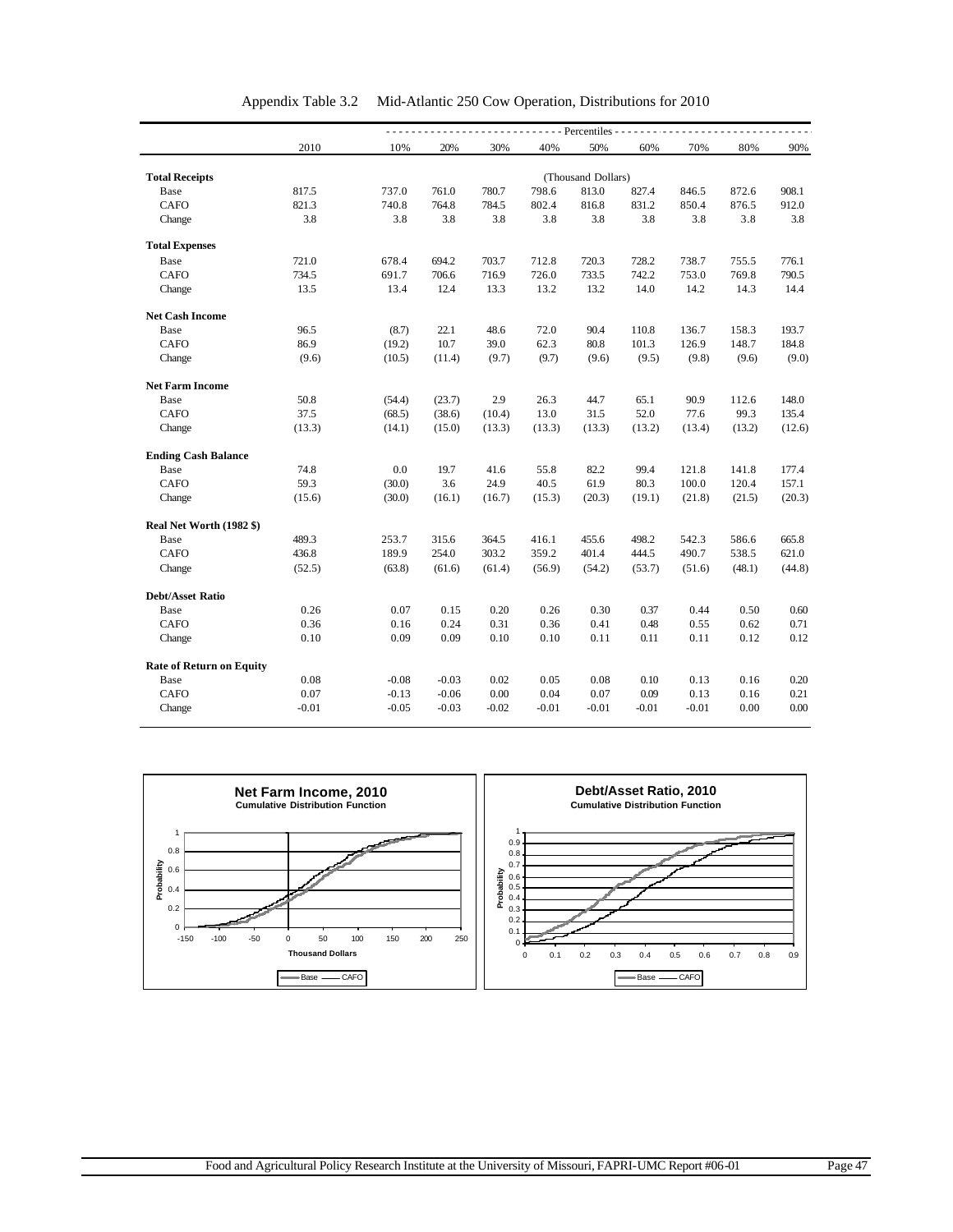Appendix Table 3.2 Mid-Atlantic 250 Cow Operation, Distributions for 2010

| | 2010 | 10% | 20% | 30% | 40% | 50% | 60% | 70% | 80% | 90% |
|---|---|---|---|---|---|---|---|---|---|---|
| | | Percentiles | | | | | | | | |
| **Total Receipts** | | | | | | (Thousand Dollars) | | | | |
| Base | 817.5 | 737.0 | 761.0 | 780.7 | 798.6 | 813.0 | 827.4 | 846.5 | 872.6 | 908.1 |
| CAFO | 821.3 | 740.8 | 764.8 | 784.5 | 802.4 | 816.8 | 831.2 | 850.4 | 876.5 | 912.0 |
| Change | 3.8 | 3.8 | 3.8 | 3.8 | 3.8 | 3.8 | 3.8 | 3.8 | 3.8 | 3.8 |
| **Total Expenses** | | | | | | | | | | |
| Base | 721.0 | 678.4 | 694.2 | 703.7 | 712.8 | 720.3 | 728.2 | 738.7 | 755.5 | 776.1 |
| CAFO | 734.5 | 691.7 | 706.6 | 716.9 | 726.0 | 733.5 | 742.2 | 753.0 | 769.8 | 790.5 |
| Change | 13.5 | 13.4 | 12.4 | 13.3 | 13.2 | 13.2 | 14.0 | 14.2 | 14.3 | 14.4 |
| **Net Cash Income** | | | | | | | | | | |
| Base | 96.5 | (8.7) | 22.1 | 48.6 | 72.0 | 90.4 | 110.8 | 136.7 | 158.3 | 193.7 |
| CAFO | 86.9 | (19.2) | 10.7 | 39.0 | 62.3 | 80.8 | 101.3 | 126.9 | 148.7 | 184.8 |
| Change | (9.6) | (10.5) | (11.4) | (9.7) | (9.7) | (9.6) | (9.5) | (9.8) | (9.6) | (9.0) |
| **Net Farm Income** | | | | | | | | | | |
| Base | 50.8 | (54.4) | (23.7) | 2.9 | 26.3 | 44.7 | 65.1 | 90.9 | 112.6 | 148.0 |
| CAFO | 37.5 | (68.5) | (38.6) | (10.4) | 13.0 | 31.5 | 52.0 | 77.6 | 99.3 | 135.4 |
| Change | (13.3) | (14.1) | (15.0) | (13.3) | (13.3) | (13.3) | (13.2) | (13.4) | (13.2) | (12.6) |
| **Ending Cash Balance** | | | | | | | | | | |
| Base | 74.8 | 0.0 | 19.7 | 41.6 | 55.8 | 82.2 | 99.4 | 121.8 | 141.8 | 177.4 |
| CAFO | 59.3 | (30.0) | 3.6 | 24.9 | 40.5 | 61.9 | 80.3 | 100.0 | 120.4 | 157.1 |
| Change | (15.6) | (30.0) | (16.1) | (16.7) | (15.3) | (20.3) | (19.1) | (21.8) | (21.5) | (20.3) |
| **Real Net Worth (1982 $)** | | | | | | | | | | |
| Base | 489.3 | 253.7 | 315.6 | 364.5 | 416.1 | 455.6 | 498.2 | 542.3 | 586.6 | 665.8 |
| CAFO | 436.8 | 189.9 | 254.0 | 303.2 | 359.2 | 401.4 | 444.5 | 490.7 | 538.5 | 621.0 |
| Change | (52.5) | (63.8) | (61.6) | (61.4) | (56.9) | (54.2) | (53.7) | (51.6) | (48.1) | (44.8) |
| **Debt/Asset Ratio** | | | | | | | | | | |
| Base | 0.26 | 0.07 | 0.15 | 0.20 | 0.26 | 0.30 | 0.37 | 0.44 | 0.50 | 0.60 |
| CAFO | 0.36 | 0.16 | 0.24 | 0.31 | 0.36 | 0.41 | 0.48 | 0.55 | 0.62 | 0.71 |
| Change | 0.10 | 0.09 | 0.09 | 0.10 | 0.10 | 0.11 | 0.11 | 0.11 | 0.12 | 0.12 |
| **Rate of Return on Equity** | | | | | | | | | | |
| Base | 0.08 | -0.08 | -0.03 | 0.02 | 0.05 | 0.08 | 0.10 | 0.13 | 0.16 | 0.20 |
| CAFO | 0.07 | -0.13 | -0.06 | 0.00 | 0.04 | 0.07 | 0.09 | 0.13 | 0.16 | 0.21 |
| Change | -0.01 | -0.05 | -0.03 | -0.02 | -0.01 | -0.01 | -0.01 | -0.01 | 0.00 | 0.00 |

**Net Farm Income, 2010**
**Cumulative Distribution Function**

**Debt/Asset Ratio, 2010**
**Cumulative Distribution Function**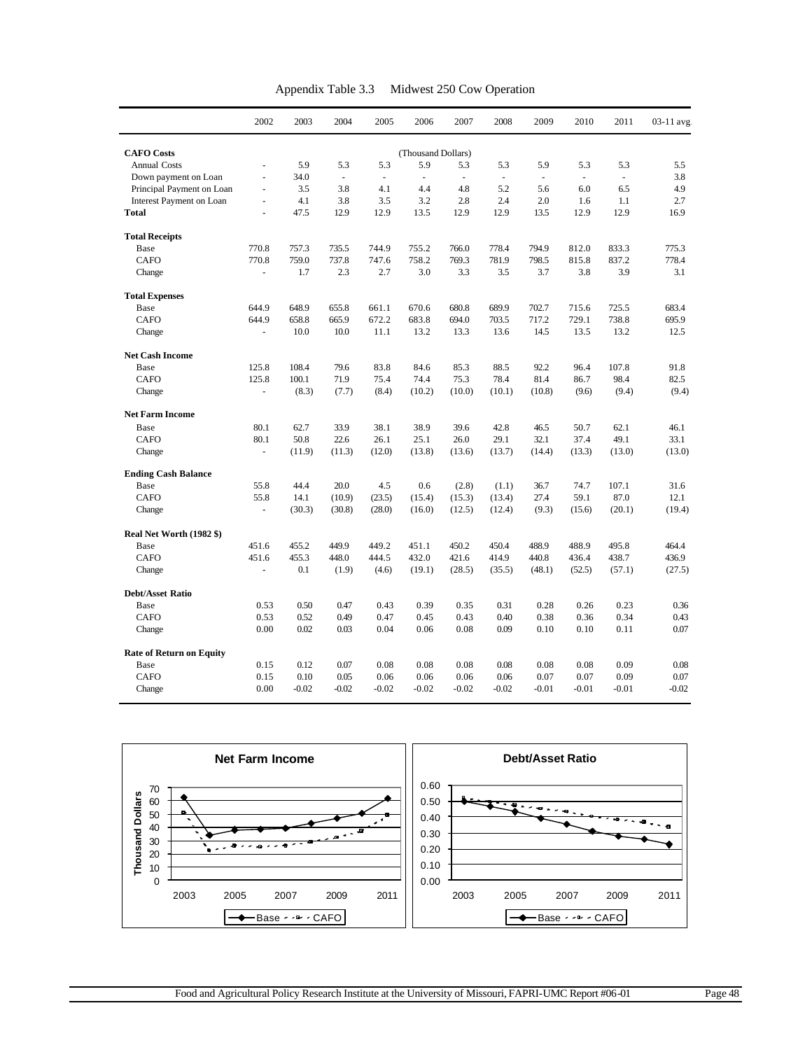Appendix Table 3.3 Midwest 250 Cow Operation

| | 2002 | 2003 | 2004 | 2005 | 2006 | 2007 | 2008 | 2009 | 2010 | 2011 | 03-11 avg |
|---|---|---|---|---|---|---|---|---|---|---|---|
| **CAFO Costs** | | | | | (Thousand Dollars) | | | | | | |
| Annual Costs | - | 5.9 | 5.3 | 5.3 | 5.9 | 5.3 | 5.3 | 5.9 | 5.3 | 5.3 | 5.5 |
| Down payment on Loan | - | 34.0 | - | - | - | - | - | - | - | - | 3.8 |
| Principal Payment on Loan | - | 3.5 | 3.8 | 4.1 | 4.4 | 4.8 | 5.2 | 5.6 | 6.0 | 6.5 | 4.9 |
| Interest Payment on Loan | - | 4.1 | 3.8 | 3.5 | 3.2 | 2.8 | 2.4 | 2.0 | 1.6 | 1.1 | 2.7 |
| **Total** | - | 47.5 | 12.9 | 12.9 | 13.5 | 12.9 | 12.9 | 13.5 | 12.9 | 12.9 | 16.9 |
| **Total Receipts** | | | | | | | | | | | |
| Base | 770.8 | 757.3 | 735.5 | 744.9 | 755.2 | 766.0 | 778.4 | 794.9 | 812.0 | 833.3 | 775.3 |
| CAFO | 770.8 | 759.0 | 737.8 | 747.6 | 758.2 | 769.3 | 781.9 | 798.5 | 815.8 | 837.2 | 778.4 |
| Change | - | 1.7 | 2.3 | 2.7 | 3.0 | 3.3 | 3.5 | 3.7 | 3.8 | 3.9 | 3.1 |
| **Total Expenses** | | | | | | | | | | | |
| Base | 644.9 | 648.9 | 655.8 | 661.1 | 670.6 | 680.8 | 689.9 | 702.7 | 715.6 | 725.5 | 683.4 |
| CAFO | 644.9 | 658.8 | 665.9 | 672.2 | 683.8 | 694.0 | 703.5 | 717.2 | 729.1 | 738.8 | 695.9 |
| Change | - | 10.0 | 10.0 | 11.1 | 13.2 | 13.3 | 13.6 | 14.5 | 13.5 | 13.2 | 12.5 |
| **Net Cash Income** | | | | | | | | | | | |
| Base | 125.8 | 108.4 | 79.6 | 83.8 | 84.6 | 85.3 | 88.5 | 92.2 | 96.4 | 107.8 | 91.8 |
| CAFO | 125.8 | 100.1 | 71.9 | 75.4 | 74.4 | 75.3 | 78.4 | 81.4 | 86.7 | 98.4 | 82.5 |
| Change | - | (8.3) | (7.7) | (8.4) | (10.2) | (10.0) | (10.1) | (10.8) | (9.6) | (9.4) | (9.4) |
| **Net Farm Income** | | | | | | | | | | | |
| Base | 80.1 | 62.7 | 33.9 | 38.1 | 38.9 | 39.6 | 42.8 | 46.5 | 50.7 | 62.1 | 46.1 |
| CAFO | 80.1 | 50.8 | 22.6 | 26.1 | 25.1 | 26.0 | 29.1 | 32.1 | 37.4 | 49.1 | 33.1 |
| Change | - | (11.9) | (11.3) | (12.0) | (13.8) | (13.6) | (13.7) | (14.4) | (13.3) | (13.0) | (13.0) |
| **Ending Cash Balance** | | | | | | | | | | | |
| Base | 55.8 | 44.4 | 20.0 | 4.5 | 0.6 | (2.8) | (1.1) | 36.7 | 74.7 | 107.1 | 31.6 |
| CAFO | 55.8 | 14.1 | (10.9) | (23.5) | (15.4) | (15.3) | (13.4) | 27.4 | 59.1 | 87.0 | 12.1 |
| Change | - | (30.3) | (30.8) | (28.0) | (16.0) | (12.5) | (12.4) | (9.3) | (15.6) | (20.1) | (19.4) |
| **Real Net Worth (1982 $)** | | | | | | | | | | | |
| Base | 451.6 | 455.2 | 449.9 | 449.2 | 451.1 | 450.2 | 450.4 | 488.9 | 488.9 | 495.8 | 464.4 |
| CAFO | 451.6 | 455.3 | 448.0 | 444.5 | 432.0 | 421.6 | 414.9 | 440.8 | 436.4 | 438.7 | 436.9 |
| Change | - | 0.1 | (1.9) | (4.6) | (19.1) | (28.5) | (35.5) | (48.1) | (52.5) | (57.1) | (27.5) |
| **Debt/Asset Ratio** | | | | | | | | | | | |
| Base | 0.53 | 0.50 | 0.47 | 0.43 | 0.39 | 0.35 | 0.31 | 0.28 | 0.26 | 0.23 | 0.36 |
| CAFO | 0.53 | 0.52 | 0.49 | 0.47 | 0.45 | 0.43 | 0.40 | 0.38 | 0.36 | 0.34 | 0.43 |
| Change | 0.00 | 0.02 | 0.03 | 0.04 | 0.06 | 0.08 | 0.09 | 0.10 | 0.10 | 0.11 | 0.07 |
| **Rate of Return on Equity** | | | | | | | | | | | |
| Base | 0.15 | 0.12 | 0.07 | 0.08 | 0.08 | 0.08 | 0.08 | 0.08 | 0.08 | 0.09 | 0.08 |
| CAFO | 0.15 | 0.10 | 0.05 | 0.06 | 0.06 | 0.06 | 0.06 | 0.07 | 0.07 | 0.09 | 0.07 |
| Change | 0.00 | -0.02 | -0.02 | -0.02 | -0.02 | -0.02 | -0.02 | -0.01 | -0.01 | -0.01 | -0.02 |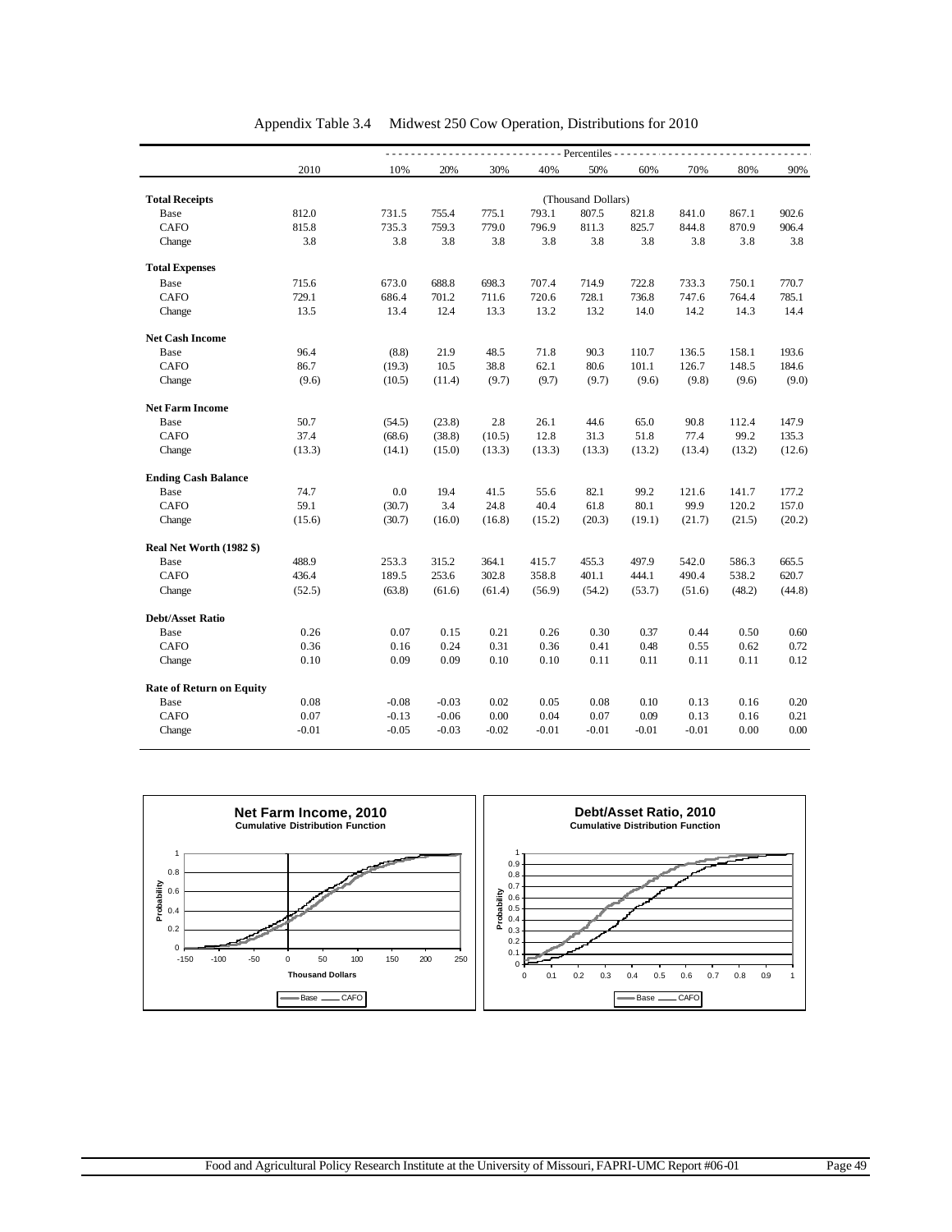Appendix Table 3.4 Midwest 250 Cow Operation, Distributions for 2010

| | 2010 | 10% | 20% | 30% | 40% | 50% | 60% | 70% | 80% | 90% |
|---|---|---|---|---|---|---|---|---|---|---|
| | | Percentiles | | | | | | | | |
| **Total Receipts** | | | | | | (Thousand Dollars) | | | | |
| Base | 812.0 | 731.5 | 755.4 | 775.1 | 793.1 | 807.5 | 821.8 | 841.0 | 867.1 | 902.6 |
| CAFO | 815.8 | 735.3 | 759.3 | 779.0 | 796.9 | 811.3 | 825.7 | 844.8 | 870.9 | 906.4 |
| Change | 3.8 | 3.8 | 3.8 | 3.8 | 3.8 | 3.8 | 3.8 | 3.8 | 3.8 | 3.8 |
| **Total Expenses** | | | | | | | | | | |
| Base | 715.6 | 673.0 | 688.8 | 698.3 | 707.4 | 714.9 | 722.8 | 733.3 | 750.1 | 770.7 |
| CAFO | 729.1 | 686.4 | 701.2 | 711.6 | 720.6 | 728.1 | 736.8 | 747.6 | 764.4 | 785.1 |
| Change | 13.5 | 13.4 | 12.4 | 13.3 | 13.2 | 13.2 | 14.0 | 14.2 | 14.3 | 14.4 |
| **Net Cash Income** | | | | | | | | | | |
| Base | 96.4 | (8.8) | 21.9 | 48.5 | 71.8 | 90.3 | 110.7 | 136.5 | 158.1 | 193.6 |
| CAFO | 86.7 | (19.3) | 10.5 | 38.8 | 62.1 | 80.6 | 101.1 | 126.7 | 148.5 | 184.6 |
| Change | (9.6) | (10.5) | (11.4) | (9.7) | (9.7) | (9.7) | (9.6) | (9.8) | (9.6) | (9.0) |
| **Net Farm Income** | | | | | | | | | | |
| Base | 50.7 | (54.5) | (23.8) | 2.8 | 26.1 | 44.6 | 65.0 | 90.8 | 112.4 | 147.9 |
| CAFO | 37.4 | (68.6) | (38.8) | (10.5) | 12.8 | 31.3 | 51.8 | 77.4 | 99.2 | 135.3 |
| Change | (13.3) | (14.1) | (15.0) | (13.3) | (13.3) | (13.3) | (13.2) | (13.4) | (13.2) | (12.6) |
| **Ending Cash Balance** | | | | | | | | | | |
| Base | 74.7 | 0.0 | 19.4 | 41.5 | 55.6 | 82.1 | 99.2 | 121.6 | 141.7 | 177.2 |
| CAFO | 59.1 | (30.7) | 3.4 | 24.8 | 40.4 | 61.8 | 80.1 | 99.9 | 120.2 | 157.0 |
| Change | (15.6) | (30.7) | (16.0) | (16.8) | (15.2) | (20.3) | (19.1) | (21.7) | (21.5) | (20.2) |
| **Real Net Worth (1982 $)** | | | | | | | | | | |
| Base | 488.9 | 253.3 | 315.2 | 364.1 | 415.7 | 455.3 | 497.9 | 542.0 | 586.3 | 665.5 |
| CAFO | 436.4 | 189.5 | 253.6 | 302.8 | 358.8 | 401.1 | 444.1 | 490.4 | 538.2 | 620.7 |
| Change | (52.5) | (63.8) | (61.6) | (61.4) | (56.9) | (54.2) | (53.7) | (51.6) | (48.2) | (44.8) |
| **Debt/Asset Ratio** | | | | | | | | | | |
| Base | 0.26 | 0.07 | 0.15 | 0.21 | 0.26 | 0.30 | 0.37 | 0.44 | 0.50 | 0.60 |
| CAFO | 0.36 | 0.16 | 0.24 | 0.31 | 0.36 | 0.41 | 0.48 | 0.55 | 0.62 | 0.72 |
| Change | 0.10 | 0.09 | 0.09 | 0.10 | 0.10 | 0.11 | 0.11 | 0.11 | 0.11 | 0.12 |
| **Rate of Return on Equity** | | | | | | | | | | |
| Base | 0.08 | -0.08 | -0.03 | 0.02 | 0.05 | 0.08 | 0.10 | 0.13 | 0.16 | 0.20 |
| CAFO | 0.07 | -0.13 | -0.06 | 0.00 | 0.04 | 0.07 | 0.09 | 0.13 | 0.16 | 0.21 |
| Change | -0.01 | -0.05 | -0.03 | -0.02 | -0.01 | -0.01 | -0.01 | -0.01 | 0.00 | 0.00 |

**Net Farm Income, 2010**
Cumulative Distribution Function

**Debt/Asset Ratio, 2010**
Cumulative Distribution Function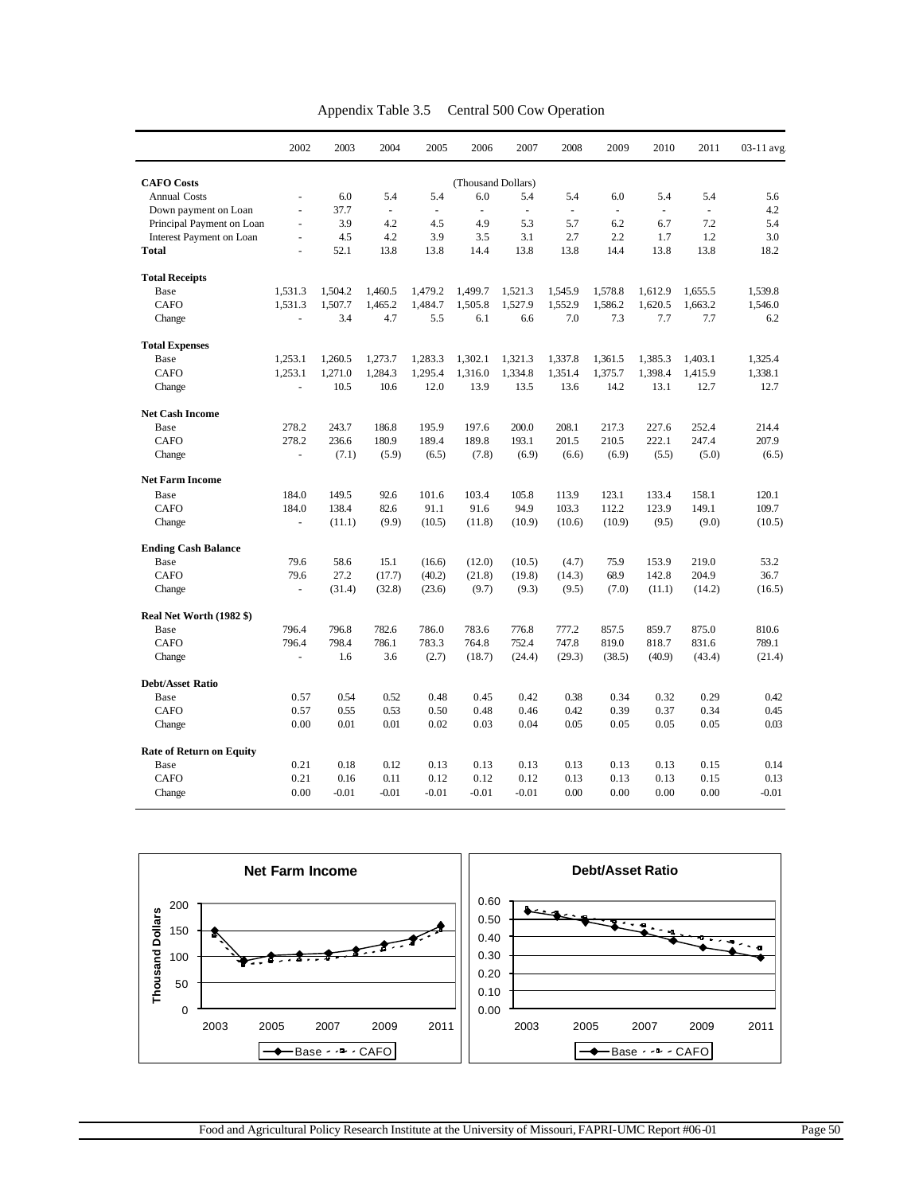Appendix Table 3.5 Central 500 Cow Operation

| | 2002 | 2003 | 2004 | 2005 | 2006 | 2007 | 2008 | 2009 | 2010 | 2011 | 03-11 avg |
|---|---|---|---|---|---|---|---|---|---|---|---|
| **CAFO Costs** | | | | | (Thousand Dollars) | | | | | | |
| Annual Costs | - | 6.0 | 5.4 | 5.4 | 6.0 | 5.4 | 5.4 | 6.0 | 5.4 | 5.4 | 5.6 |
| Down payment on Loan | - | 37.7 | - | - | - | - | - | - | - | - | 4.2 |
| Principal Payment on Loan | - | 3.9 | 4.2 | 4.5 | 4.9 | 5.3 | 5.7 | 6.2 | 6.7 | 7.2 | 5.4 |
| Interest Payment on Loan | - | 4.5 | 4.2 | 3.9 | 3.5 | 3.1 | 2.7 | 2.2 | 1.7 | 1.2 | 3.0 |
| **Total** | - | 52.1 | 13.8 | 13.8 | 14.4 | 13.8 | 13.8 | 14.4 | 13.8 | 13.8 | 18.2 |
| **Total Receipts** | | | | | | | | | | | |
| Base | 1,531.3 | 1,504.2 | 1,460.5 | 1,479.2 | 1,499.7 | 1,521.3 | 1,545.9 | 1,578.8 | 1,612.9 | 1,655.5 | 1,539.8 |
| CAFO | 1,531.3 | 1,507.7 | 1,465.2 | 1,484.7 | 1,505.8 | 1,527.9 | 1,552.9 | 1,586.2 | 1,620.5 | 1,663.2 | 1,546.0 |
| Change | - | 3.4 | 4.7 | 5.5 | 6.1 | 6.6 | 7.0 | 7.3 | 7.7 | 7.7 | 6.2 |
| **Total Expenses** | | | | | | | | | | | |
| Base | 1,253.1 | 1,260.5 | 1,273.7 | 1,283.3 | 1,302.1 | 1,321.3 | 1,337.8 | 1,361.5 | 1,385.3 | 1,403.1 | 1,325.4 |
| CAFO | 1,253.1 | 1,271.0 | 1,284.3 | 1,295.4 | 1,316.0 | 1,334.8 | 1,351.4 | 1,375.7 | 1,398.4 | 1,415.9 | 1,338.1 |
| Change | - | 10.5 | 10.6 | 12.0 | 13.9 | 13.5 | 13.6 | 14.2 | 13.1 | 12.7 | 12.7 |
| **Net Cash Income** | | | | | | | | | | | |
| Base | 278.2 | 243.7 | 186.8 | 195.9 | 197.6 | 200.0 | 208.1 | 217.3 | 227.6 | 252.4 | 214.4 |
| CAFO | 278.2 | 236.6 | 180.9 | 189.4 | 189.8 | 193.1 | 201.5 | 210.5 | 222.1 | 247.4 | 207.9 |
| Change | - | (7.1) | (5.9) | (6.5) | (7.8) | (6.9) | (6.6) | (6.9) | (5.5) | (5.0) | (6.5) |
| **Net Farm Income** | | | | | | | | | | | |
| Base | 184.0 | 149.5 | 92.6 | 101.6 | 103.4 | 105.8 | 113.9 | 123.1 | 133.4 | 158.1 | 120.1 |
| CAFO | 184.0 | 138.4 | 82.6 | 91.1 | 91.6 | 94.9 | 103.3 | 112.2 | 123.9 | 149.1 | 109.7 |
| Change | - | (11.1) | (9.9) | (10.5) | (11.8) | (10.9) | (10.6) | (10.9) | (9.5) | (9.0) | (10.5) |
| **Ending Cash Balance** | | | | | | | | | | | |
| Base | 79.6 | 58.6 | 15.1 | (16.6) | (12.0) | (10.5) | (4.7) | 75.9 | 153.9 | 219.0 | 53.2 |
| CAFO | 79.6 | 27.2 | (17.7) | (40.2) | (21.8) | (19.8) | (14.3) | 68.9 | 142.8 | 204.9 | 36.7 |
| Change | - | (31.4) | (32.8) | (23.6) | (9.7) | (9.3) | (9.5) | (7.0) | (11.1) | (14.2) | (16.5) |
| **Real Net Worth (1982 $)** | | | | | | | | | | | |
| Base | 796.4 | 796.8 | 782.6 | 786.0 | 783.6 | 776.8 | 777.2 | 857.5 | 859.7 | 875.0 | 810.6 |
| CAFO | 796.4 | 798.4 | 786.1 | 783.3 | 764.8 | 752.4 | 747.8 | 819.0 | 818.7 | 831.6 | 789.1 |
| Change | - | 1.6 | 3.6 | (2.7) | (18.7) | (24.4) | (29.3) | (38.5) | (40.9) | (43.4) | (21.4) |
| **Debt/Asset Ratio** | | | | | | | | | | | |
| Base | 0.57 | 0.54 | 0.52 | 0.48 | 0.45 | 0.42 | 0.38 | 0.34 | 0.32 | 0.29 | 0.42 |
| CAFO | 0.57 | 0.55 | 0.53 | 0.50 | 0.48 | 0.46 | 0.42 | 0.39 | 0.37 | 0.34 | 0.45 |
| Change | 0.00 | 0.01 | 0.01 | 0.02 | 0.03 | 0.04 | 0.05 | 0.05 | 0.05 | 0.05 | 0.03 |
| **Rate of Return on Equity** | | | | | | | | | | | |
| Base | 0.21 | 0.18 | 0.12 | 0.13 | 0.13 | 0.13 | 0.13 | 0.13 | 0.13 | 0.15 | 0.14 |
| CAFO | 0.21 | 0.16 | 0.11 | 0.12 | 0.12 | 0.12 | 0.13 | 0.13 | 0.13 | 0.15 | 0.13 |
| Change | 0.00 | -0.01 | -0.01 | -0.01 | -0.01 | -0.01 | 0.00 | 0.00 | 0.00 | 0.00 | -0.01 |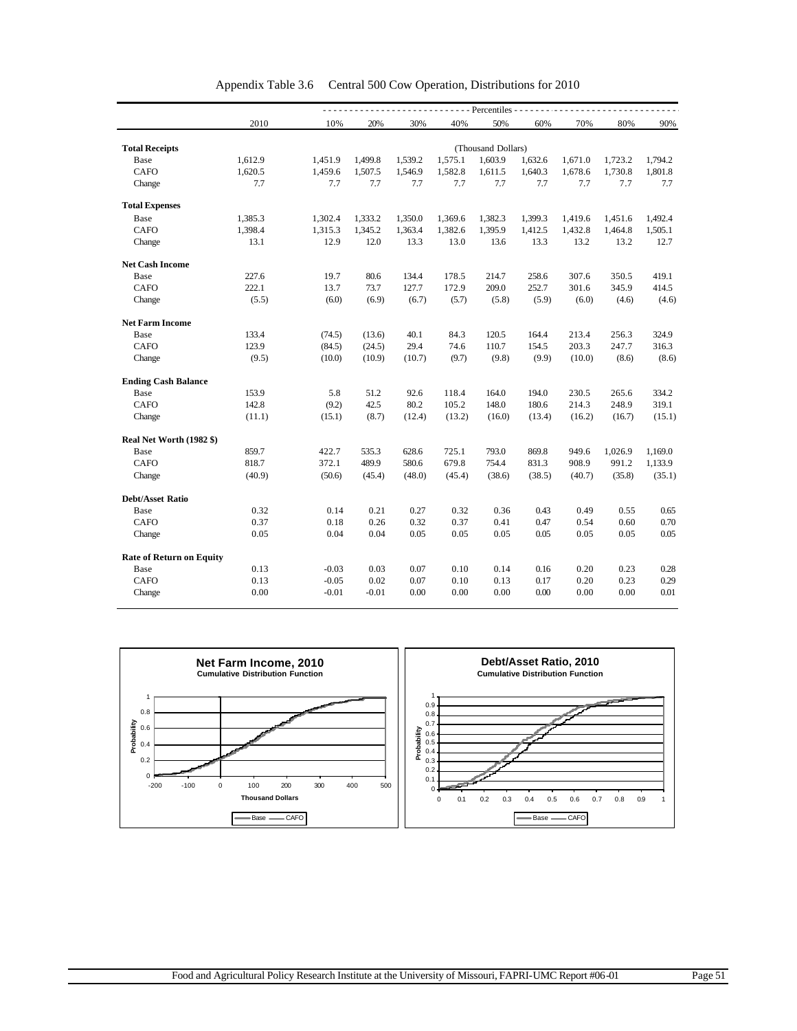Appendix Table 3.6 Central 500 Cow Operation, Distributions for 2010

| | 2010 | Percentiles 10% | 20% | 30% | 40% | 50% | 60% | 70% | 80% | 90% |
|---|---|---|---|---|---|---|---|---|---|---|
| **Total Receipts** | | | | | | (Thousand Dollars) | | | | |
| Base | 1,612.9 | 1,451.9 | 1,499.8 | 1,539.2 | 1,575.1 | 1,603.9 | 1,632.6 | 1,671.0 | 1,723.2 | 1,794.2 |
| CAFO | 1,620.5 | 1,459.6 | 1,507.5 | 1,546.9 | 1,582.8 | 1,611.5 | 1,640.3 | 1,678.6 | 1,730.8 | 1,801.8 |
| Change | 7.7 | 7.7 | 7.7 | 7.7 | 7.7 | 7.7 | 7.7 | 7.7 | 7.7 | 7.7 |
| **Total Expenses** | | | | | | | | | | |
| Base | 1,385.3 | 1,302.4 | 1,333.2 | 1,350.0 | 1,369.6 | 1,382.3 | 1,399.3 | 1,419.6 | 1,451.6 | 1,492.4 |
| CAFO | 1,398.4 | 1,315.3 | 1,345.2 | 1,363.4 | 1,382.6 | 1,395.9 | 1,412.5 | 1,432.8 | 1,464.8 | 1,505.1 |
| Change | 13.1 | 12.9 | 12.0 | 13.3 | 13.0 | 13.6 | 13.3 | 13.2 | 13.2 | 12.7 |
| **Net Cash Income** | | | | | | | | | | |
| Base | 227.6 | 19.7 | 80.6 | 134.4 | 178.5 | 214.7 | 258.6 | 307.6 | 350.5 | 419.1 |
| CAFO | 222.1 | 13.7 | 73.7 | 127.7 | 172.9 | 209.0 | 252.7 | 301.6 | 345.9 | 414.5 |
| Change | (5.5) | (6.0) | (6.9) | (6.7) | (5.7) | (5.8) | (5.9) | (6.0) | (4.6) | (4.6) |
| **Net Farm Income** | | | | | | | | | | |
| Base | 133.4 | (74.5) | (13.6) | 40.1 | 84.3 | 120.5 | 164.4 | 213.4 | 256.3 | 324.9 |
| CAFO | 123.9 | (84.5) | (24.5) | 29.4 | 74.6 | 110.7 | 154.5 | 203.3 | 247.7 | 316.3 |
| Change | (9.5) | (10.0) | (10.9) | (10.7) | (9.7) | (9.8) | (9.9) | (10.0) | (8.6) | (8.6) |
| **Ending Cash Balance** | | | | | | | | | | |
| Base | 153.9 | 5.8 | 51.2 | 92.6 | 118.4 | 164.0 | 194.0 | 230.5 | 265.6 | 334.2 |
| CAFO | 142.8 | (9.2) | 42.5 | 80.2 | 105.2 | 148.0 | 180.6 | 214.3 | 248.9 | 319.1 |
| Change | (11.1) | (15.1) | (8.7) | (12.4) | (13.2) | (16.0) | (13.4) | (16.2) | (16.7) | (15.1) |
| **Real Net Worth (1982 $)** | | | | | | | | | | |
| Base | 859.7 | 422.7 | 535.3 | 628.6 | 725.1 | 793.0 | 869.8 | 949.6 | 1,026.9 | 1,169.0 |
| CAFO | 818.7 | 372.1 | 489.9 | 580.6 | 679.8 | 754.4 | 831.3 | 908.9 | 991.2 | 1,133.9 |
| Change | (40.9) | (50.6) | (45.4) | (48.0) | (45.4) | (38.6) | (38.5) | (40.7) | (35.8) | (35.1) |
| **Debt/Asset Ratio** | | | | | | | | | | |
| Base | 0.32 | 0.14 | 0.21 | 0.27 | 0.32 | 0.36 | 0.43 | 0.49 | 0.55 | 0.65 |
| CAFO | 0.37 | 0.18 | 0.26 | 0.32 | 0.37 | 0.41 | 0.47 | 0.54 | 0.60 | 0.70 |
| Change | 0.05 | 0.04 | 0.04 | 0.05 | 0.05 | 0.05 | 0.05 | 0.05 | 0.05 | 0.05 |
| **Rate of Return on Equity** | | | | | | | | | | |
| Base | 0.13 | -0.03 | 0.03 | 0.07 | 0.10 | 0.14 | 0.16 | 0.20 | 0.23 | 0.28 |
| CAFO | 0.13 | -0.05 | 0.02 | 0.07 | 0.10 | 0.13 | 0.17 | 0.20 | 0.23 | 0.29 |
| Change | 0.00 | -0.01 | -0.01 | 0.00 | 0.00 | 0.00 | 0.00 | 0.00 | 0.00 | 0.01 |

**Net Farm Income, 2010**
Cumulative Distribution Function

**Debt/Asset Ratio, 2010**
Cumulative Distribution Function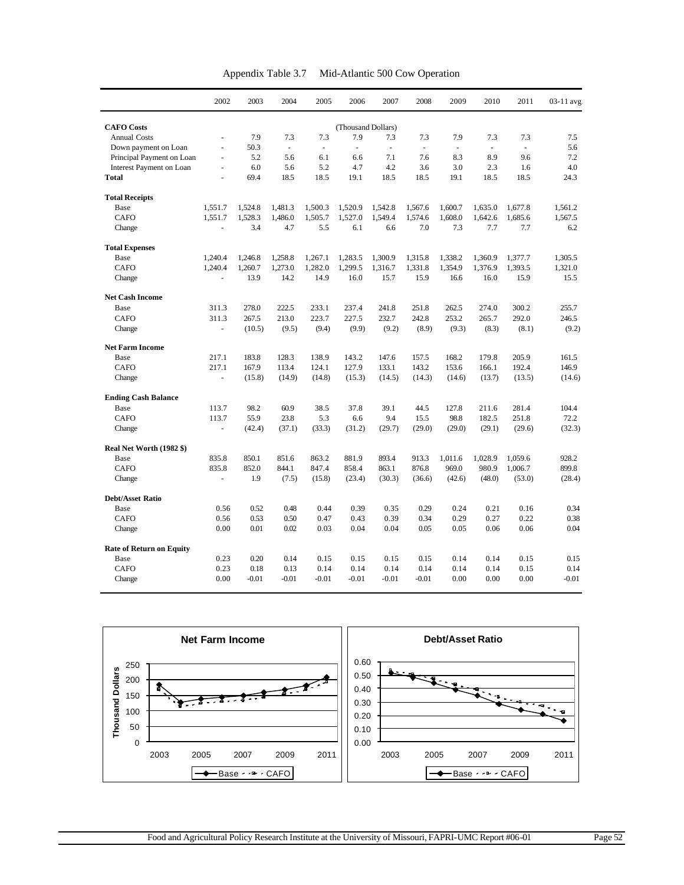Appendix Table 3.7 Mid-Atlantic 500 Cow Operation

| | 2002 | 2003 | 2004 | 2005 | 2006 | 2007 | 2008 | 2009 | 2010 | 2011 | 03-11 avg |
|---|---|---|---|---|---|---|---|---|---|---|---|
| **CAFO Costs** | | | | | (Thousand Dollars) | | | | | | |
| Annual Costs | - | 7.9 | 7.3 | 7.3 | 7.9 | 7.3 | 7.3 | 7.9 | 7.3 | 7.3 | 7.5 |
| Down payment on Loan | - | 50.3 | - | - | - | - | - | - | - | - | 5.6 |
| Principal Payment on Loan | - | 5.2 | 5.6 | 6.1 | 6.6 | 7.1 | 7.6 | 8.3 | 8.9 | 9.6 | 7.2 |
| Interest Payment on Loan | - | 6.0 | 5.6 | 5.2 | 4.7 | 4.2 | 3.6 | 3.0 | 2.3 | 1.6 | 4.0 |
| **Total** | - | 69.4 | 18.5 | 18.5 | 19.1 | 18.5 | 18.5 | 19.1 | 18.5 | 18.5 | 24.3 |
| **Total Receipts** | | | | | | | | | | | |
| Base | 1,551.7 | 1,524.8 | 1,481.3 | 1,500.3 | 1,520.9 | 1,542.8 | 1,567.6 | 1,600.7 | 1,635.0 | 1,677.8 | 1,561.2 |
| CAFO | 1,551.7 | 1,528.3 | 1,486.0 | 1,505.7 | 1,527.0 | 1,549.4 | 1,574.6 | 1,608.0 | 1,642.6 | 1,685.6 | 1,567.5 |
| Change | - | 3.4 | 4.7 | 5.5 | 6.1 | 6.6 | 7.0 | 7.3 | 7.7 | 7.7 | 6.2 |
| **Total Expenses** | | | | | | | | | | | |
| Base | 1,240.4 | 1,246.8 | 1,258.8 | 1,267.1 | 1,283.5 | 1,300.9 | 1,315.8 | 1,338.2 | 1,360.9 | 1,377.7 | 1,305.5 |
| CAFO | 1,240.4 | 1,260.7 | 1,273.0 | 1,282.0 | 1,299.5 | 1,316.7 | 1,331.8 | 1,354.9 | 1,376.9 | 1,393.5 | 1,321.0 |
| Change | - | 13.9 | 14.2 | 14.9 | 16.0 | 15.7 | 15.9 | 16.6 | 16.0 | 15.9 | 15.5 |
| **Net Cash Income** | | | | | | | | | | | |
| Base | 311.3 | 278.0 | 222.5 | 233.1 | 237.4 | 241.8 | 251.8 | 262.5 | 274.0 | 300.2 | 255.7 |
| CAFO | 311.3 | 267.5 | 213.0 | 223.7 | 227.5 | 232.7 | 242.8 | 253.2 | 265.7 | 292.0 | 246.5 |
| Change | - | (10.5) | (9.5) | (9.4) | (9.9) | (9.2) | (8.9) | (9.3) | (8.3) | (8.1) | (9.2) |
| **Net Farm Income** | | | | | | | | | | | |
| Base | 217.1 | 183.8 | 128.3 | 138.9 | 143.2 | 147.6 | 157.5 | 168.2 | 179.8 | 205.9 | 161.5 |
| CAFO | 217.1 | 167.9 | 113.4 | 124.1 | 127.9 | 133.1 | 143.2 | 153.6 | 166.1 | 192.4 | 146.9 |
| Change | - | (15.8) | (14.9) | (14.8) | (15.3) | (14.5) | (14.3) | (14.6) | (13.7) | (13.5) | (14.6) |
| **Ending Cash Balance** | | | | | | | | | | | |
| Base | 113.7 | 98.2 | 60.9 | 38.5 | 37.8 | 39.1 | 44.5 | 127.8 | 211.6 | 281.4 | 104.4 |
| CAFO | 113.7 | 55.9 | 23.8 | 5.3 | 6.6 | 9.4 | 15.5 | 98.8 | 182.5 | 251.8 | 72.2 |
| Change | - | (42.4) | (37.1) | (33.3) | (31.2) | (29.7) | (29.0) | (29.0) | (29.1) | (29.6) | (32.3) |
| **Real Net Worth (1982 $)** | | | | | | | | | | | |
| Base | 835.8 | 850.1 | 851.6 | 863.2 | 881.9 | 893.4 | 913.3 | 1,011.6 | 1,028.9 | 1,059.6 | 928.2 |
| CAFO | 835.8 | 852.0 | 844.1 | 847.4 | 858.4 | 863.1 | 876.8 | 969.0 | 980.9 | 1,006.7 | 899.8 |
| Change | - | 1.9 | (7.5) | (15.8) | (23.4) | (30.3) | (36.6) | (42.6) | (48.0) | (53.0) | (28.4) |
| **Debt/Asset Ratio** | | | | | | | | | | | |
| Base | 0.56 | 0.52 | 0.48 | 0.44 | 0.39 | 0.35 | 0.29 | 0.24 | 0.21 | 0.16 | 0.34 |
| CAFO | 0.56 | 0.53 | 0.50 | 0.47 | 0.43 | 0.39 | 0.34 | 0.29 | 0.27 | 0.22 | 0.38 |
| Change | 0.00 | 0.01 | 0.02 | 0.03 | 0.04 | 0.04 | 0.05 | 0.05 | 0.06 | 0.06 | 0.04 |
| **Rate of Return on Equity** | | | | | | | | | | | |
| Base | 0.23 | 0.20 | 0.14 | 0.15 | 0.15 | 0.15 | 0.15 | 0.14 | 0.14 | 0.15 | 0.15 |
| CAFO | 0.23 | 0.18 | 0.13 | 0.14 | 0.14 | 0.14 | 0.14 | 0.14 | 0.14 | 0.15 | 0.14 |
| Change | 0.00 | -0.01 | -0.01 | -0.01 | -0.01 | -0.01 | -0.01 | 0.00 | 0.00 | 0.00 | -0.01 |

**Net Farm Income**

**Debt/Asset Ratio**

Food and Agricultural Policy Research Institute at the University of Missouri, FAPRI-UMC Report #06-01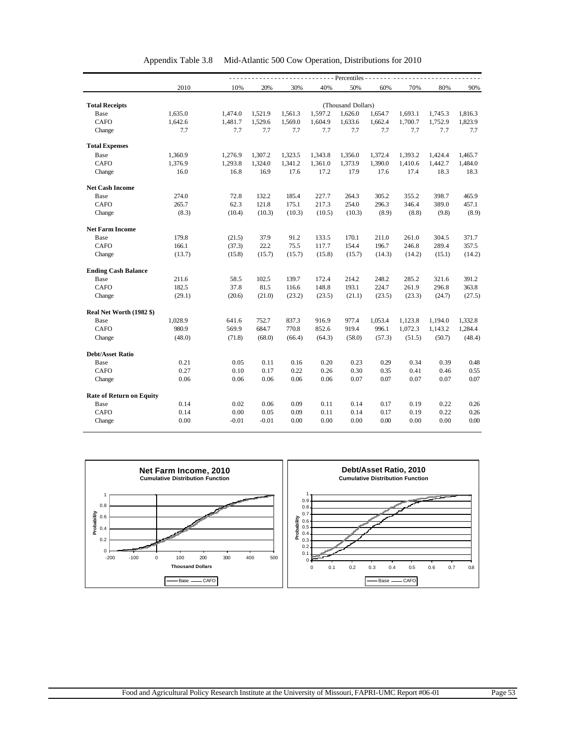Appendix Table 3.8  Mid-Atlantic 500 Cow Operation, Distributions for 2010

| | 2010 | 10% | 20% | 30% | 40% | 50% | 60% | 70% | 80% | 90% |
|---|---|---|---|---|---|---|---|---|---|---|
| | | Percentiles | | | | | | | | |
| **Total Receipts** | | | | | | (Thousand Dollars) | | | | |
| Base | 1,635.0 | 1,474.0 | 1,521.9 | 1,561.3 | 1,597.2 | 1,626.0 | 1,654.7 | 1,693.1 | 1,745.3 | 1,816.3 |
| CAFO | 1,642.6 | 1,481.7 | 1,529.6 | 1,569.0 | 1,604.9 | 1,633.6 | 1,662.4 | 1,700.7 | 1,752.9 | 1,823.9 |
| Change | 7.7 | 7.7 | 7.7 | 7.7 | 7.7 | 7.7 | 7.7 | 7.7 | 7.7 | 7.7 |
| **Total Expenses** | | | | | | | | | | |
| Base | 1,360.9 | 1,276.9 | 1,307.2 | 1,323.5 | 1,343.8 | 1,356.0 | 1,372.4 | 1,393.2 | 1,424.4 | 1,465.7 |
| CAFO | 1,376.9 | 1,293.8 | 1,324.0 | 1,341.2 | 1,361.0 | 1,373.9 | 1,390.0 | 1,410.6 | 1,442.7 | 1,484.0 |
| Change | 16.0 | 16.8 | 16.9 | 17.6 | 17.2 | 17.9 | 17.6 | 17.4 | 18.3 | 18.3 |
| **Net Cash Income** | | | | | | | | | | |
| Base | 274.0 | 72.8 | 132.2 | 185.4 | 227.7 | 264.3 | 305.2 | 355.2 | 398.7 | 465.9 |
| CAFO | 265.7 | 62.3 | 121.8 | 175.1 | 217.3 | 254.0 | 296.3 | 346.4 | 389.0 | 457.1 |
| Change | (8.3) | (10.4) | (10.3) | (10.3) | (10.5) | (10.3) | (8.9) | (8.8) | (9.8) | (8.9) |
| **Net Farm Income** | | | | | | | | | | |
| Base | 179.8 | (21.5) | 37.9 | 91.2 | 133.5 | 170.1 | 211.0 | 261.0 | 304.5 | 371.7 |
| CAFO | 166.1 | (37.3) | 22.2 | 75.5 | 117.7 | 154.4 | 196.7 | 246.8 | 289.4 | 357.5 |
| Change | (13.7) | (15.8) | (15.7) | (15.7) | (15.8) | (15.7) | (14.3) | (14.2) | (15.1) | (14.2) |
| **Ending Cash Balance** | | | | | | | | | | |
| Base | 211.6 | 58.5 | 102.5 | 139.7 | 172.4 | 214.2 | 248.2 | 285.2 | 321.6 | 391.2 |
| CAFO | 182.5 | 37.8 | 81.5 | 116.6 | 148.8 | 193.1 | 224.7 | 261.9 | 296.8 | 363.8 |
| Change | (29.1) | (20.6) | (21.0) | (23.2) | (23.5) | (21.1) | (23.5) | (23.3) | (24.7) | (27.5) |
| **Real Net Worth (1982 $)** | | | | | | | | | | |
| Base | 1,028.9 | 641.6 | 752.7 | 837.3 | 916.9 | 977.4 | 1,053.4 | 1,123.8 | 1,194.0 | 1,332.8 |
| CAFO | 980.9 | 569.9 | 684.7 | 770.8 | 852.6 | 919.4 | 996.1 | 1,072.3 | 1,143.2 | 1,284.4 |
| Change | (48.0) | (71.8) | (68.0) | (66.4) | (64.3) | (58.0) | (57.3) | (51.5) | (50.7) | (48.4) |
| **Debt/Asset Ratio** | | | | | | | | | | |
| Base | 0.21 | 0.05 | 0.11 | 0.16 | 0.20 | 0.23 | 0.29 | 0.34 | 0.39 | 0.48 |
| CAFO | 0.27 | 0.10 | 0.17 | 0.22 | 0.26 | 0.30 | 0.35 | 0.41 | 0.46 | 0.55 |
| Change | 0.06 | 0.06 | 0.06 | 0.06 | 0.06 | 0.07 | 0.07 | 0.07 | 0.07 | 0.07 |
| **Rate of Return on Equity** | | | | | | | | | | |
| Base | 0.14 | 0.02 | 0.06 | 0.09 | 0.11 | 0.14 | 0.17 | 0.19 | 0.22 | 0.26 |
| CAFO | 0.14 | 0.00 | 0.05 | 0.09 | 0.11 | 0.14 | 0.17 | 0.19 | 0.22 | 0.26 |
| Change | 0.00 | -0.01 | -0.01 | 0.00 | 0.00 | 0.00 | 0.00 | 0.00 | 0.00 | 0.00 |

**Net Farm Income, 2010**
Cumulative Distribution Function

**Debt/Asset Ratio, 2010**
Cumulative Distribution Function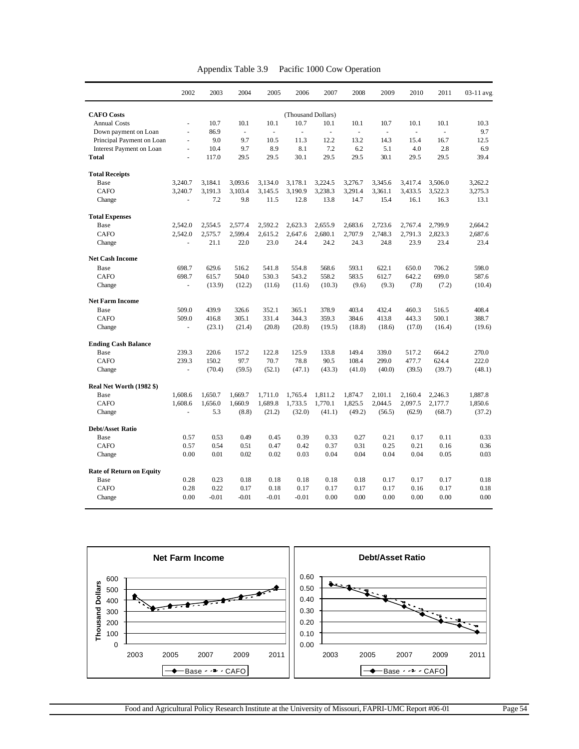## Appendix Table 3.9 Pacific 1000 Cow Operation

| | 2002 | 2003 | 2004 | 2005 | 2006 | 2007 | 2008 | 2009 | 2010 | 2011 | 03-11 avg |
|---|---|---|---|---|---|---|---|---|---|---|---|
| **CAFO Costs** | | | | | (Thousand Dollars) | | | | | | |
| Annual Costs | - | 10.7 | 10.1 | 10.1 | 10.7 | 10.1 | 10.1 | 10.7 | 10.1 | 10.1 | 10.3 |
| Down payment on Loan | - | 86.9 | - | - | - | - | - | - | - | - | 9.7 |
| Principal Payment on Loan | - | 9.0 | 9.7 | 10.5 | 11.3 | 12.2 | 13.2 | 14.3 | 15.4 | 16.7 | 12.5 |
| Interest Payment on Loan | - | 10.4 | 9.7 | 8.9 | 8.1 | 7.2 | 6.2 | 5.1 | 4.0 | 2.8 | 6.9 |
| **Total** | - | 117.0 | 29.5 | 29.5 | 30.1 | 29.5 | 29.5 | 30.1 | 29.5 | 29.5 | 39.4 |
| **Total Receipts** | | | | | | | | | | | |
| Base | 3,240.7 | 3,184.1 | 3,093.6 | 3,134.0 | 3,178.1 | 3,224.5 | 3,276.7 | 3,345.6 | 3,417.4 | 3,506.0 | 3,262.2 |
| CAFO | 3,240.7 | 3,191.3 | 3,103.4 | 3,145.5 | 3,190.9 | 3,238.3 | 3,291.4 | 3,361.1 | 3,433.5 | 3,522.3 | 3,275.3 |
| Change | - | 7.2 | 9.8 | 11.5 | 12.8 | 13.8 | 14.7 | 15.4 | 16.1 | 16.3 | 13.1 |
| **Total Expenses** | | | | | | | | | | | |
| Base | 2,542.0 | 2,554.5 | 2,577.4 | 2,592.2 | 2,623.3 | 2,655.9 | 2,683.6 | 2,723.6 | 2,767.4 | 2,799.9 | 2,664.2 |
| CAFO | 2,542.0 | 2,575.7 | 2,599.4 | 2,615.2 | 2,647.6 | 2,680.1 | 2,707.9 | 2,748.3 | 2,791.3 | 2,823.3 | 2,687.6 |
| Change | - | 21.1 | 22.0 | 23.0 | 24.4 | 24.2 | 24.3 | 24.8 | 23.9 | 23.4 | 23.4 |
| **Net Cash Income** | | | | | | | | | | | |
| Base | 698.7 | 629.6 | 516.2 | 541.8 | 554.8 | 568.6 | 593.1 | 622.1 | 650.0 | 706.2 | 598.0 |
| CAFO | 698.7 | 615.7 | 504.0 | 530.3 | 543.2 | 558.2 | 583.5 | 612.7 | 642.2 | 699.0 | 587.6 |
| Change | - | (13.9) | (12.2) | (11.6) | (11.6) | (10.3) | (9.6) | (9.3) | (7.8) | (7.2) | (10.4) |
| **Net Farm Income** | | | | | | | | | | | |
| Base | 509.0 | 439.9 | 326.6 | 352.1 | 365.1 | 378.9 | 403.4 | 432.4 | 460.3 | 516.5 | 408.4 |
| CAFO | 509.0 | 416.8 | 305.1 | 331.4 | 344.3 | 359.3 | 384.6 | 413.8 | 443.3 | 500.1 | 388.7 |
| Change | - | (23.1) | (21.4) | (20.8) | (20.8) | (19.5) | (18.8) | (18.6) | (17.0) | (16.4) | (19.6) |
| **Ending Cash Balance** | | | | | | | | | | | |
| Base | 239.3 | 220.6 | 157.2 | 122.8 | 125.9 | 133.8 | 149.4 | 339.0 | 517.2 | 664.2 | 270.0 |
| CAFO | 239.3 | 150.2 | 97.7 | 70.7 | 78.8 | 90.5 | 108.4 | 299.0 | 477.7 | 624.4 | 222.0 |
| Change | - | (70.4) | (59.5) | (52.1) | (47.1) | (43.3) | (41.0) | (40.0) | (39.5) | (39.7) | (48.1) |
| **Real Net Worth (1982 $)** | | | | | | | | | | | |
| Base | 1,608.6 | 1,650.7 | 1,669.7 | 1,711.0 | 1,765.4 | 1,811.2 | 1,874.7 | 2,101.1 | 2,160.4 | 2,246.3 | 1,887.8 |
| CAFO | 1,608.6 | 1,656.0 | 1,660.9 | 1,689.8 | 1,733.5 | 1,770.1 | 1,825.5 | 2,044.5 | 2,097.5 | 2,177.7 | 1,850.6 |
| Change | - | 5.3 | (8.8) | (21.2) | (32.0) | (41.1) | (49.2) | (56.5) | (62.9) | (68.7) | (37.2) |
| **Debt/Asset Ratio** | | | | | | | | | | | |
| Base | 0.57 | 0.53 | 0.49 | 0.45 | 0.39 | 0.33 | 0.27 | 0.21 | 0.17 | 0.11 | 0.33 |
| CAFO | 0.57 | 0.54 | 0.51 | 0.47 | 0.42 | 0.37 | 0.31 | 0.25 | 0.21 | 0.16 | 0.36 |
| Change | 0.00 | 0.01 | 0.02 | 0.02 | 0.03 | 0.04 | 0.04 | 0.04 | 0.04 | 0.05 | 0.03 |
| **Rate of Return on Equity** | | | | | | | | | | | |
| Base | 0.28 | 0.23 | 0.18 | 0.18 | 0.18 | 0.18 | 0.18 | 0.17 | 0.17 | 0.17 | 0.18 |
| CAFO | 0.28 | 0.22 | 0.17 | 0.18 | 0.17 | 0.17 | 0.17 | 0.17 | 0.16 | 0.17 | 0.18 |
| Change | 0.00 | -0.01 | -0.01 | -0.01 | -0.01 | 0.00 | 0.00 | 0.00 | 0.00 | 0.00 | 0.00 |

**Net Farm Income**

**Debt/Asset Ratio**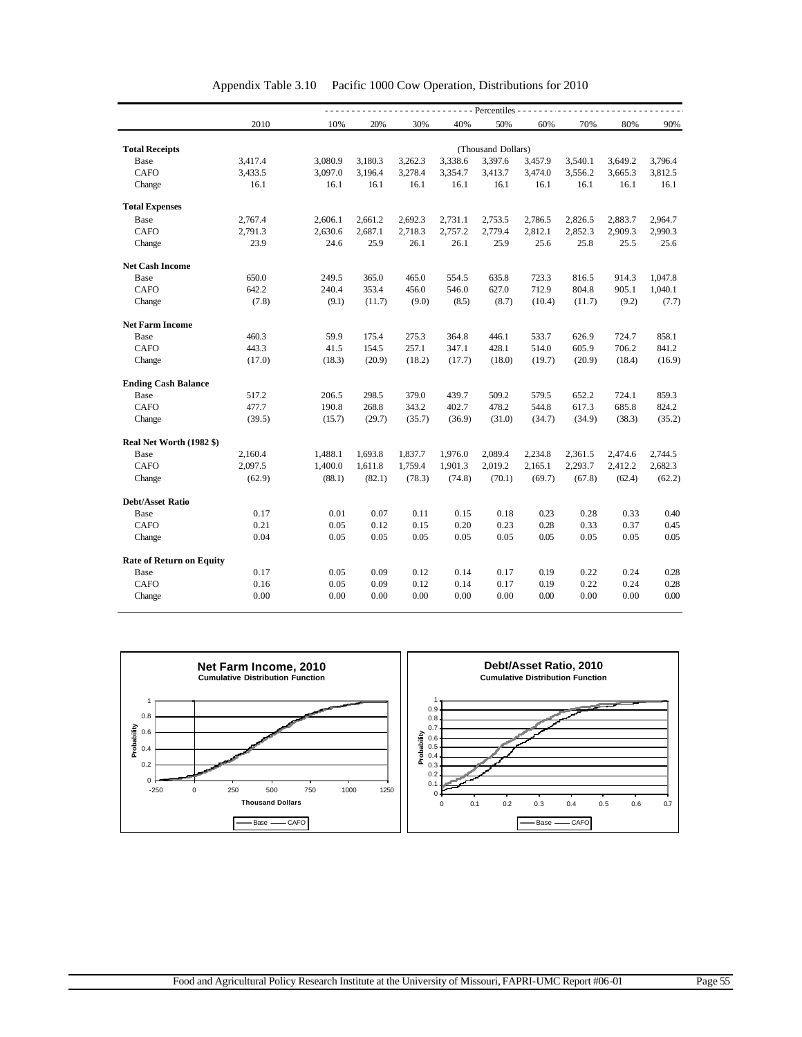Appendix Table 3.10 Pacific 1000 Cow Operation, Distributions for 2010

| | 2010 | 10% | 20% | 30% | 40% | 50% | 60% | 70% | 80% | 90% |
|---|---|---|---|---|---|---|---|---|---|---|
| | | Percentiles | | | | | | | | |
| **Total Receipts** | | | | | | (Thousand Dollars) | | | | |
| Base | 3,417.4 | 3,080.9 | 3,180.3 | 3,262.3 | 3,338.6 | 3,397.6 | 3,457.9 | 3,540.1 | 3,649.2 | 3,796.4 |
| CAFO | 3,433.5 | 3,097.0 | 3,196.4 | 3,278.4 | 3,354.7 | 3,413.7 | 3,474.0 | 3,556.2 | 3,665.3 | 3,812.5 |
| Change | 16.1 | 16.1 | 16.1 | 16.1 | 16.1 | 16.1 | 16.1 | 16.1 | 16.1 | 16.1 |
| **Total Expenses** | | | | | | | | | | |
| Base | 2,767.4 | 2,606.1 | 2,661.2 | 2,692.3 | 2,731.1 | 2,753.5 | 2,786.5 | 2,826.5 | 2,883.7 | 2,964.7 |
| CAFO | 2,791.3 | 2,630.6 | 2,687.1 | 2,718.3 | 2,757.2 | 2,779.4 | 2,812.1 | 2,852.3 | 2,909.3 | 2,990.3 |
| Change | 23.9 | 24.6 | 25.9 | 26.1 | 26.1 | 25.9 | 25.6 | 25.8 | 25.5 | 25.6 |
| **Net Cash Income** | | | | | | | | | | |
| Base | 650.0 | 249.5 | 365.0 | 465.0 | 554.5 | 635.8 | 723.3 | 816.5 | 914.3 | 1,047.8 |
| CAFO | 642.2 | 240.4 | 353.4 | 456.0 | 546.0 | 627.0 | 712.9 | 804.8 | 905.1 | 1,040.1 |
| Change | (7.8) | (9.1) | (11.7) | (9.0) | (8.5) | (8.7) | (10.4) | (11.7) | (9.2) | (7.7) |
| **Net Farm Income** | | | | | | | | | | |
| Base | 460.3 | 59.9 | 175.4 | 275.3 | 364.8 | 446.1 | 533.7 | 626.9 | 724.7 | 858.1 |
| CAFO | 443.3 | 41.5 | 154.5 | 257.1 | 347.1 | 428.1 | 514.0 | 605.9 | 706.2 | 841.2 |
| Change | (17.0) | (18.3) | (20.9) | (18.2) | (17.7) | (18.0) | (19.7) | (20.9) | (18.4) | (16.9) |
| **Ending Cash Balance** | | | | | | | | | | |
| Base | 517.2 | 206.5 | 298.5 | 379.0 | 439.7 | 509.2 | 579.5 | 652.2 | 724.1 | 859.3 |
| CAFO | 477.7 | 190.8 | 268.8 | 343.2 | 402.7 | 478.2 | 544.8 | 617.3 | 685.8 | 824.2 |
| Change | (39.5) | (15.7) | (29.7) | (35.7) | (36.9) | (31.0) | (34.7) | (34.9) | (38.3) | (35.2) |
| **Real Net Worth (1982 $)** | | | | | | | | | | |
| Base | 2,160.4 | 1,488.1 | 1,693.8 | 1,837.7 | 1,976.0 | 2,089.4 | 2,234.8 | 2,361.5 | 2,474.6 | 2,744.5 |
| CAFO | 2,097.5 | 1,400.0 | 1,611.8 | 1,759.4 | 1,901.3 | 2,019.2 | 2,165.1 | 2,293.7 | 2,412.2 | 2,682.3 |
| Change | (62.9) | (88.1) | (82.1) | (78.3) | (74.8) | (70.1) | (69.7) | (67.8) | (62.4) | (62.2) |
| **Debt/Asset Ratio** | | | | | | | | | | |
| Base | 0.17 | 0.01 | 0.07 | 0.11 | 0.15 | 0.18 | 0.23 | 0.28 | 0.33 | 0.40 |
| CAFO | 0.21 | 0.05 | 0.12 | 0.15 | 0.20 | 0.23 | 0.28 | 0.33 | 0.37 | 0.45 |
| Change | 0.04 | 0.05 | 0.05 | 0.05 | 0.05 | 0.05 | 0.05 | 0.05 | 0.05 | 0.05 |
| **Rate of Return on Equity** | | | | | | | | | | |
| Base | 0.17 | 0.05 | 0.09 | 0.12 | 0.14 | 0.17 | 0.19 | 0.22 | 0.24 | 0.28 |
| CAFO | 0.16 | 0.05 | 0.09 | 0.12 | 0.14 | 0.17 | 0.19 | 0.22 | 0.24 | 0.28 |
| Change | 0.00 | 0.00 | 0.00 | 0.00 | 0.00 | 0.00 | 0.00 | 0.00 | 0.00 | 0.00 |

**Net Farm Income, 2010**
Cumulative Distribution Function

**Debt/Asset Ratio, 2010**
Cumulative Distribution Function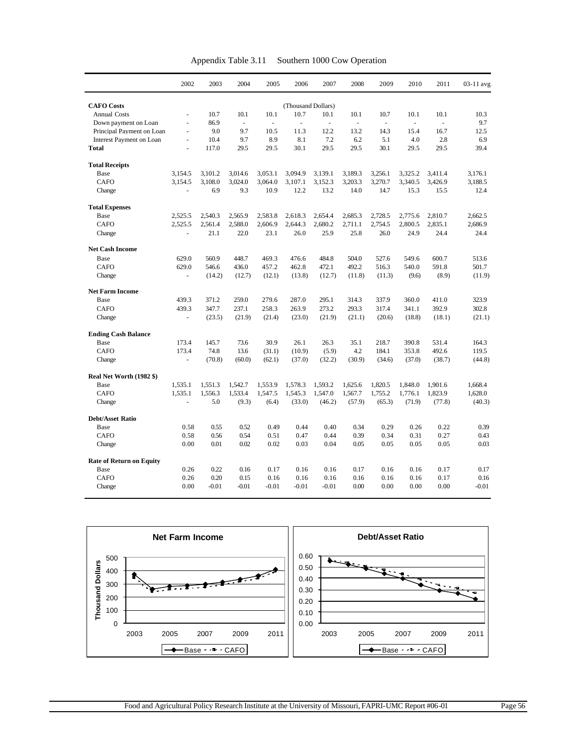Appendix Table 3.11 Southern 1000 Cow Operation

| | 2002 | 2003 | 2004 | 2005 | 2006 | 2007 | 2008 | 2009 | 2010 | 2011 | 03-11 avg. |
|---|---|---|---|---|---|---|---|---|---|---|---|
| **CAFO Costs** | | | | | (Thousand Dollars) | | | | | | |
| Annual Costs | - | 10.7 | 10.1 | 10.1 | 10.7 | 10.1 | 10.1 | 10.7 | 10.1 | 10.1 | 10.3 |
| Down payment on Loan | - | 86.9 | - | - | - | - | - | - | - | - | 9.7 |
| Principal Payment on Loan | - | 9.0 | 9.7 | 10.5 | 11.3 | 12.2 | 13.2 | 14.3 | 15.4 | 16.7 | 12.5 |
| Interest Payment on Loan | - | 10.4 | 9.7 | 8.9 | 8.1 | 7.2 | 6.2 | 5.1 | 4.0 | 2.8 | 6.9 |
| **Total** | - | 117.0 | 29.5 | 29.5 | 30.1 | 29.5 | 29.5 | 30.1 | 29.5 | 29.5 | 39.4 |
| **Total Receipts** | | | | | | | | | | | |
| Base | 3,154.5 | 3,101.2 | 3,014.6 | 3,053.1 | 3,094.9 | 3,139.1 | 3,189.3 | 3,256.1 | 3,325.2 | 3,411.4 | 3,176.1 |
| CAFO | 3,154.5 | 3,108.0 | 3,024.0 | 3,064.0 | 3,107.1 | 3,152.3 | 3,203.3 | 3,270.7 | 3,340.5 | 3,426.9 | 3,188.5 |
| Change | - | 6.9 | 9.3 | 10.9 | 12.2 | 13.2 | 14.0 | 14.7 | 15.3 | 15.5 | 12.4 |
| **Total Expenses** | | | | | | | | | | | |
| Base | 2,525.5 | 2,540.3 | 2,565.9 | 2,583.8 | 2,618.3 | 2,654.4 | 2,685.3 | 2,728.5 | 2,775.6 | 2,810.7 | 2,662.5 |
| CAFO | 2,525.5 | 2,561.4 | 2,588.0 | 2,606.9 | 2,644.3 | 2,680.2 | 2,711.1 | 2,754.5 | 2,800.5 | 2,835.1 | 2,686.9 |
| Change | - | 21.1 | 22.0 | 23.1 | 26.0 | 25.9 | 25.8 | 26.0 | 24.9 | 24.4 | 24.4 |
| **Net Cash Income** | | | | | | | | | | | |
| Base | 629.0 | 560.9 | 448.7 | 469.3 | 476.6 | 484.8 | 504.0 | 527.6 | 549.6 | 600.7 | 513.6 |
| CAFO | 629.0 | 546.6 | 436.0 | 457.2 | 462.8 | 472.1 | 492.2 | 516.3 | 540.0 | 591.8 | 501.7 |
| Change | - | (14.2) | (12.7) | (12.1) | (13.8) | (12.7) | (11.8) | (11.3) | (9.6) | (8.9) | (11.9) |
| **Net Farm Income** | | | | | | | | | | | |
| Base | 439.3 | 371.2 | 259.0 | 279.6 | 287.0 | 295.1 | 314.3 | 337.9 | 360.0 | 411.0 | 323.9 |
| CAFO | 439.3 | 347.7 | 237.1 | 258.3 | 263.9 | 273.2 | 293.3 | 317.4 | 341.1 | 392.9 | 302.8 |
| Change | - | (23.5) | (21.9) | (21.4) | (23.0) | (21.9) | (21.1) | (20.6) | (18.8) | (18.1) | (21.1) |
| **Ending Cash Balance** | | | | | | | | | | | |
| Base | 173.4 | 145.7 | 73.6 | 30.9 | 26.1 | 26.3 | 35.1 | 218.7 | 390.8 | 531.4 | 164.3 |
| CAFO | 173.4 | 74.8 | 13.6 | (31.1) | (10.9) | (5.9) | 4.2 | 184.1 | 353.8 | 492.6 | 119.5 |
| Change | - | (70.8) | (60.0) | (62.1) | (37.0) | (32.2) | (30.9) | (34.6) | (37.0) | (38.7) | (44.8) |
| **Real Net Worth (1982 $)** | | | | | | | | | | | |
| Base | 1,535.1 | 1,551.3 | 1,542.7 | 1,553.9 | 1,578.3 | 1,593.2 | 1,625.6 | 1,820.5 | 1,848.0 | 1,901.6 | 1,668.4 |
| CAFO | 1,535.1 | 1,556.3 | 1,533.4 | 1,547.5 | 1,545.3 | 1,547.0 | 1,567.7 | 1,755.2 | 1,776.1 | 1,823.9 | 1,628.0 |
| Change | - | 5.0 | (9.3) | (6.4) | (33.0) | (46.2) | (57.9) | (65.3) | (71.9) | (77.8) | (40.3) |
| **Debt/Asset Ratio** | | | | | | | | | | | |
| Base | 0.58 | 0.55 | 0.52 | 0.49 | 0.44 | 0.40 | 0.34 | 0.29 | 0.26 | 0.22 | 0.39 |
| CAFO | 0.58 | 0.56 | 0.54 | 0.51 | 0.47 | 0.44 | 0.39 | 0.34 | 0.31 | 0.27 | 0.43 |
| Change | 0.00 | 0.01 | 0.02 | 0.02 | 0.03 | 0.04 | 0.05 | 0.05 | 0.05 | 0.05 | 0.03 |
| **Rate of Return on Equity** | | | | | | | | | | | |
| Base | 0.26 | 0.22 | 0.16 | 0.17 | 0.16 | 0.16 | 0.17 | 0.16 | 0.16 | 0.17 | 0.17 |
| CAFO | 0.26 | 0.20 | 0.15 | 0.16 | 0.16 | 0.16 | 0.16 | 0.16 | 0.16 | 0.17 | 0.16 |
| Change | 0.00 | -0.01 | -0.01 | -0.01 | -0.01 | -0.01 | 0.00 | 0.00 | 0.00 | 0.00 | -0.01 |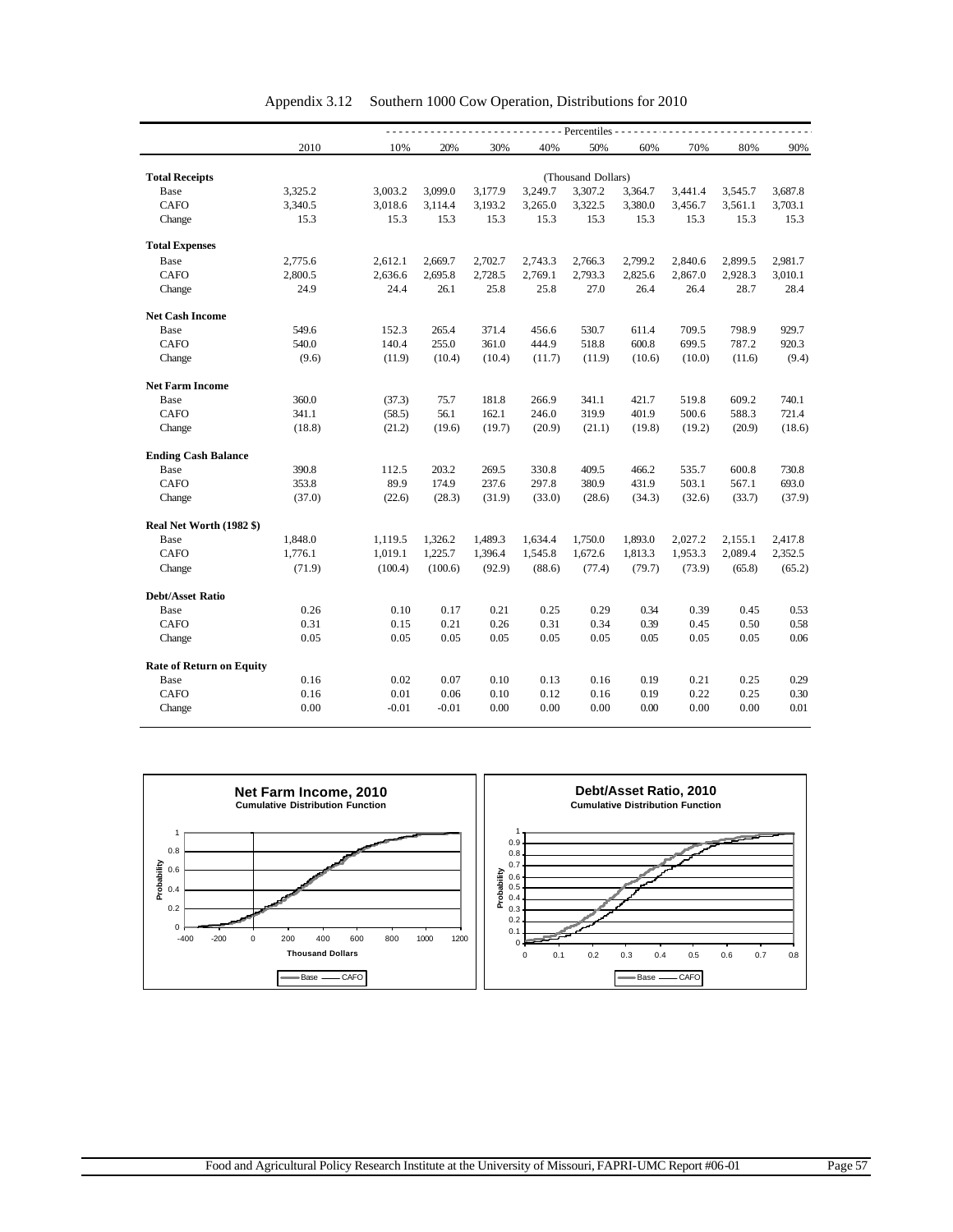# Appendix 3.12 Southern 1000 Cow Operation, Distributions for 2010

| | 2010 | 10% | 20% | 30% | 40% | 50% | 60% | 70% | 80% | 90% |
|---|---|---|---|---|---|---|---|---|---|---|
| | | Percentiles | | | | | | | | |
| **Total Receipts** | | | | | | (Thousand Dollars) | | | | |
| Base | 3,325.2 | 3,003.2 | 3,099.0 | 3,177.9 | 3,249.7 | 3,307.2 | 3,364.7 | 3,441.4 | 3,545.7 | 3,687.8 |
| CAFO | 3,340.5 | 3,018.6 | 3,114.4 | 3,193.2 | 3,265.0 | 3,322.5 | 3,380.0 | 3,456.7 | 3,561.1 | 3,703.1 |
| Change | 15.3 | 15.3 | 15.3 | 15.3 | 15.3 | 15.3 | 15.3 | 15.3 | 15.3 | 15.3 |
| **Total Expenses** | | | | | | | | | | |
| Base | 2,775.6 | 2,612.1 | 2,669.7 | 2,702.7 | 2,743.3 | 2,766.3 | 2,799.2 | 2,840.6 | 2,899.5 | 2,981.7 |
| CAFO | 2,800.5 | 2,636.6 | 2,695.8 | 2,728.5 | 2,769.1 | 2,793.3 | 2,825.6 | 2,867.0 | 2,928.3 | 3,010.1 |
| Change | 24.9 | 24.4 | 26.1 | 25.8 | 25.8 | 27.0 | 26.4 | 26.4 | 28.7 | 28.4 |
| **Net Cash Income** | | | | | | | | | | |
| Base | 549.6 | 152.3 | 265.4 | 371.4 | 456.6 | 530.7 | 611.4 | 709.5 | 798.9 | 929.7 |
| CAFO | 540.0 | 140.4 | 255.0 | 361.0 | 444.9 | 518.8 | 600.8 | 699.5 | 787.2 | 920.3 |
| Change | (9.6) | (11.9) | (10.4) | (10.4) | (11.7) | (11.9) | (10.6) | (10.0) | (11.6) | (9.4) |
| **Net Farm Income** | | | | | | | | | | |
| Base | 360.0 | (37.3) | 75.7 | 181.8 | 266.9 | 341.1 | 421.7 | 519.8 | 609.2 | 740.1 |
| CAFO | 341.1 | (58.5) | 56.1 | 162.1 | 246.0 | 319.9 | 401.9 | 500.6 | 588.3 | 721.4 |
| Change | (18.8) | (21.2) | (19.6) | (19.7) | (20.9) | (21.1) | (19.8) | (19.2) | (20.9) | (18.6) |
| **Ending Cash Balance** | | | | | | | | | | |
| Base | 390.8 | 112.5 | 203.2 | 269.5 | 330.8 | 409.5 | 466.2 | 535.7 | 600.8 | 730.8 |
| CAFO | 353.8 | 89.9 | 174.9 | 237.6 | 297.8 | 380.9 | 431.9 | 503.1 | 567.1 | 693.0 |
| Change | (37.0) | (22.6) | (28.3) | (31.9) | (33.0) | (28.6) | (34.3) | (32.6) | (33.7) | (37.9) |
| **Real Net Worth (1982 $)** | | | | | | | | | | |
| Base | 1,848.0 | 1,119.5 | 1,326.2 | 1,489.3 | 1,634.4 | 1,750.0 | 1,893.0 | 2,027.2 | 2,155.1 | 2,417.8 |
| CAFO | 1,776.1 | 1,019.1 | 1,225.7 | 1,396.4 | 1,545.8 | 1,672.6 | 1,813.3 | 1,953.3 | 2,089.4 | 2,352.5 |
| Change | (71.9) | (100.4) | (100.6) | (92.9) | (88.6) | (77.4) | (79.7) | (73.9) | (65.8) | (65.2) |
| **Debt/Asset Ratio** | | | | | | | | | | |
| Base | 0.26 | 0.10 | 0.17 | 0.21 | 0.25 | 0.29 | 0.34 | 0.39 | 0.45 | 0.53 |
| CAFO | 0.31 | 0.15 | 0.21 | 0.26 | 0.31 | 0.34 | 0.39 | 0.45 | 0.50 | 0.58 |
| Change | 0.05 | 0.05 | 0.05 | 0.05 | 0.05 | 0.05 | 0.05 | 0.05 | 0.05 | 0.06 |
| **Rate of Return on Equity** | | | | | | | | | | |
| Base | 0.16 | 0.02 | 0.07 | 0.10 | 0.13 | 0.16 | 0.19 | 0.21 | 0.25 | 0.29 |
| CAFO | 0.16 | 0.01 | 0.06 | 0.10 | 0.12 | 0.16 | 0.19 | 0.22 | 0.25 | 0.30 |
| Change | 0.00 | -0.01 | -0.01 | 0.00 | 0.00 | 0.00 | 0.00 | 0.00 | 0.00 | 0.01 |

**Net Farm Income, 2010** — Cumulative Distribution Function (Probability vs. Thousand Dollars; Base, CAFO)

**Debt/Asset Ratio, 2010** — Cumulative Distribution Function (Probability; Base, CAFO)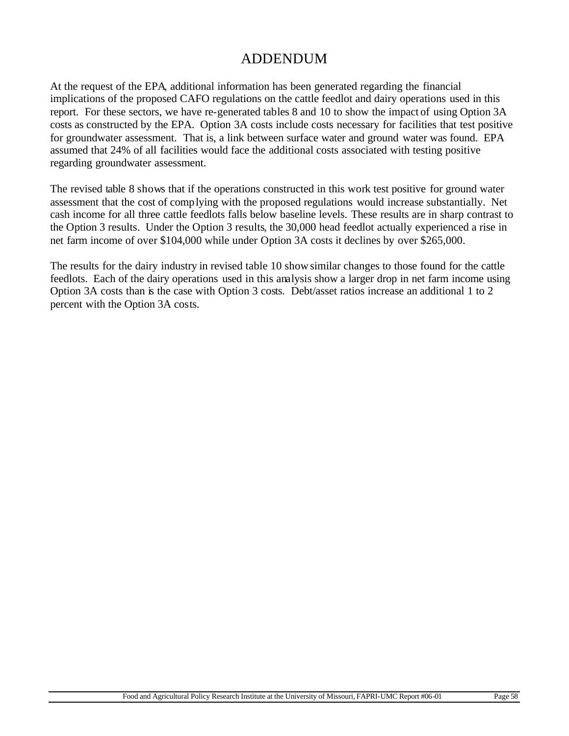# ADDENDUM

At the request of the EPA, additional information has been generated regarding the financial implications of the proposed CAFO regulations on the cattle feedlot and dairy operations used in this report. For these sectors, we have re-generated tables 8 and 10 to show the impact of using Option 3A costs as constructed by the EPA. Option 3A costs include costs necessary for facilities that test positive for groundwater assessment. That is, a link between surface water and ground water was found. EPA assumed that 24% of all facilities would face the additional costs associated with testing positive regarding groundwater assessment.

The revised table 8 shows that if the operations constructed in this work test positive for ground water assessment that the cost of complying with the proposed regulations would increase substantially. Net cash income for all three cattle feedlots falls below baseline levels. These results are in sharp contrast to the Option 3 results. Under the Option 3 results, the 30,000 head feedlot actually experienced a rise in net farm income of over $104,000 while under Option 3A costs it declines by over $265,000.

The results for the dairy industry in revised table 10 show similar changes to those found for the cattle feedlots. Each of the dairy operations used in this analysis show a larger drop in net farm income using Option 3A costs than is the case with Option 3 costs. Debt/asset ratios increase an additional 1 to 2 percent with the Option 3A costs.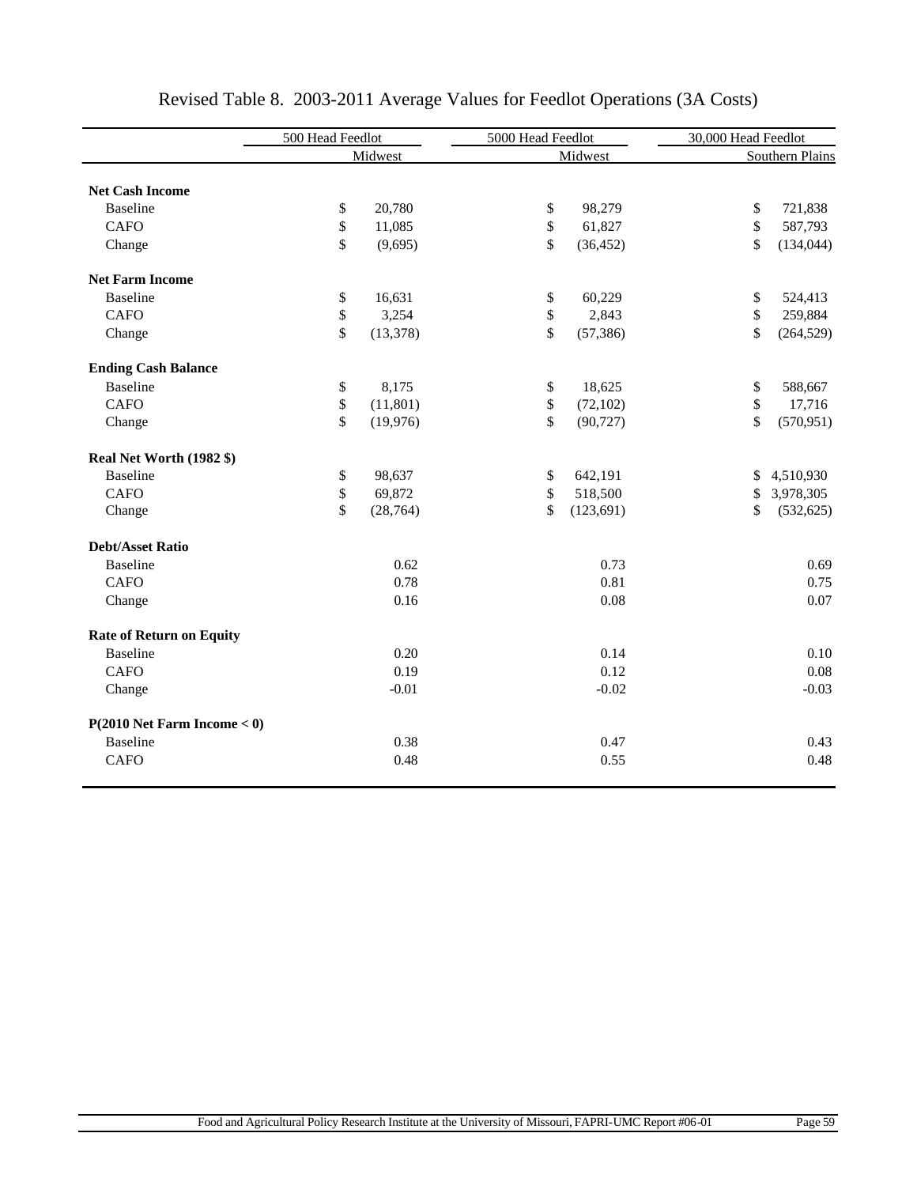# Revised Table 8. 2003-2011 Average Values for Feedlot Operations (3A Costs)

| | 500 Head Feedlot | 5000 Head Feedlot | 30,000 Head Feedlot |
|---|---|---|---|
| | Midwest | Midwest | Southern Plains |
| **Net Cash Income** | | | |
| Baseline | $ 20,780 | $ 98,279 | $ 721,838 |
| CAFO | $ 11,085 | $ 61,827 | $ 587,793 |
| Change | $ (9,695) | $ (36,452) | $ (134,044) |
| **Net Farm Income** | | | |
| Baseline | $ 16,631 | $ 60,229 | $ 524,413 |
| CAFO | $ 3,254 | $ 2,843 | $ 259,884 |
| Change | $ (13,378) | $ (57,386) | $ (264,529) |
| **Ending Cash Balance** | | | |
| Baseline | $ 8,175 | $ 18,625 | $ 588,667 |
| CAFO | $ (11,801) | $ (72,102) | $ 17,716 |
| Change | $ (19,976) | $ (90,727) | $ (570,951) |
| **Real Net Worth (1982 $)** | | | |
| Baseline | $ 98,637 | $ 642,191 | $ 4,510,930 |
| CAFO | $ 69,872 | $ 518,500 | $ 3,978,305 |
| Change | $ (28,764) | $ (123,691) | $ (532,625) |
| **Debt/Asset Ratio** | | | |
| Baseline | 0.62 | 0.73 | 0.69 |
| CAFO | 0.78 | 0.81 | 0.75 |
| Change | 0.16 | 0.08 | 0.07 |
| **Rate of Return on Equity** | | | |
| Baseline | 0.20 | 0.14 | 0.10 |
| CAFO | 0.19 | 0.12 | 0.08 |
| Change | -0.01 | -0.02 | -0.03 |
| **P(2010 Net Farm Income < 0)** | | | |
| Baseline | 0.38 | 0.47 | 0.43 |
| CAFO | 0.48 | 0.55 | 0.48 |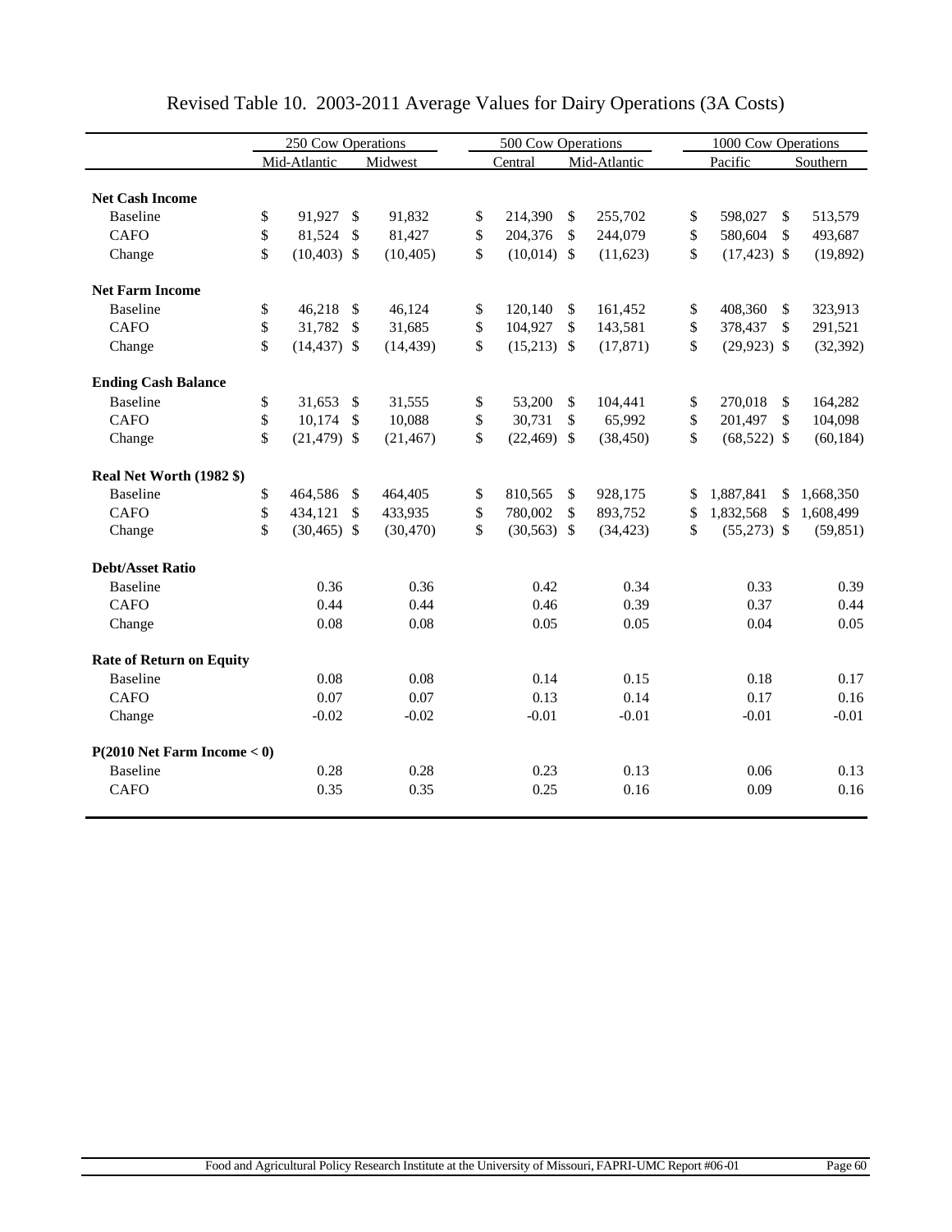# Revised Table 10. 2003-2011 Average Values for Dairy Operations (3A Costs)

| | 250 Cow Operations | | 500 Cow Operations | | 1000 Cow Operations | |
|---|---|---|---|---|---|---|
| | Mid-Atlantic | Midwest | Central | Mid-Atlantic | Pacific | Southern |
| **Net Cash Income** | | | | | | |
| Baseline | $ 91,927 | $ 91,832 | $ 214,390 | $ 255,702 | $ 598,027 | $ 513,579 |
| CAFO | $ 81,524 | $ 81,427 | $ 204,376 | $ 244,079 | $ 580,604 | $ 493,687 |
| Change | $ (10,403) | $ (10,405) | $ (10,014) | $ (11,623) | $ (17,423) | $ (19,892) |
| **Net Farm Income** | | | | | | |
| Baseline | $ 46,218 | $ 46,124 | $ 120,140 | $ 161,452 | $ 408,360 | $ 323,913 |
| CAFO | $ 31,782 | $ 31,685 | $ 104,927 | $ 143,581 | $ 378,437 | $ 291,521 |
| Change | $ (14,437) | $ (14,439) | $ (15,213) | $ (17,871) | $ (29,923) | $ (32,392) |
| **Ending Cash Balance** | | | | | | |
| Baseline | $ 31,653 | $ 31,555 | $ 53,200 | $ 104,441 | $ 270,018 | $ 164,282 |
| CAFO | $ 10,174 | $ 10,088 | $ 30,731 | $ 65,992 | $ 201,497 | $ 104,098 |
| Change | $ (21,479) | $ (21,467) | $ (22,469) | $ (38,450) | $ (68,522) | $ (60,184) |
| **Real Net Worth (1982 $)** | | | | | | |
| Baseline | $ 464,586 | $ 464,405 | $ 810,565 | $ 928,175 | $ 1,887,841 | $ 1,668,350 |
| CAFO | $ 434,121 | $ 433,935 | $ 780,002 | $ 893,752 | $ 1,832,568 | $ 1,608,499 |
| Change | $ (30,465) | $ (30,470) | $ (30,563) | $ (34,423) | $ (55,273) | $ (59,851) |
| **Debt/Asset Ratio** | | | | | | |
| Baseline | 0.36 | 0.36 | 0.42 | 0.34 | 0.33 | 0.39 |
| CAFO | 0.44 | 0.44 | 0.46 | 0.39 | 0.37 | 0.44 |
| Change | 0.08 | 0.08 | 0.05 | 0.05 | 0.04 | 0.05 |
| **Rate of Return on Equity** | | | | | | |
| Baseline | 0.08 | 0.08 | 0.14 | 0.15 | 0.18 | 0.17 |
| CAFO | 0.07 | 0.07 | 0.13 | 0.14 | 0.17 | 0.16 |
| Change | -0.02 | -0.02 | -0.01 | -0.01 | -0.01 | -0.01 |
| **P(2010 Net Farm Income < 0)** | | | | | | |
| Baseline | 0.28 | 0.28 | 0.23 | 0.13 | 0.06 | 0.13 |
| CAFO | 0.35 | 0.35 | 0.25 | 0.16 | 0.09 | 0.16 |

Food and Agricultural Policy Research Institute at the University of Missouri, FAPRI-UMC Report #06-01